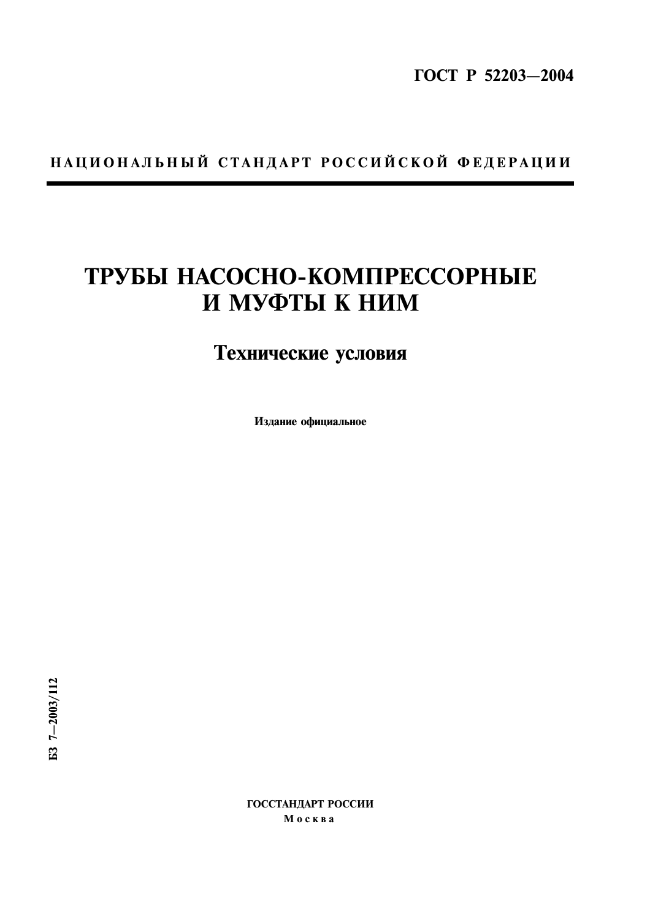ГОСТ Р 52203—2004

НАЦИОНАЛЬНЫЙ СТАНДАРТ РОССИЙСКОЙ ФЕДЕРАЦИИ

# ТРУБЫ НАСОСНО-КОМПРЕССОРНЫЕ И МУФТЫ К НИМ

## Технические условия

**Издание официальное**

БЗ 7—2003/112

ГОССТАНДАРТ РОССИИ

Москва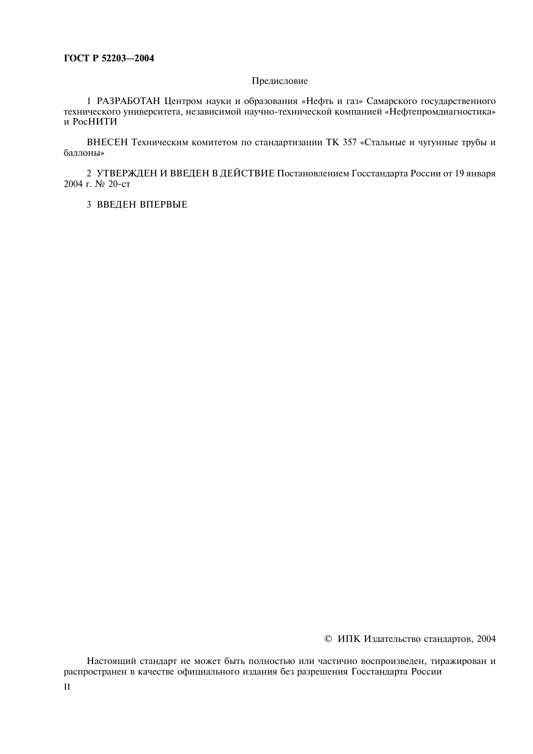## Предисловие

1 РАЗРАБОТАН Центром науки и образования «Нефть и газ» Самарского государственного технического университета, независимой научно-технической компанией «Нефтепромдиагностика» и РосНИТИ

ВНЕСЕН Техническим комитетом по стандартизации ТК 357 «Стальные и чугунные трубы и баллоны»

2 УТВЕРЖДЕН И ВВЕДЕН В ДЕЙСТВИЕ Постановлением Госстандарта России от 19 января 2004 г. № 20-ст

3 ВВЕДЕН ВПЕРВЫЕ

© ИПК Издательство стандартов, 2004

Настоящий стандарт не может быть полностью или частично воспроизведен, тиражирован и распространен в качестве официального издания без разрешения Госстандарта России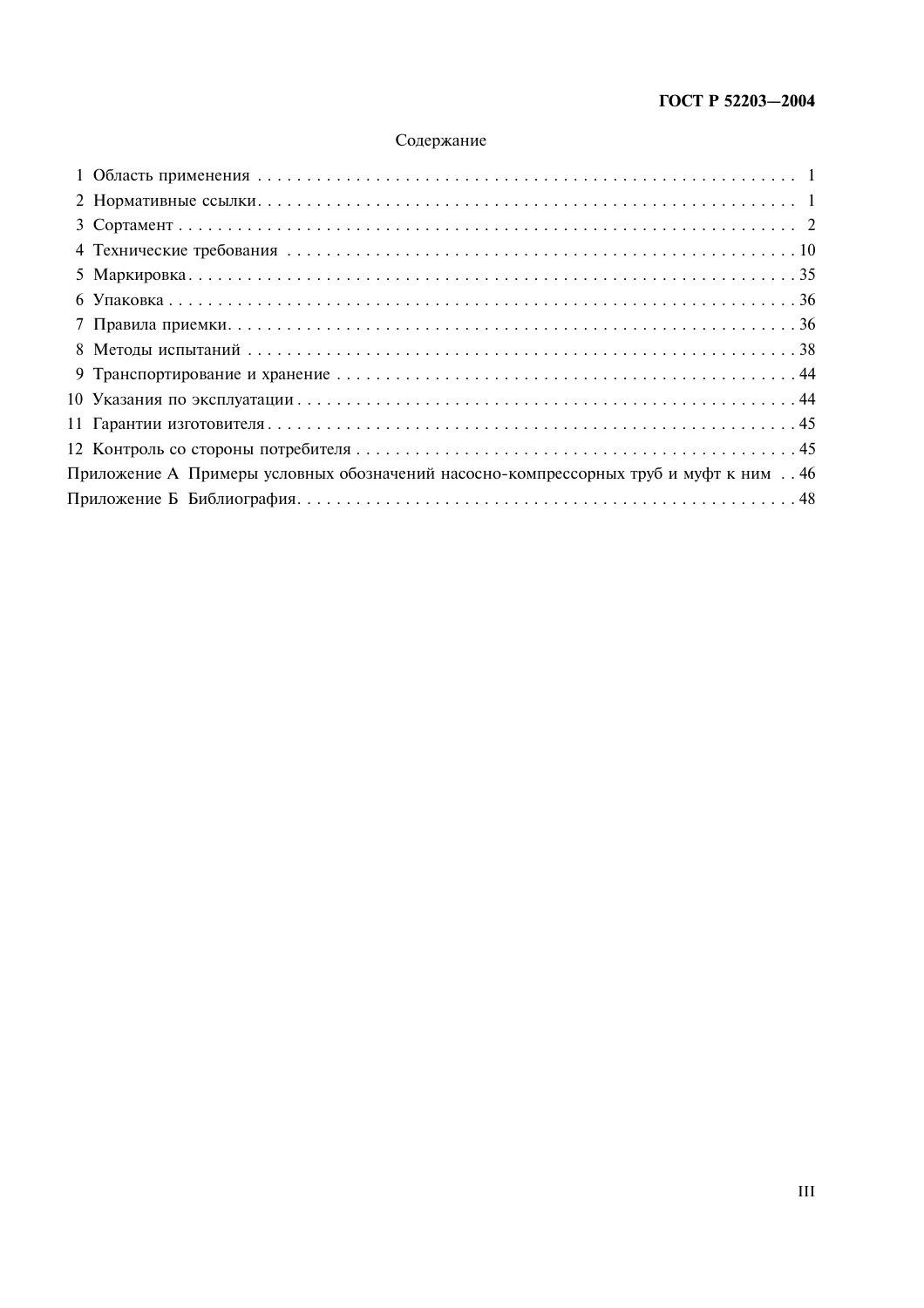Содержание

1 Область применения . . . . . . . . . . . . . . . . . . . . . . . . . . . . . . . . . . . . . . . . . . . . . . . . . . . . . . . 1

2 Нормативные ссылки. . . . . . . . . . . . . . . . . . . . . . . . . . . . . . . . . . . . . . . . . . . . . . . . . . . . . . . 1

3 Сортамент . . . . . . . . . . . . . . . . . . . . . . . . . . . . . . . . . . . . . . . . . . . . . . . . . . . . . . . . . . . . . . 2

4 Технические требования . . . . . . . . . . . . . . . . . . . . . . . . . . . . . . . . . . . . . . . . . . . . . . . . . . . 10

5 Маркировка. . . . . . . . . . . . . . . . . . . . . . . . . . . . . . . . . . . . . . . . . . . . . . . . . . . . . . . . . . . . . 35

6 Упаковка . . . . . . . . . . . . . . . . . . . . . . . . . . . . . . . . . . . . . . . . . . . . . . . . . . . . . . . . . . . . . . 36

7 Правила приемки. . . . . . . . . . . . . . . . . . . . . . . . . . . . . . . . . . . . . . . . . . . . . . . . . . . . . . . . . 36

8 Методы испытаний . . . . . . . . . . . . . . . . . . . . . . . . . . . . . . . . . . . . . . . . . . . . . . . . . . . . . . . 38

9 Транспортирование и хранение . . . . . . . . . . . . . . . . . . . . . . . . . . . . . . . . . . . . . . . . . . . . . . 44

10 Указания по эксплуатации . . . . . . . . . . . . . . . . . . . . . . . . . . . . . . . . . . . . . . . . . . . . . . . . . 44

11 Гарантии изготовителя . . . . . . . . . . . . . . . . . . . . . . . . . . . . . . . . . . . . . . . . . . . . . . . . . . . 45

12 Контроль со стороны потребителя . . . . . . . . . . . . . . . . . . . . . . . . . . . . . . . . . . . . . . . . . . . 45

Приложение А Примеры условных обозначений насосно-компрессорных труб и муфт к ним . . 46

Приложение Б Библиография. . . . . . . . . . . . . . . . . . . . . . . . . . . . . . . . . . . . . . . . . . . . . . . . 48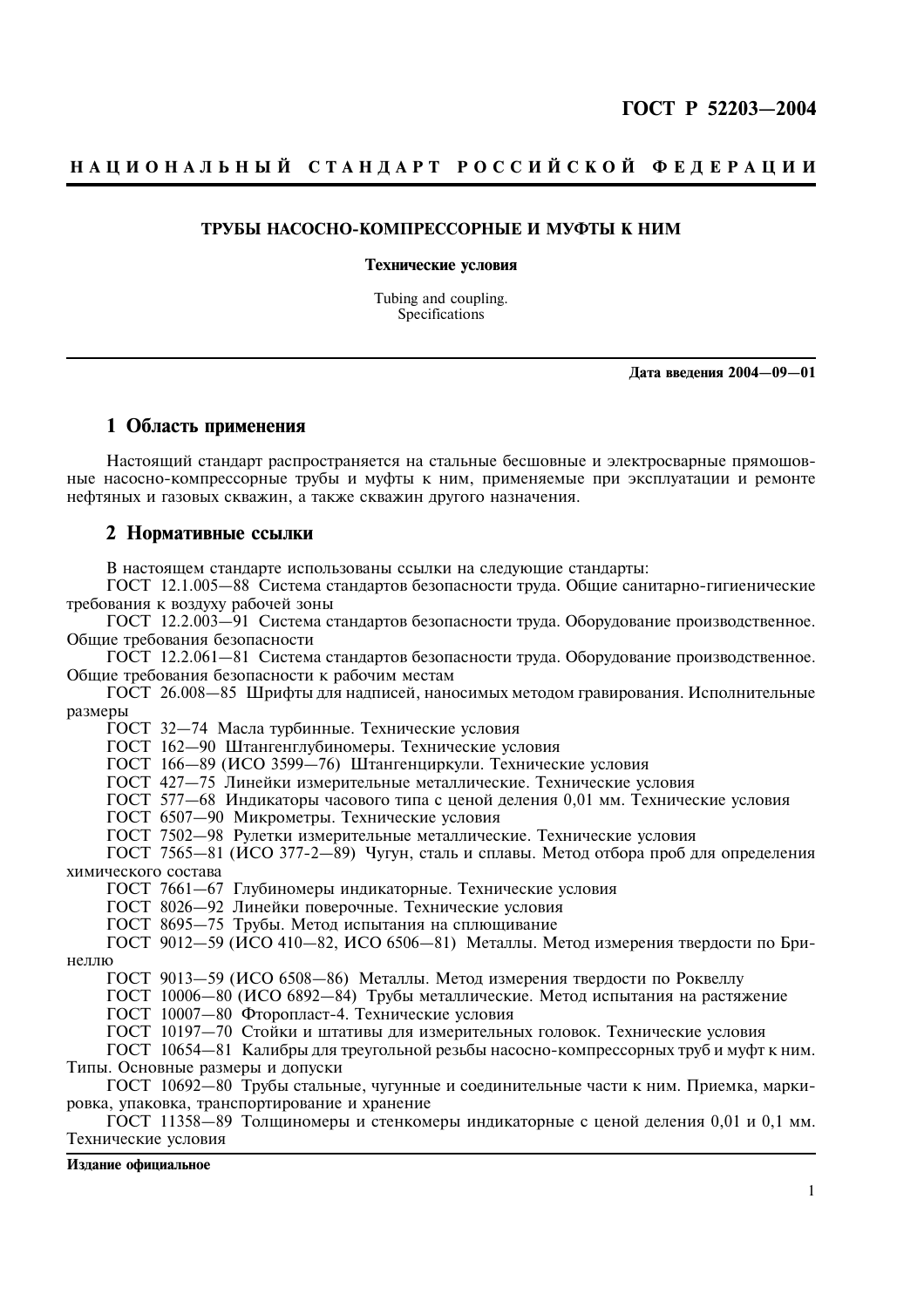# ГОСТ Р 52203—2004

НАЦИОНАЛЬНЫЙ СТАНДАРТ РОССИЙСКОЙ ФЕДЕРАЦИИ

**ТРУБЫ НАСОСНО-КОМПРЕССОРНЫЕ И МУФТЫ К НИМ**

**Технические условия**

Tubing and coupling.
Specifications

**Дата введения 2004—09—01**

## 1 Область применения

Настоящий стандарт распространяется на стальные бесшовные и электросварные прямошовные насосно-компрессорные трубы и муфты к ним, применяемые при эксплуатации и ремонте нефтяных и газовых скважин, а также скважин другого назначения.

## 2 Нормативные ссылки

В настоящем стандарте использованы ссылки на следующие стандарты:

ГОСТ 12.1.005—88 Система стандартов безопасности труда. Общие санитарно-гигиенические требования к воздуху рабочей зоны

ГОСТ 12.2.003—91 Система стандартов безопасности труда. Оборудование производственное. Общие требования безопасности

ГОСТ 12.2.061—81 Система стандартов безопасности труда. Оборудование производственное. Общие требования безопасности к рабочим местам

ГОСТ 26.008—85 Шрифты для надписей, наносимых методом гравирования. Исполнительные размеры

ГОСТ 32—74 Масла турбинные. Технические условия

ГОСТ 162—90 Штангенглубиномеры. Технические условия

ГОСТ 166—89 (ИСО 3599—76) Штангенциркули. Технические условия

ГОСТ 427—75 Линейки измерительные металлические. Технические условия

ГОСТ 577—68 Индикаторы часового типа с ценой деления 0,01 мм. Технические условия

ГОСТ 6507—90 Микрометры. Технические условия

ГОСТ 7502—98 Рулетки измерительные металлические. Технические условия

ГОСТ 7565—81 (ИСО 377-2—89) Чугун, сталь и сплавы. Метод отбора проб для определения химического состава

ГОСТ 7661—67 Глубиномеры индикаторные. Технические условия

ГОСТ 8026—92 Линейки поверочные. Технические условия

ГОСТ 8695—75 Трубы. Метод испытания на сплющивание

ГОСТ 9012—59 (ИСО 410—82, ИСО 6506—81) Металлы. Метод измерения твердости по Бринеллю

ГОСТ 9013—59 (ИСО 6508—86) Металлы. Метод измерения твердости по Роквеллу

ГОСТ 10006—80 (ИСО 6892—84) Трубы металлические. Метод испытания на растяжение

ГОСТ 10007—80 Фторопласт-4. Технические условия

ГОСТ 10197—70 Стойки и штативы для измерительных головок. Технические условия

ГОСТ 10654—81 Калибры для треугольной резьбы насосно-компрессорных труб и муфт к ним. Типы. Основные размеры и допуски

ГОСТ 10692—80 Трубы стальные, чугунные и соединительные части к ним. Приемка, маркировка, упаковка, транспортирование и хранение

ГОСТ 11358—89 Толщиномеры и стенкомеры индикаторные с ценой деления 0,01 и 0,1 мм. Технические условия

**Издание официальное**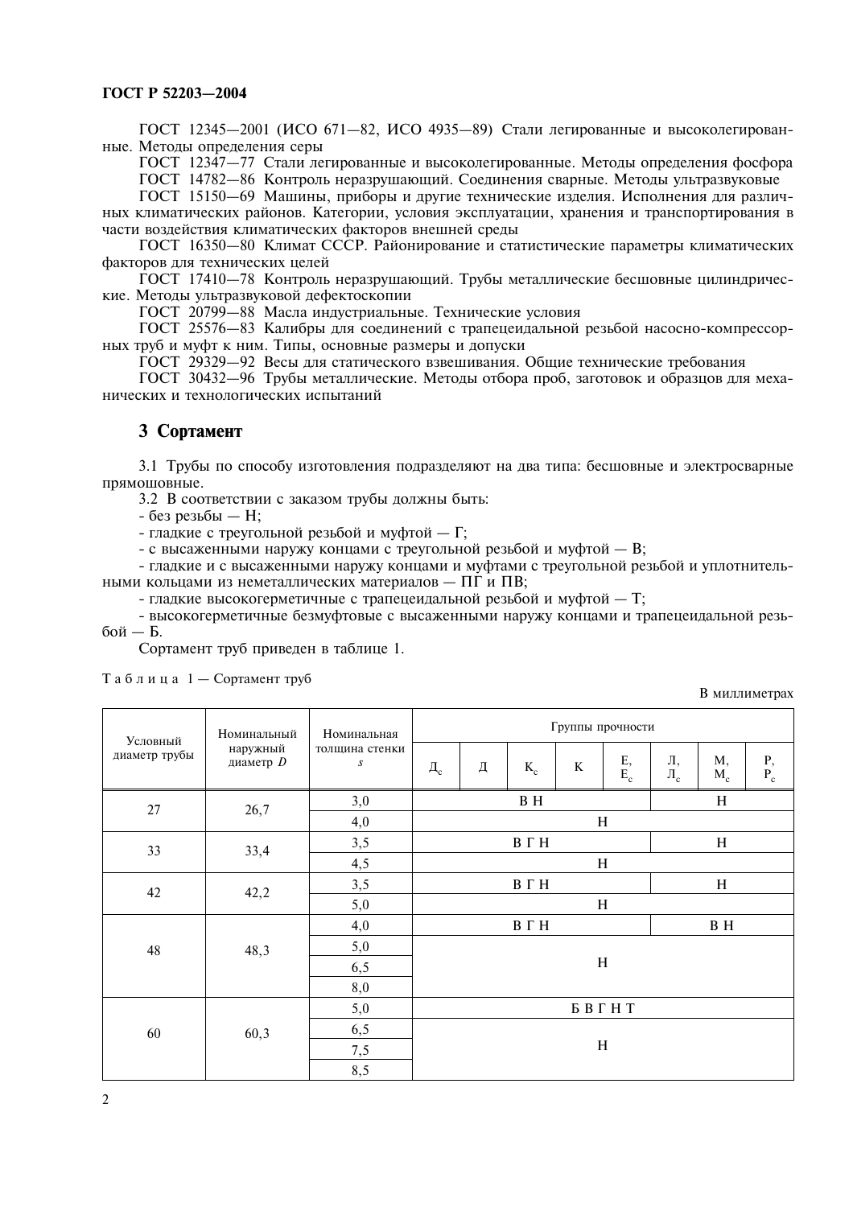ГОСТ 12345—2001 (ИСО 671—82, ИСО 4935—89) Стали легированные и высоколегированные. Методы определения серы

ГОСТ 12347—77 Стали легированные и высоколегированные. Методы определения фосфора

ГОСТ 14782—86 Контроль неразрушающий. Соединения сварные. Методы ультразвуковые

ГОСТ 15150—69 Машины, приборы и другие технические изделия. Исполнения для различных климатических районов. Категории, условия эксплуатации, хранения и транспортирования в части воздействия климатических факторов внешней среды

ГОСТ 16350—80 Климат СССР. Районирование и статистические параметры климатических факторов для технических целей

ГОСТ 17410—78 Контроль неразрушающий. Трубы металлические бесшовные цилиндрические. Методы ультразвуковой дефектоскопии

ГОСТ 20799—88 Масла индустриальные. Технические условия

ГОСТ 25576—83 Калибры для соединений с трапецеидальной резьбой насосно-компрессорных труб и муфт к ним. Типы, основные размеры и допуски

ГОСТ 29329—92 Весы для статического взвешивания. Общие технические требования

ГОСТ 30432—96 Трубы металлические. Методы отбора проб, заготовок и образцов для механических и технологических испытаний

## 3 Сортамент

3.1 Трубы по способу изготовления подразделяют на два типа: бесшовные и электросварные прямошовные.

3.2 В соответствии с заказом трубы должны быть:

- без резьбы — Н;
- гладкие с треугольной резьбой и муфтой — Г;
- с высаженными наружу концами с треугольной резьбой и муфтой — В;
- гладкие и с высаженными наружу концами и муфтами с треугольной резьбой и уплотнительными кольцами из неметаллических материалов — ПГ и ПВ;
- гладкие высокогерметичные с трапецеидальной резьбой и муфтой — Т;
- высокогерметичные безмуфтовые с высаженными наружу концами и трапецеидальной резьбой — Б.

Сортамент труб приведен в таблице 1.

Таблица 1 — Сортамент труб

В миллиметрах

| Условный диаметр трубы | Номинальный наружный диаметр $D$ | Номинальная толщина стенки $s$ | Группы прочности | | | | | | | |
|---|---|---|---|---|---|---|---|---|---|---|
| | | | $Д_с$ | Д | $К_с$ | К | Е, $Е_с$ | Л, $Л_с$ | М, $М_с$ | Р, $Р_с$ |
| 27 | 26,7 | 3,0 | В Н | | | | | Н | | |
| | | 4,0 | Н | | | | | | | |
| 33 | 33,4 | 3,5 | В Г Н | | | | | Н | | |
| | | 4,5 | Н | | | | | | | |
| 42 | 42,2 | 3,5 | В Г Н | | | | | Н | | |
| | | 5,0 | Н | | | | | | | |
| 48 | 48,3 | 4,0 | В Г Н | | | | | В Н | | |
| | | 5,0 | Н | | | | | | | |
| | | 6,5 | | | | | | | | |
| | | 8,0 | | | | | | | | |
| 60 | 60,3 | 5,0 | Б В Г Н Т | | | | | | | |
| | | 6,5 | Н | | | | | | | |
| | | 7,5 | | | | | | | | |
| | | 8,5 | | | | | | | | |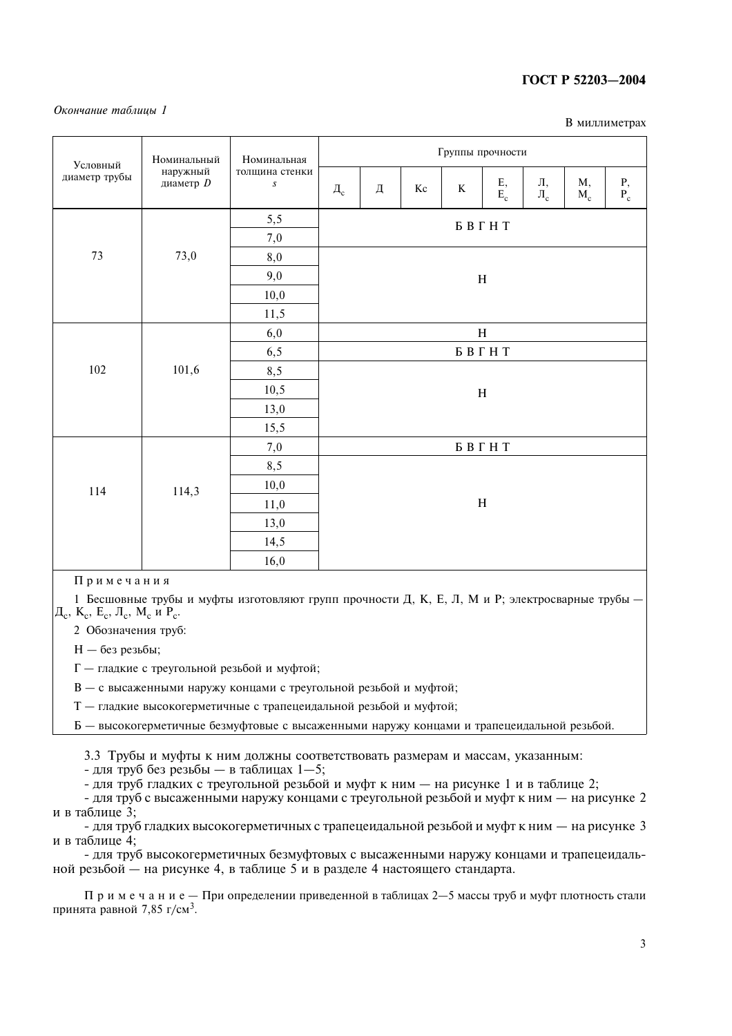*Окончание таблицы 1*

В миллиметрах

| Условный диаметр трубы | Номинальный наружный диаметр $D$ | Номинальная толщина стенки $s$ | Группы прочности | | | | | | | |
|---|---|---|---|---|---|---|---|---|---|---|
| | | | $Д_с$ | Д | Кс | К | Е, $Е_с$ | Л, $Л_с$ | М, $М_с$ | Р, $Р_с$ |
| 73 | 73,0 | 5,5 | Б В Г Н Т | | | | | | | |
| | | 7,0 | | | | | | | | |
| | | 8,0 | Н | | | | | | | |
| | | 9,0 | | | | | | | | |
| | | 10,0 | | | | | | | | |
| | | 11,5 | | | | | | | | |
| 102 | 101,6 | 6,0 | Н | | | | | | | |
| | | 6,5 | Б В Г Н Т | | | | | | | |
| | | 8,5 | Н | | | | | | | |
| | | 10,5 | | | | | | | | |
| | | 13,0 | | | | | | | | |
| | | 15,5 | | | | | | | | |
| 114 | 114,3 | 7,0 | Б В Г Н Т | | | | | | | |
| | | 8,5 | Н | | | | | | | |
| | | 10,0 | | | | | | | | |
| | | 11,0 | | | | | | | | |
| | | 13,0 | | | | | | | | |
| | | 14,5 | | | | | | | | |
| | | 16,0 | | | | | | | | |

Примечания

1 Бесшовные трубы и муфты изготовляют групп прочности Д, К, Е, Л, М и Р; электросварные трубы — $Д_с$, $К_с$, $Е_с$, $Л_с$, $М_с$ и $Р_с$.

2 Обозначения труб:

Н — без резьбы;

Г — гладкие с треугольной резьбой и муфтой;

В — с высаженными наружу концами с треугольной резьбой и муфтой;

Т — гладкие высокогерметичные с трапецеидальной резьбой и муфтой;

Б — высокогерметичные безмуфтовые с высаженными наружу концами и трапецеидальной резьбой.

3.3 Трубы и муфты к ним должны соответствовать размерам и массам, указанным:
- для труб без резьбы — в таблицах 1—5;
- для труб гладких с треугольной резьбой и муфт к ним — на рисунке 1 и в таблице 2;
- для труб с высаженными наружу концами с треугольной резьбой и муфт к ним — на рисунке 2 и в таблице 3;
- для труб гладких высокогерметичных с трапецеидальной резьбой и муфт к ним — на рисунке 3 и в таблице 4;
- для труб высокогерметичных безмуфтовых с высаженными наружу концами и трапецеидальной резьбой — на рисунке 4, в таблице 5 и в разделе 4 настоящего стандарта.

Примечание — При определении приведенной в таблицах 2—5 массы труб и муфт плотность стали принята равной 7,85 г/см$^3$.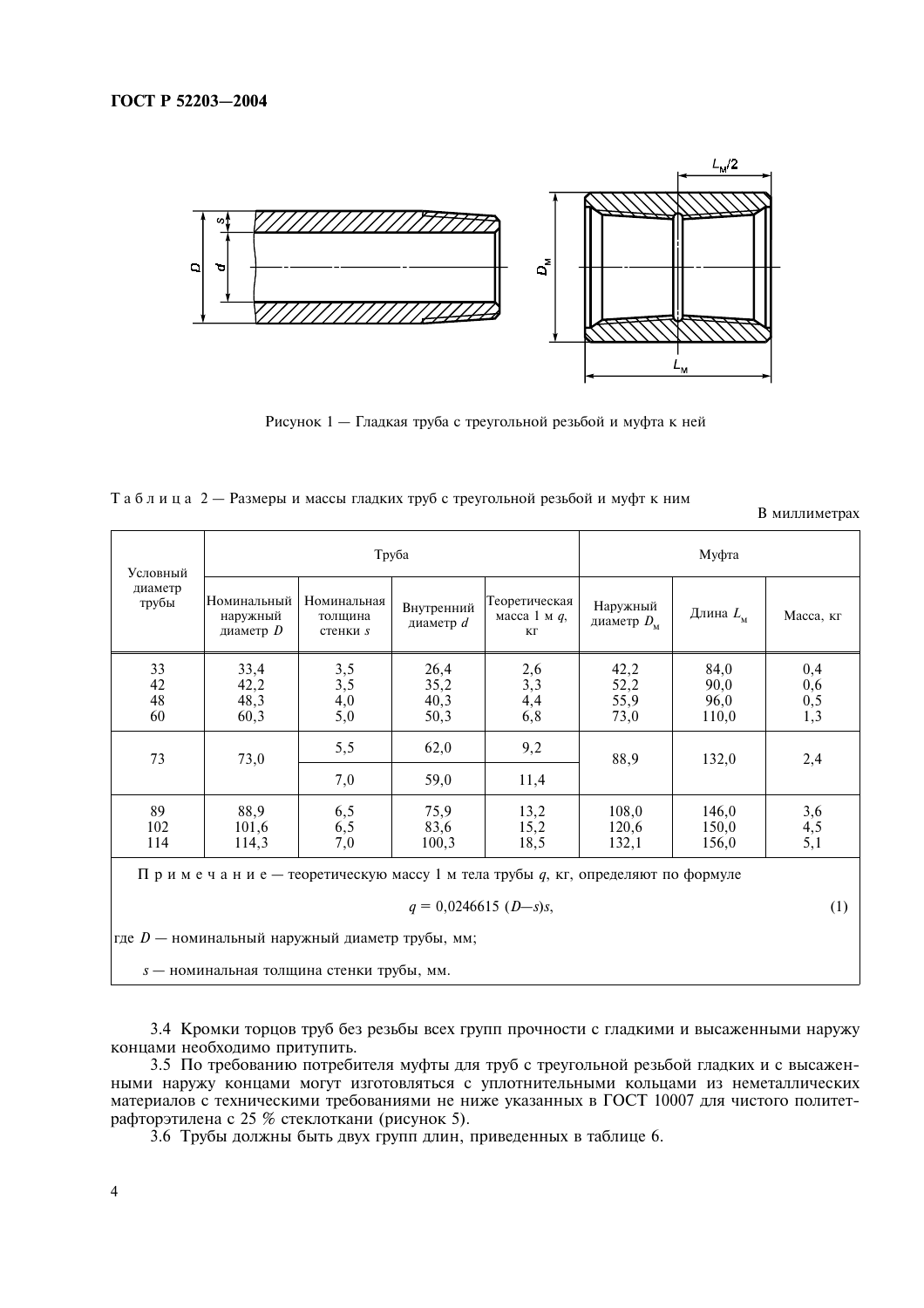Рисунок 1 — Гладкая труба с треугольной резьбой и муфта к ней

Таблица 2 — Размеры и массы гладких труб с треугольной резьбой и муфт к ним

В миллиметрах

| Условный диаметр трубы | Труба | | | | Муфта | | |
|---|---|---|---|---|---|---|---|
| | Номинальный наружный диаметр $D$ | Номинальная толщина стенки $s$ | Внутренний диаметр $d$ | Теоретическая масса 1 м $q$, кг | Наружный диаметр $D_м$ | Длина $L_м$ | Масса, кг |
| 33 | 33,4 | 3,5 | 26,4 | 2,6 | 42,2 | 84,0 | 0,4 |
| 42 | 42,2 | 3,5 | 35,2 | 3,3 | 52,2 | 90,0 | 0,6 |
| 48 | 48,3 | 4,0 | 40,3 | 4,4 | 55,9 | 96,0 | 0,5 |
| 60 | 60,3 | 5,0 | 50,3 | 6,8 | 73,0 | 110,0 | 1,3 |
| 73 | 73,0 | 5,5 | 62,0 | 9,2 | 88,9 | 132,0 | 2,4 |
| | | 7,0 | 59,0 | 11,4 | | | |
| 89 | 88,9 | 6,5 | 75,9 | 13,2 | 108,0 | 146,0 | 3,6 |
| 102 | 101,6 | 6,5 | 83,6 | 15,2 | 120,6 | 150,0 | 4,5 |
| 114 | 114,3 | 7,0 | 100,3 | 18,5 | 132,1 | 156,0 | 5,1 |

Примечание — теоретическую массу 1 м тела трубы $q$, кг, определяют по формуле

$$q = 0{,}0246615\,(D - s)s, \qquad (1)$$

где $D$ — номинальный наружный диаметр трубы, мм;

$s$ — номинальная толщина стенки трубы, мм.

3.4 Кромки торцов труб без резьбы всех групп прочности с гладкими и высаженными наружу концами необходимо притупить.

3.5 По требованию потребителя муфты для труб с треугольной резьбой гладких и с высаженными наружу концами могут изготовляться с уплотнительными кольцами из неметаллических материалов с техническими требованиями не ниже указанных в ГОСТ 10007 для чистого политетрафторэтилена с 25 % стеклоткани (рисунок 5).

3.6 Трубы должны быть двух групп длин, приведенных в таблице 6.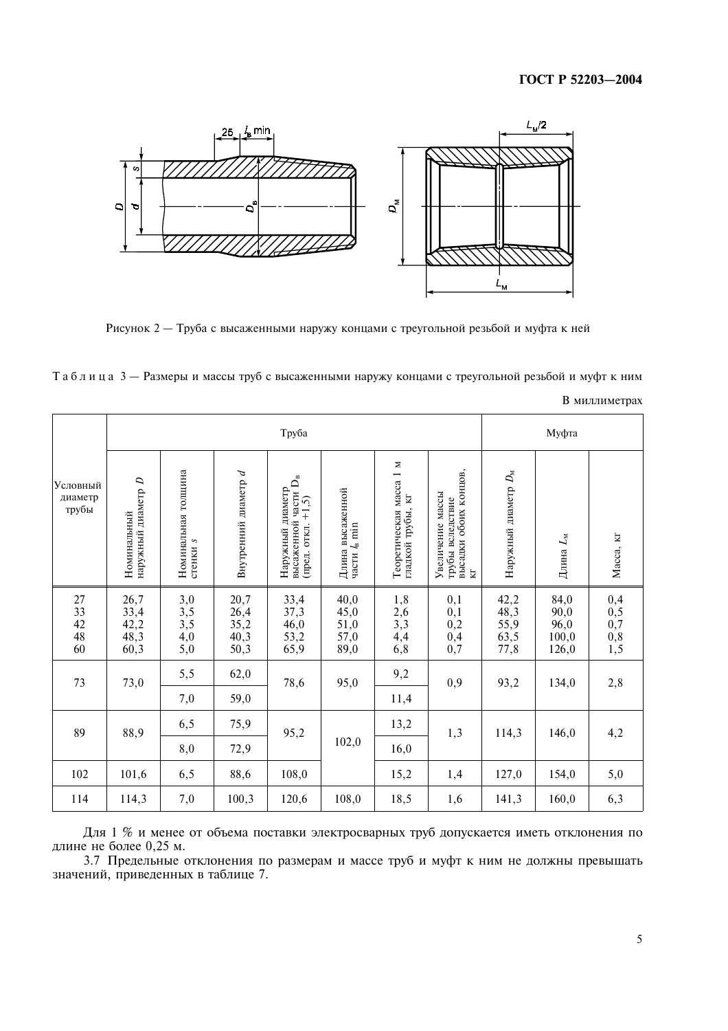Рисунок 2 — Труба с высаженными наружу концами с треугольной резьбой и муфта к ней

Таблица 3 — Размеры и массы труб с высаженными наружу концами с треугольной резьбой и муфт к ним

В миллиметрах

| Условный диаметр трубы | Труба | | | | | | | Муфта | | |
|---|---|---|---|---|---|---|---|---|---|---|
| | Номинальный наружный диаметр $D$ | Номинальная толщина стенки $s$ | Внутренний диаметр $d$ | Наружный диаметр высаженной части $D_в$ (пред. откл. +1,5) | Длина высаженной части $l_в$ min | Теоретическая масса 1 м гладкой трубы, кг | Увеличение массы трубы вследствие высадки обоих концов, кг | Наружный диаметр $D_м$ | Длина $L_м$ | Масса, кг |
| 27 | 26,7 | 3,0 | 20,7 | 33,4 | 40,0 | 1,8 | 0,1 | 42,2 | 84,0 | 0,4 |
| 33 | 33,4 | 3,5 | 26,4 | 37,3 | 45,0 | 2,6 | 0,1 | 48,3 | 90,0 | 0,5 |
| 42 | 42,2 | 3,5 | 35,2 | 46,0 | 51,0 | 3,3 | 0,2 | 55,9 | 96,0 | 0,7 |
| 48 | 48,3 | 4,0 | 40,3 | 53,2 | 57,0 | 4,4 | 0,4 | 63,5 | 100,0 | 0,8 |
| 60 | 60,3 | 5,0 | 50,3 | 65,9 | 89,0 | 6,8 | 0,7 | 77,8 | 126,0 | 1,5 |
| 73 | 73,0 | 5,5 | 62,0 | 78,6 | 95,0 | 9,2 | 0,9 | 93,2 | 134,0 | 2,8 |
| | | 7,0 | 59,0 | | | 11,4 | | | | |
| 89 | 88,9 | 6,5 | 75,9 | 95,2 | 102,0 | 13,2 | 1,3 | 114,3 | 146,0 | 4,2 |
| | | 8,0 | 72,9 | | | 16,0 | | | | |
| 102 | 101,6 | 6,5 | 88,6 | 108,0 | | 15,2 | 1,4 | 127,0 | 154,0 | 5,0 |
| 114 | 114,3 | 7,0 | 100,3 | 120,6 | 108,0 | 18,5 | 1,6 | 141,3 | 160,0 | 6,3 |

Для 1 % и менее от объема поставки электросварных труб допускается иметь отклонения по длине не более 0,25 м.

3.7 Предельные отклонения по размерам и массе труб и муфт к ним не должны превышать значений, приведенных в таблице 7.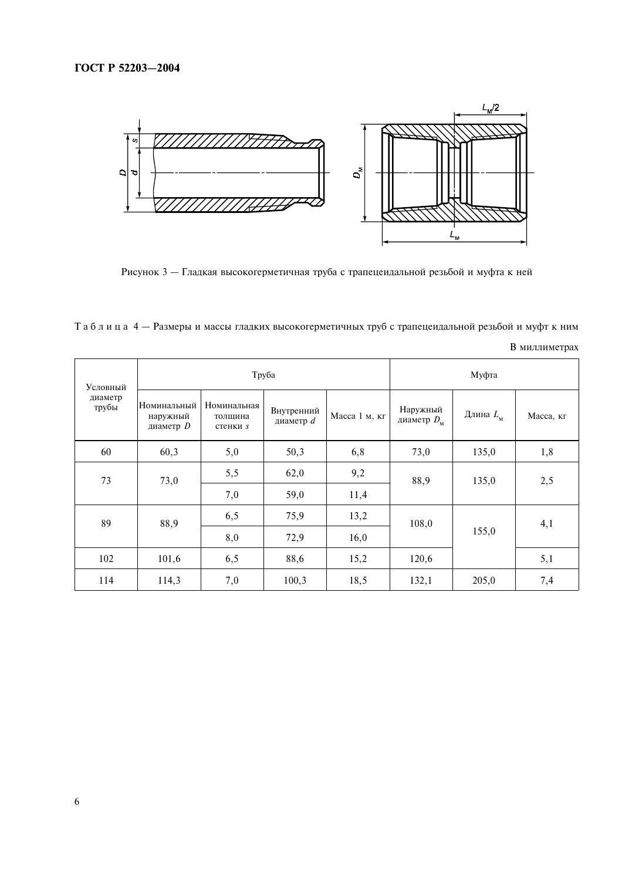Рисунок 3 — Гладкая высокогерметичная труба с трапецеидальной резьбой и муфта к ней

Таблица 4 — Размеры и массы гладких высокогерметичных труб с трапецеидальной резьбой и муфт к ним

В миллиметрах

| Условный диаметр трубы | Труба | | | | Муфта | | |
|---|---|---|---|---|---|---|---|
| | Номинальный наружный диаметр $D$ | Номинальная толщина стенки $s$ | Внутренний диаметр $d$ | Масса 1 м, кг | Наружный диаметр $D_м$ | Длина $L_м$ | Масса, кг |
| 60 | 60,3 | 5,0 | 50,3 | 6,8 | 73,0 | 135,0 | 1,8 |
| 73 | 73,0 | 5,5 | 62,0 | 9,2 | 88,9 | 135,0 | 2,5 |
| | | 7,0 | 59,0 | 11,4 | | | |
| 89 | 88,9 | 6,5 | 75,9 | 13,2 | 108,0 | 155,0 | 4,1 |
| | | 8,0 | 72,9 | 16,0 | | | |
| 102 | 101,6 | 6,5 | 88,6 | 15,2 | 120,6 | | 5,1 |
| 114 | 114,3 | 7,0 | 100,3 | 18,5 | 132,1 | 205,0 | 7,4 |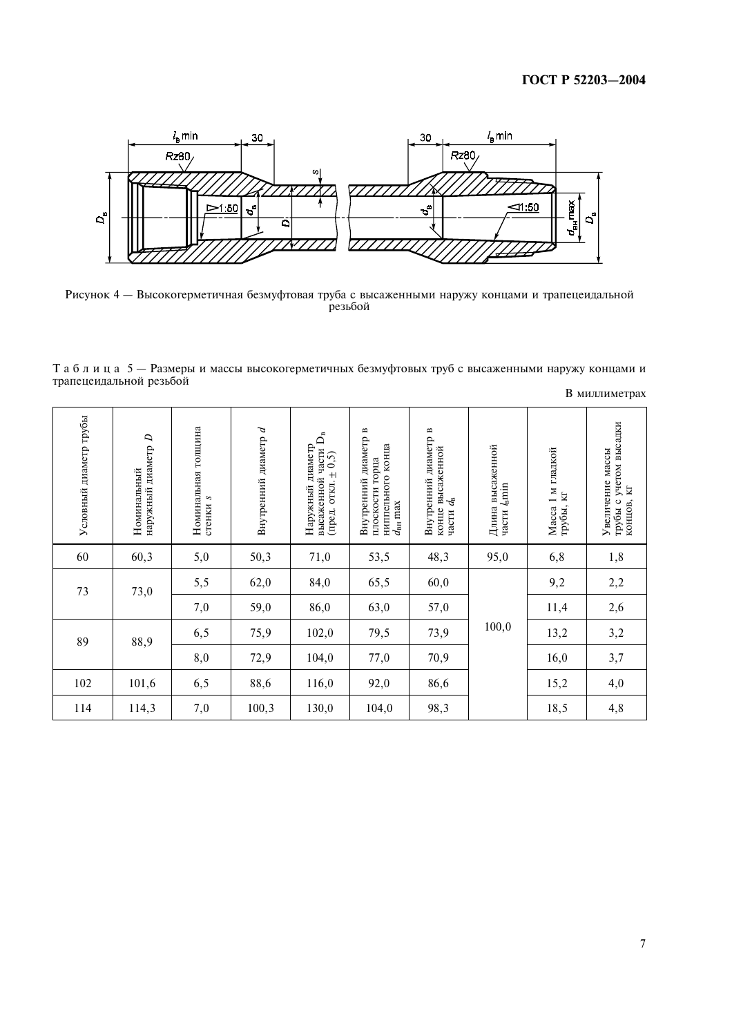Рисунок 4 — Высокогерметичная безмуфтовая труба с высаженными наружу концами и трапецеидальной резьбой

Т а б л и ц а 5 — Размеры и массы высокогерметичных безмуфтовых труб с высаженными наружу концами и трапецеидальной резьбой

В миллиметрах

| Условный диаметр трубы | Номинальный наружный диаметр $D$ | Номинальная толщина стенки $s$ | Внутренний диаметр $d$ | Наружный диаметр высаженной части $D_в$ (пред. откл. ± 0,5) | Внутренний диаметр в плоскости торца ниппельного конца $d_{вн}$ max | Внутренний диаметр в конце высаженной части $d_в$ | Длина высаженной части $l_в$min | Масса 1 м гладкой трубы, кг | Увеличение массы трубы с учетом высадки концов, кг |
|---|---|---|---|---|---|---|---|---|---|
| 60 | 60,3 | 5,0 | 50,3 | 71,0 | 53,5 | 48,3 | 95,0 | 6,8 | 1,8 |
| 73 | 73,0 | 5,5 | 62,0 | 84,0 | 65,5 | 60,0 | 100,0 | 9,2 | 2,2 |
| | | 7,0 | 59,0 | 86,0 | 63,0 | 57,0 | | 11,4 | 2,6 |
| 89 | 88,9 | 6,5 | 75,9 | 102,0 | 79,5 | 73,9 | | 13,2 | 3,2 |
| | | 8,0 | 72,9 | 104,0 | 77,0 | 70,9 | | 16,0 | 3,7 |
| 102 | 101,6 | 6,5 | 88,6 | 116,0 | 92,0 | 86,6 | | 15,2 | 4,0 |
| 114 | 114,3 | 7,0 | 100,3 | 130,0 | 104,0 | 98,3 | | 18,5 | 4,8 |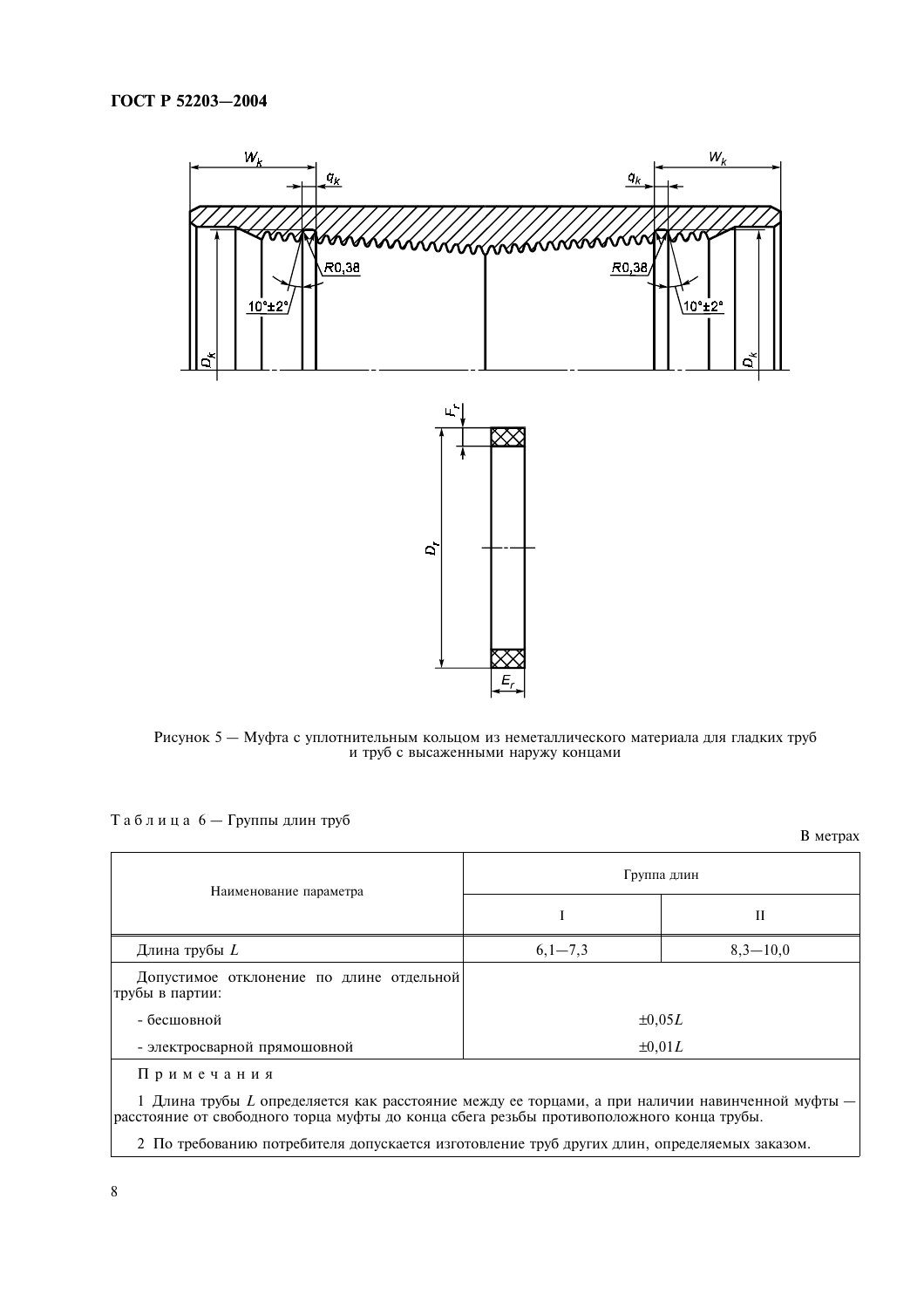Рисунок 5 — Муфта с уплотнительным кольцом из неметаллического материала для гладких труб и труб с высаженными наружу концами

Таблица 6 — Группы длин труб

В метрах

| Наименование параметра | Группа длин | |
|---|---|---|
| | I | II |
| Длина трубы $L$ | 6,1—7,3 | 8,3—10,0 |
| Допустимое отклонение по длине отдельной трубы в партии: | | |
| - бесшовной | $\pm 0{,}05L$ | |
| - электросварной прямошовной | $\pm 0{,}01L$ | |

Примечания

1 Длина трубы $L$ определяется как расстояние между ее торцами, а при наличии навинченной муфты — расстояние от свободного торца муфты до конца сбега резьбы противоположного конца трубы.

2 По требованию потребителя допускается изготовление труб других длин, определяемых заказом.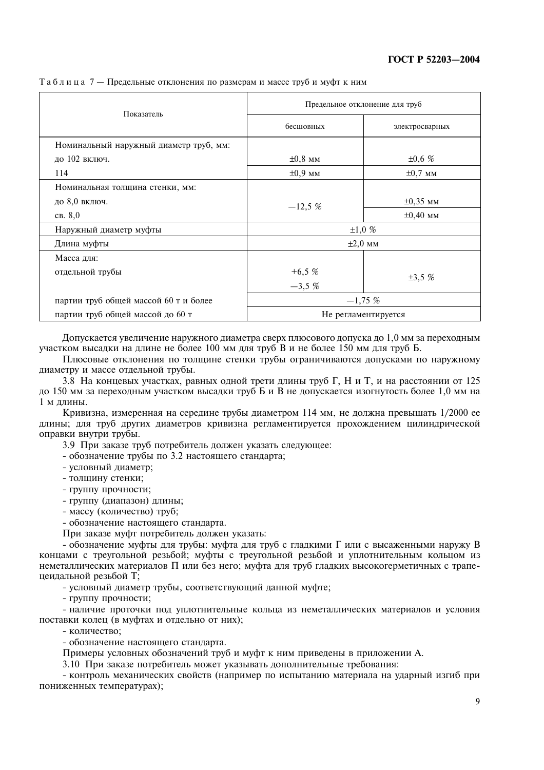Таблица 7 — Предельные отклонения по размерам и массе труб и муфт к ним

| Показатель | Предельное отклонение для труб | |
|---|---|---|
| | бесшовных | электросварных |
| Номинальный наружный диаметр труб, мм: до 102 включ. | ±0,8 мм | ±0,6 % |
| 114 | ±0,9 мм | ±0,7 мм |
| Номинальная толщина стенки, мм: до 8,0 включ. | −12,5 % | ±0,35 мм |
| св. 8,0 | | ±0,40 мм |
| Наружный диаметр муфты | ±1,0 % | |
| Длина муфты | ±2,0 мм | |
| Масса для: отдельной трубы | +6,5 % −3,5 % | ±3,5 % |
| партии труб общей массой 60 т и более | −1,75 % | |
| партии труб общей массой до 60 т | Не регламентируется | |

Допускается увеличение наружного диаметра сверх плюсового допуска до 1,0 мм за переходным участком высадки на длине не более 100 мм для труб В и не более 150 мм для труб Б.

Плюсовые отклонения по толщине стенки трубы ограничиваются допусками по наружному диаметру и массе отдельной трубы.

3.8 На концевых участках, равных одной трети длины труб Г, Н и Т, и на расстоянии от 125 до 150 мм за переходным участком высадки труб Б и В не допускается изогнутость более 1,0 мм на 1 м длины.

Кривизна, измеренная на середине трубы диаметром 114 мм, не должна превышать 1/2000 ее длины; для труб других диаметров кривизна регламентируется прохождением цилиндрической оправки внутри трубы.

3.9 При заказе труб потребитель должен указать следующее:

- обозначение трубы по 3.2 настоящего стандарта;
- условный диаметр;
- толщину стенки;
- группу прочности;
- группу (диапазон) длины;
- массу (количество) труб;
- обозначение настоящего стандарта.

При заказе муфт потребитель должен указать:

- обозначение муфты для трубы: муфта для труб с гладкими Г или с высаженными наружу В концами с треугольной резьбой; муфты с треугольной резьбой и уплотнительным кольцом из неметаллических материалов П или без него; муфта для труб гладких высокогерметичных с трапецеидальной резьбой Т;
- условный диаметр трубы, соответствующий данной муфте;
- группу прочности;
- наличие проточки под уплотнительные кольца из неметаллических материалов и условия поставки колец (в муфтах и отдельно от них);
- количество;
- обозначение настоящего стандарта.

Примеры условных обозначений труб и муфт к ним приведены в приложении А.

3.10 При заказе потребитель может указывать дополнительные требования:

- контроль механических свойств (например по испытанию материала на ударный изгиб при пониженных температурах);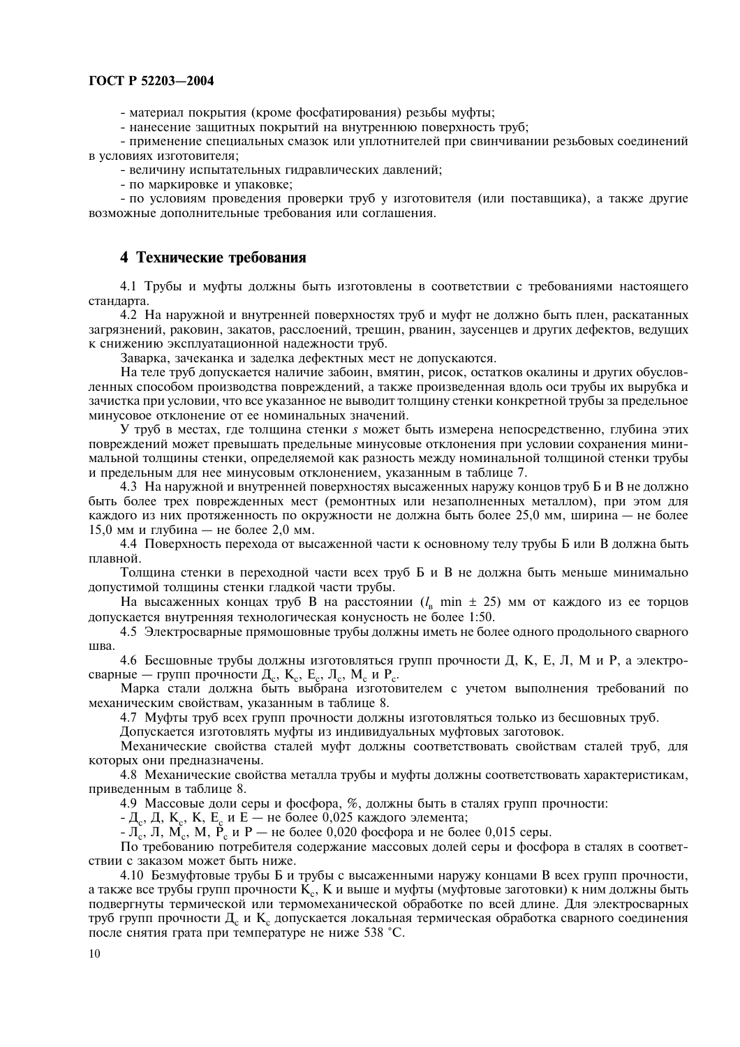- материал покрытия (кроме фосфатирования) резьбы муфты;

- нанесение защитных покрытий на внутреннюю поверхность труб;

- применение специальных смазок или уплотнителей при свинчивании резьбовых соединений в условиях изготовителя;

- величину испытательных гидравлических давлений;

- по маркировке и упаковке;

- по условиям проведения проверки труб у изготовителя (или поставщика), а также другие возможные дополнительные требования или соглашения.

## 4 Технические требования

4.1 Трубы и муфты должны быть изготовлены в соответствии с требованиями настоящего стандарта.

4.2 На наружной и внутренней поверхностях труб и муфт не должно быть плен, раскатанных загрязнений, раковин, закатов, расслоений, трещин, рванин, заусенцев и других дефектов, ведущих к снижению эксплуатационной надежности труб.

Заварка, зачеканка и заделка дефектных мест не допускаются.

На теле труб допускается наличие забоин, вмятин, рисок, остатков окалины и других обусловленных способом производства повреждений, а также произведенная вдоль оси трубы их вырубка и зачистка при условии, что все указанное не выводит толщину стенки конкретной трубы за предельное минусовое отклонение от ее номинальных значений.

У труб в местах, где толщина стенки $s$ может быть измерена непосредственно, глубина этих повреждений может превышать предельные минусовые отклонения при условии сохранения минимальной толщины стенки, определяемой как разность между номинальной толщиной стенки трубы и предельным для нее минусовым отклонением, указанным в таблице 7.

4.3 На наружной и внутренней поверхностях высаженных наружу концов труб Б и В не должно быть более трех поврежденных мест (ремонтных или незаполненных металлом), при этом для каждого из них протяженность по окружности не должна быть более 25,0 мм, ширина — не более 15,0 мм и глубина — не более 2,0 мм.

4.4 Поверхность перехода от высаженной части к основному телу трубы Б или В должна быть плавной.

Толщина стенки в переходной части всех труб Б и В не должна быть меньше минимально допустимой толщины стенки гладкой части трубы.

На высаженных концах труб В на расстоянии ($l_в$ min ± 25) мм от каждого из ее торцов допускается внутренняя технологическая конусность не более 1:50.

4.5 Электросварные прямошовные трубы должны иметь не более одного продольного сварного шва.

4.6 Бесшовные трубы должны изготовляться групп прочности Д, К, Е, Л, М и Р, а электросварные — групп прочности $Д_с$, $К_с$, $Е_с$, $Л_с$, $М_с$ и $Р_с$.

Марка стали должна быть выбрана изготовителем с учетом выполнения требований по механическим свойствам, указанным в таблице 8.

4.7 Муфты труб всех групп прочности должны изготовляться только из бесшовных труб.

Допускается изготовлять муфты из индивидуальных муфтовых заготовок.

Механические свойства сталей муфт должны соответствовать свойствам сталей труб, для которых они предназначены.

4.8 Механические свойства металла трубы и муфты должны соответствовать характеристикам, приведенным в таблице 8.

4.9 Массовые доли серы и фосфора, %, должны быть в сталях групп прочности:

- $Д_с$, Д, $К_с$, К, $Е_с$ и Е — не более 0,025 каждого элемента;

- $Л_с$, Л, $М_с$, М, $Р_с$ и Р — не более 0,020 фосфора и не более 0,015 серы.

По требованию потребителя содержание массовых долей серы и фосфора в сталях в соответствии с заказом может быть ниже.

4.10 Безмуфтовые трубы Б и трубы с высаженными наружу концами В всех групп прочности, а также все трубы групп прочности $К_с$, К и выше и муфты (муфтовые заготовки) к ним должны быть подвергнуты термической или термомеханической обработке по всей длине. Для электросварных труб групп прочности $Д_с$ и $К_с$ допускается локальная термическая обработка сварного соединения после снятия грата при температуре не ниже 538 °С.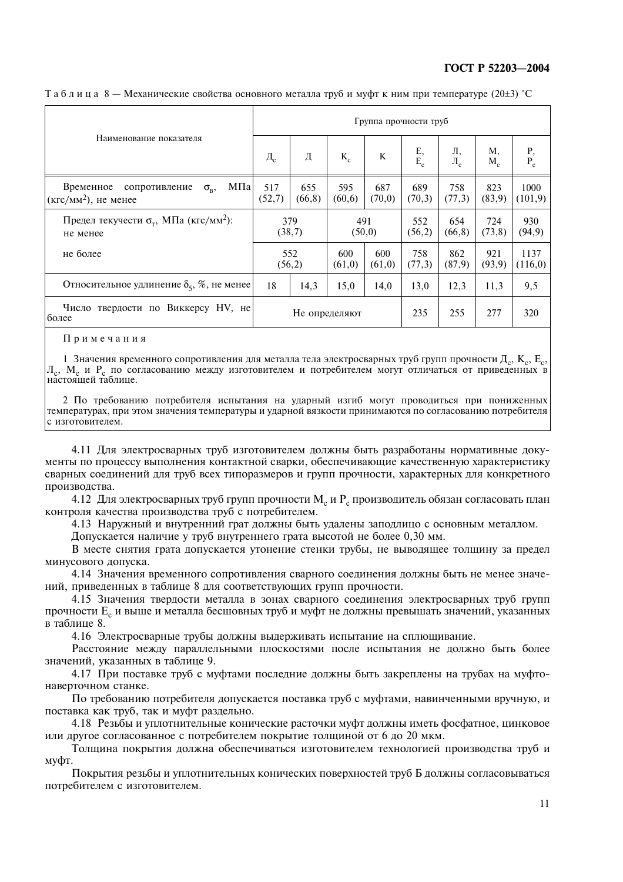Т а б л и ц а 8 — Механические свойства основного металла труб и муфт к ним при температуре (20±3) °С

| Наименование показателя | Группа прочности труб | | | | | | | |
|---|---|---|---|---|---|---|---|---|
| | $Д_с$ | Д | $К_с$ | К | Е, $Е_с$ | Л, $Л_с$ | М, $М_с$ | Р, $Р_с$ |
| Временное сопротивление $\sigma_в$, МПа (кгс/мм$^2$), не менее | 517 (52,7) | 655 (66,8) | 595 (60,6) | 687 (70,0) | 689 (70,3) | 758 (77,3) | 823 (83,9) | 1000 (101,9) |
| Предел текучести $\sigma_т$, МПа (кгс/мм$^2$): не менее | 379 (38,7) | | 491 (50,0) | | 552 (56,2) | 654 (66,8) | 724 (73,8) | 930 (94,9) |
| не более | 552 (56,2) | | 600 (61,0) | 600 (61,0) | 758 (77,3) | 862 (87,9) | 921 (93,9) | 1137 (116,0) |
| Относительное удлинение $\delta_5$, %, не менее | 18 | 14,3 | 15,0 | 14,0 | 13,0 | 12,3 | 11,3 | 9,5 |
| Число твердости по Виккерсу HV, не более | Не определяют | | | | 235 | 255 | 277 | 320 |

П р и м е ч а н и я

1 Значения временного сопротивления для металла тела электросварных труб групп прочности $Д_с$, $К_с$, $Е_с$, $Л_с$, $М_с$ и $Р_с$ по согласованию между изготовителем и потребителем могут отличаться от приведенных в настоящей таблице.

2 По требованию потребителя испытания на ударный изгиб могут проводиться при пониженных температурах, при этом значения температуры и ударной вязкости принимаются по согласованию потребителя с изготовителем.

4.11 Для электросварных труб изготовителем должны быть разработаны нормативные документы по процессу выполнения контактной сварки, обеспечивающие качественную характеристику сварных соединений для труб всех типоразмеров и групп прочности, характерных для конкретного производства.

4.12 Для электросварных труб групп прочности $М_с$ и $Р_с$ производитель обязан согласовать план контроля качества производства труб с потребителем.

4.13 Наружный и внутренний грат должны быть удалены заподлицо с основным металлом.

Допускается наличие у труб внутреннего грата высотой не более 0,30 мм.

В месте снятия грата допускается утонение стенки трубы, не выводящее толщину за предел минусового допуска.

4.14 Значения временного сопротивления сварного соединения должны быть не менее значений, приведенных в таблице 8 для соответствующих групп прочности.

4.15 Значения твердости металла в зонах сварного соединения электросварных труб групп прочности $Е_с$ и выше и металла бесшовных труб и муфт не должны превышать значений, указанных в таблице 8.

4.16 Электросварные трубы должны выдерживать испытание на сплющивание.

Расстояние между параллельными плоскостями после испытания не должно быть более значений, указанных в таблице 9.

4.17 При поставке труб с муфтами последние должны быть закреплены на трубах на муфтонаверточном станке.

По требованию потребителя допускается поставка труб с муфтами, навинченными вручную, и поставка как труб, так и муфт раздельно.

4.18 Резьбы и уплотнительные конические расточки муфт должны иметь фосфатное, цинковое или другое согласованное с потребителем покрытие толщиной от 6 до 20 мкм.

Толщина покрытия должна обеспечиваться изготовителем технологией производства труб и муфт.

Покрытия резьбы и уплотнительных конических поверхностей труб Б должны согласовываться потребителем с изготовителем.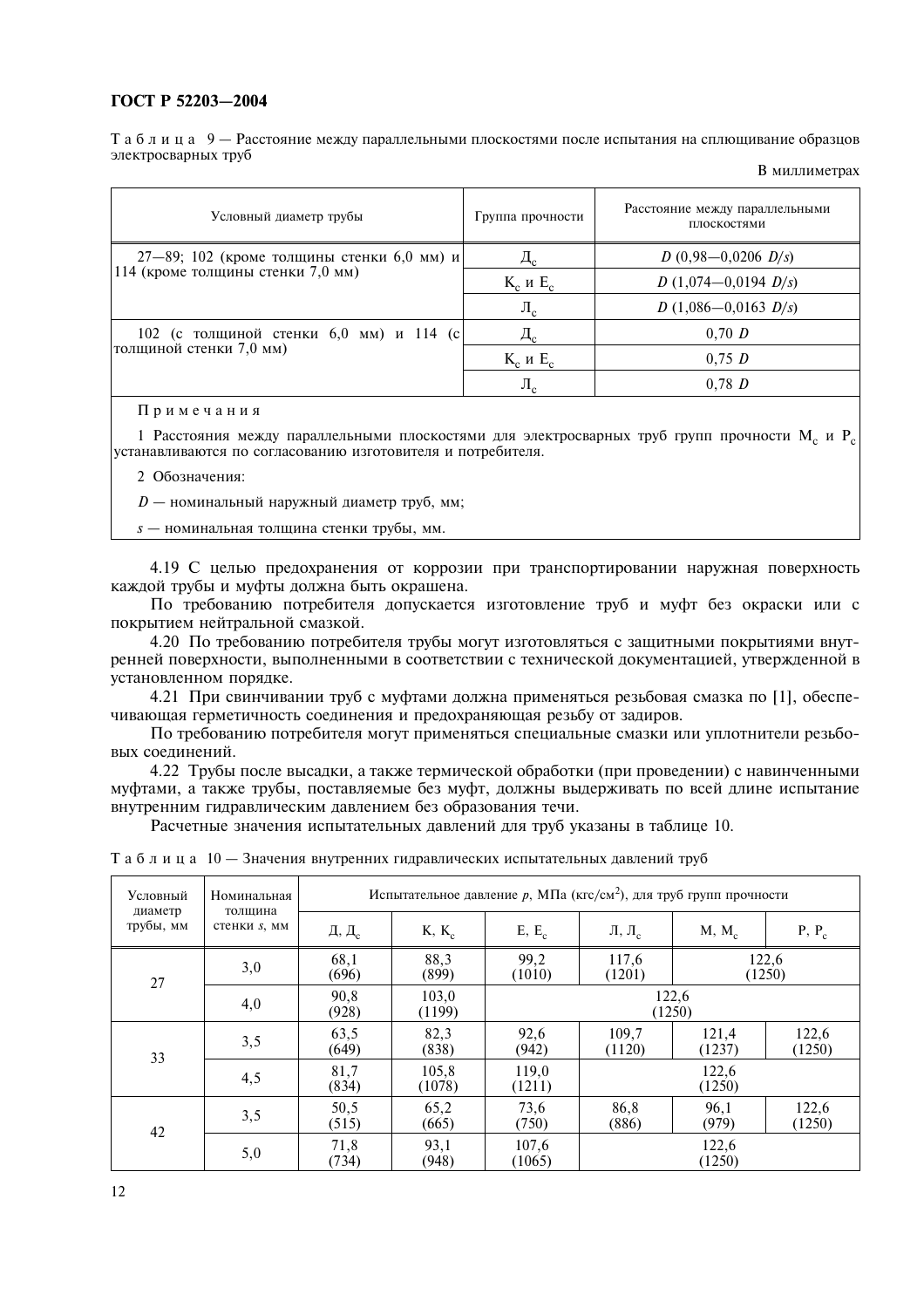Таблица 9 — Расстояние между параллельными плоскостями после испытания на сплющивание образцов электросварных труб

В миллиметрах

| Условный диаметр трубы | Группа прочности | Расстояние между параллельными плоскостями |
|---|---|---|
| 27—89; 102 (кроме толщины стенки 6,0 мм) и 114 (кроме толщины стенки 7,0 мм) | $Д_с$ | $D$ (0,98—0,0206 $D/s$) |
| | $К_с$ и $Е_с$ | $D$ (1,074—0,0194 $D/s$) |
| | $Л_с$ | $D$ (1,086—0,0163 $D/s$) |
| 102 (с толщиной стенки 6,0 мм) и 114 (с толщиной стенки 7,0 мм) | $Д_с$ | 0,70 $D$ |
| | $К_с$ и $Е_с$ | 0,75 $D$ |
| | $Л_с$ | 0,78 $D$ |

Примечания

1 Расстояния между параллельными плоскостями для электросварных труб групп прочности $М_с$ и $Р_с$ устанавливаются по согласованию изготовителя и потребителя.

2 Обозначения:

$D$ — номинальный наружный диаметр труб, мм;

$s$ — номинальная толщина стенки трубы, мм.

4.19 С целью предохранения от коррозии при транспортировании наружная поверхность каждой трубы и муфты должна быть окрашена.

По требованию потребителя допускается изготовление труб и муфт без окраски или с покрытием нейтральной смазкой.

4.20 По требованию потребителя трубы могут изготовляться с защитными покрытиями внутренней поверхности, выполненными в соответствии с технической документацией, утвержденной в установленном порядке.

4.21 При свинчивании труб с муфтами должна применяться резьбовая смазка по [1], обеспечивающая герметичность соединения и предохраняющая резьбу от задиров.

По требованию потребителя могут применяться специальные смазки или уплотнители резьбовых соединений.

4.22 Трубы после высадки, а также термической обработки (при проведении) с навинченными муфтами, а также трубы, поставляемые без муфт, должны выдерживать по всей длине испытание внутренним гидравлическим давлением без образования течи.

Расчетные значения испытательных давлений для труб указаны в таблице 10.

Таблица 10 — Значения внутренних гидравлических испытательных давлений труб

| Условный диаметр трубы, мм | Номинальная толщина стенки $s$, мм | Испытательное давление $p$, МПа (кгс/см$^2$), для труб групп прочности | | | | | |
|---|---|---|---|---|---|---|---|
| | | Д, $Д_с$ | К, $К_с$ | Е, $Е_с$ | Л, $Л_с$ | М, $М_с$ | Р, $Р_с$ |
| 27 | 3,0 | 68,1 (696) | 88,3 (899) | 99,2 (1010) | 117,6 (1201) | 122,6 (1250) | |
| | 4,0 | 90,8 (928) | 103,0 (1199) | 122,6 (1250) | | | |
| 33 | 3,5 | 63,5 (649) | 82,3 (838) | 92,6 (942) | 109,7 (1120) | 121,4 (1237) | 122,6 (1250) |
| | 4,5 | 81,7 (834) | 105,8 (1078) | 119,0 (1211) | 122,6 (1250) | | |
| 42 | 3,5 | 50,5 (515) | 65,2 (665) | 73,6 (750) | 86,8 (886) | 96,1 (979) | 122,6 (1250) |
| | 5,0 | 71,8 (734) | 93,1 (948) | 107,6 (1065) | 122,6 (1250) | | |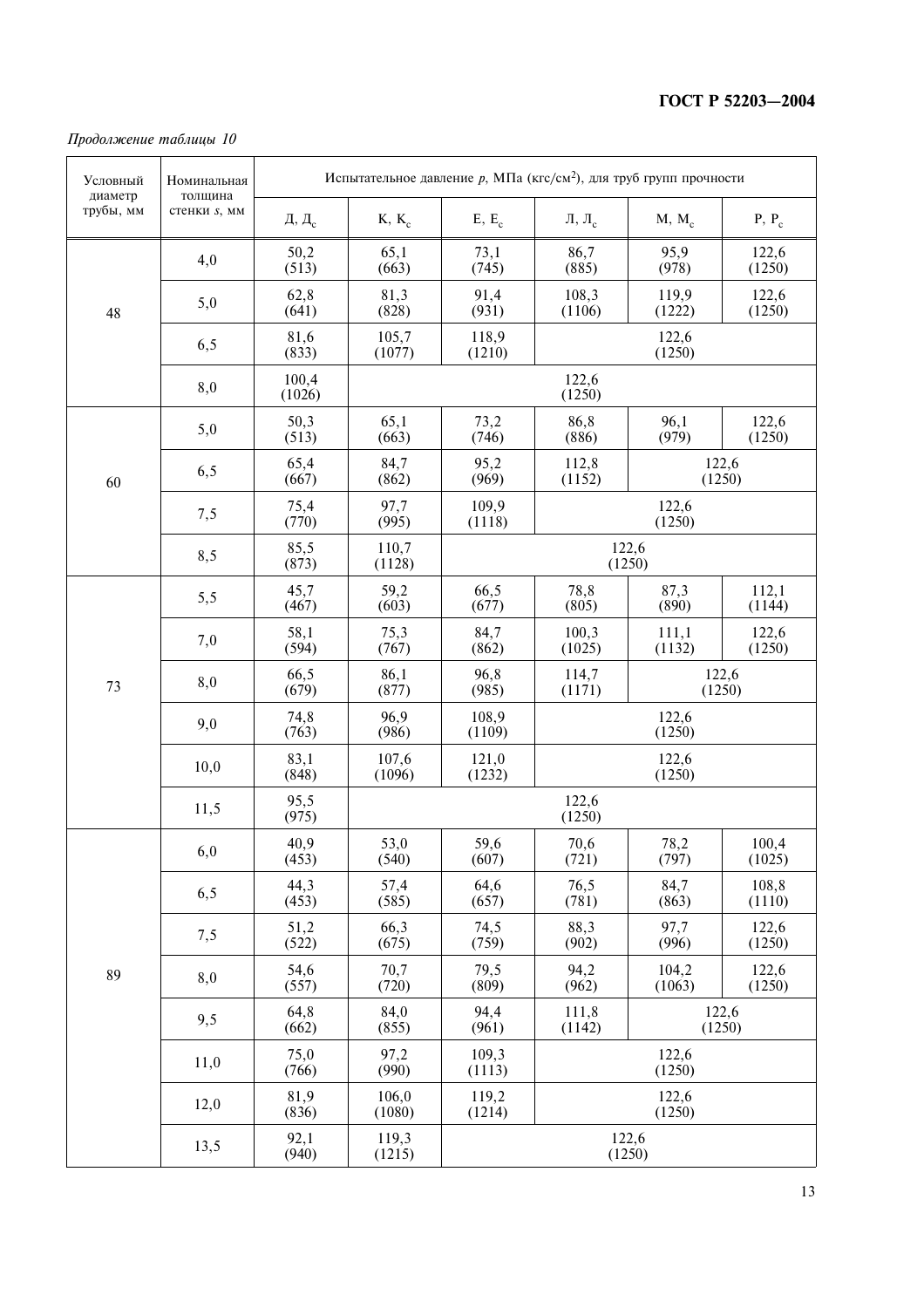*Продолжение таблицы 10*

| Условный диаметр трубы, мм | Номинальная толщина стенки *s*, мм | Испытательное давление *p*, МПа (кгс/см²), для труб групп прочности | | | | | |
|---|---|---|---|---|---|---|---|
| | | Д, $Д_с$ | К, $К_с$ | Е, $Е_с$ | Л, $Л_с$ | М, $М_с$ | Р, $Р_с$ |
| 48 | 4,0 | 50,2 (513) | 65,1 (663) | 73,1 (745) | 86,7 (885) | 95,9 (978) | 122,6 (1250) |
| | 5,0 | 62,8 (641) | 81,3 (828) | 91,4 (931) | 108,3 (1106) | 119,9 (1222) | 122,6 (1250) |
| | 6,5 | 81,6 (833) | 105,7 (1077) | 118,9 (1210) | 122,6 (1250) | | |
| | 8,0 | 100,4 (1026) | 122,6 (1250) | | | | |
| 60 | 5,0 | 50,3 (513) | 65,1 (663) | 73,2 (746) | 86,8 (886) | 96,1 (979) | 122,6 (1250) |
| | 6,5 | 65,4 (667) | 84,7 (862) | 95,2 (969) | 112,8 (1152) | 122,6 (1250) | |
| | 7,5 | 75,4 (770) | 97,7 (995) | 109,9 (1118) | 122,6 (1250) | | |
| | 8,5 | 85,5 (873) | 110,7 (1128) | 122,6 (1250) | | | |
| 73 | 5,5 | 45,7 (467) | 59,2 (603) | 66,5 (677) | 78,8 (805) | 87,3 (890) | 112,1 (1144) |
| | 7,0 | 58,1 (594) | 75,3 (767) | 84,7 (862) | 100,3 (1025) | 111,1 (1132) | 122,6 (1250) |
| | 8,0 | 66,5 (679) | 86,1 (877) | 96,8 (985) | 114,7 (1171) | 122,6 (1250) | |
| | 9,0 | 74,8 (763) | 96,9 (986) | 108,9 (1109) | 122,6 (1250) | | |
| | 10,0 | 83,1 (848) | 107,6 (1096) | 121,0 (1232) | 122,6 (1250) | | |
| | 11,5 | 95,5 (975) | 122,6 (1250) | | | | |
| 89 | 6,0 | 40,9 (453) | 53,0 (540) | 59,6 (607) | 70,6 (721) | 78,2 (797) | 100,4 (1025) |
| | 6,5 | 44,3 (453) | 57,4 (585) | 64,6 (657) | 76,5 (781) | 84,7 (863) | 108,8 (1110) |
| | 7,5 | 51,2 (522) | 66,3 (675) | 74,5 (759) | 88,3 (902) | 97,7 (996) | 122,6 (1250) |
| | 8,0 | 54,6 (557) | 70,7 (720) | 79,5 (809) | 94,2 (962) | 104,2 (1063) | 122,6 (1250) |
| | 9,5 | 64,8 (662) | 84,0 (855) | 94,4 (961) | 111,8 (1142) | 122,6 (1250) | |
| | 11,0 | 75,0 (766) | 97,2 (990) | 109,3 (1113) | 122,6 (1250) | | |
| | 12,0 | 81,9 (836) | 106,0 (1080) | 119,2 (1214) | 122,6 (1250) | | |
| | 13,5 | 92,1 (940) | 119,3 (1215) | 122,6 (1250) | | | |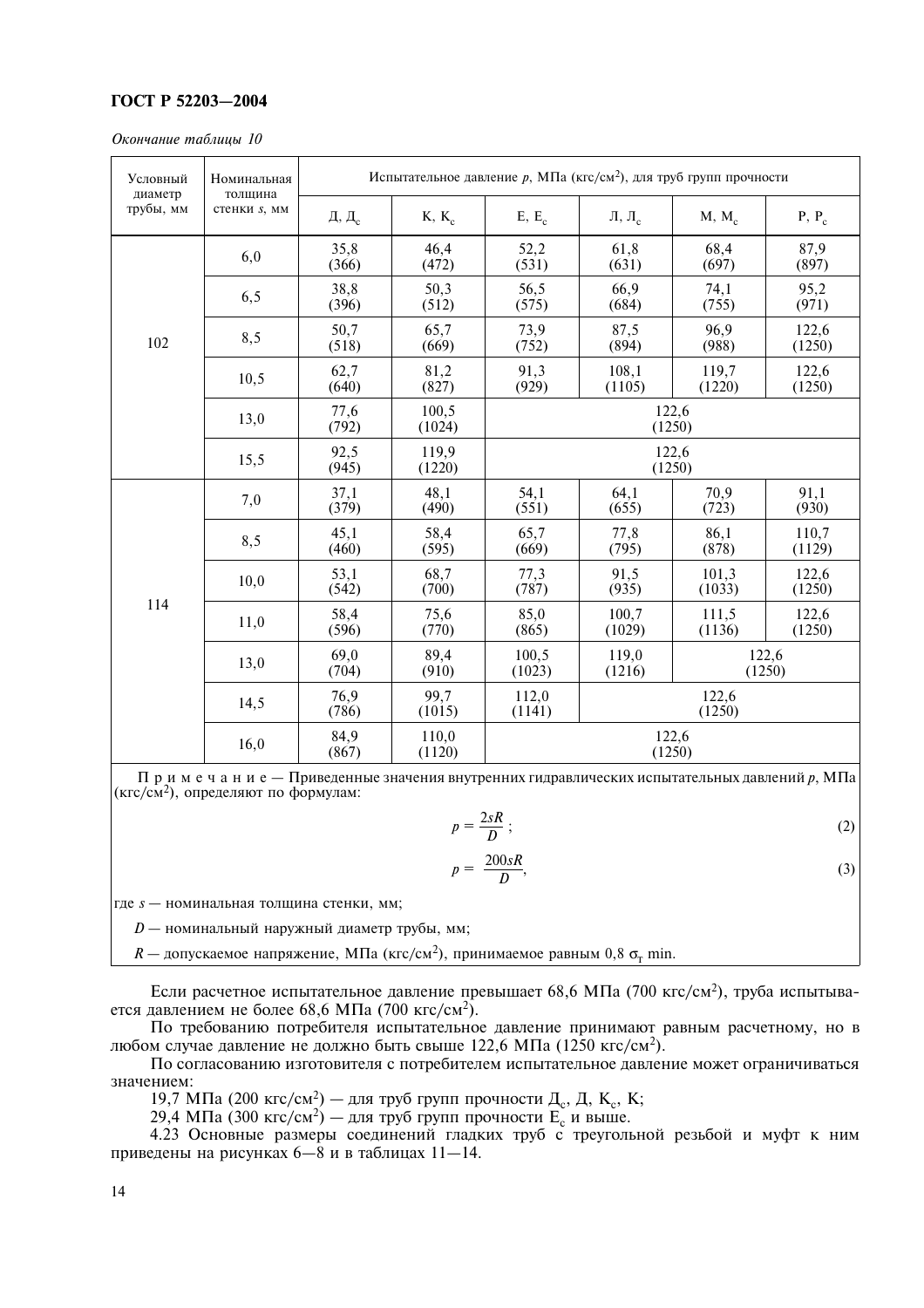*Окончание таблицы 10*

| Условный диаметр трубы, мм | Номинальная толщина стенки s, мм | Испытательное давление p, МПа (кгс/см$^2$), для труб групп прочности | | | | | |
|---|---|---|---|---|---|---|---|
| | | Д, Д$_с$ | К, К$_с$ | Е, Е$_с$ | Л, Л$_с$ | М, М$_с$ | Р, Р$_с$ |
| 102 | 6,0 | 35,8 (366) | 46,4 (472) | 52,2 (531) | 61,8 (631) | 68,4 (697) | 87,9 (897) |
| | 6,5 | 38,8 (396) | 50,3 (512) | 56,5 (575) | 66,9 (684) | 74,1 (755) | 95,2 (971) |
| | 8,5 | 50,7 (518) | 65,7 (669) | 73,9 (752) | 87,5 (894) | 96,9 (988) | 122,6 (1250) |
| | 10,5 | 62,7 (640) | 81,2 (827) | 91,3 (929) | 108,1 (1105) | 119,7 (1220) | 122,6 (1250) |
| | 13,0 | 77,6 (792) | 100,5 (1024) | 122,6 (1250) | | | |
| | 15,5 | 92,5 (945) | 119,9 (1220) | 122,6 (1250) | | | |
| 114 | 7,0 | 37,1 (379) | 48,1 (490) | 54,1 (551) | 64,1 (655) | 70,9 (723) | 91,1 (930) |
| | 8,5 | 45,1 (460) | 58,4 (595) | 65,7 (669) | 77,8 (795) | 86,1 (878) | 110,7 (1129) |
| | 10,0 | 53,1 (542) | 68,7 (700) | 77,3 (787) | 91,5 (935) | 101,3 (1033) | 122,6 (1250) |
| | 11,0 | 58,4 (596) | 75,6 (770) | 85,0 (865) | 100,7 (1029) | 111,5 (1136) | 122,6 (1250) |
| | 13,0 | 69,0 (704) | 89,4 (910) | 100,5 (1023) | 119,0 (1216) | 122,6 (1250) | |
| | 14,5 | 76,9 (786) | 99,7 (1015) | 112,0 (1141) | 122,6 (1250) | | |
| | 16,0 | 84,9 (867) | 110,0 (1120) | 122,6 (1250) | | | |

П р и м е ч а н и е — Приведенные значения внутренних гидравлических испытательных давлений $p$, МПа (кгс/см$^2$), определяют по формулам:

$$p = \frac{2sR}{D}; \qquad (2)$$

$$p = \frac{200sR}{D}, \qquad (3)$$

где $s$ — номинальная толщина стенки, мм;

$D$ — номинальный наружный диаметр трубы, мм;

$R$ — допускаемое напряжение, МПа (кгс/см$^2$), принимаемое равным 0,8 $\sigma_т$ min.

Если расчетное испытательное давление превышает 68,6 МПа (700 кгс/см$^2$), труба испытывается давлением не более 68,6 МПа (700 кгс/см$^2$).

По требованию потребителя испытательное давление принимают равным расчетному, но в любом случае давление не должно быть свыше 122,6 МПа (1250 кгс/см$^2$).

По согласованию изготовителя с потребителем испытательное давление может ограничиваться значением:

19,7 МПа (200 кгс/см$^2$) — для труб групп прочности Д$_с$, Д, К$_с$, К;

29,4 МПа (300 кгс/см$^2$) — для труб групп прочности Е$_с$ и выше.

4.23 Основные размеры соединений гладких труб с треугольной резьбой и муфт к ним приведены на рисунках 6—8 и в таблицах 11—14.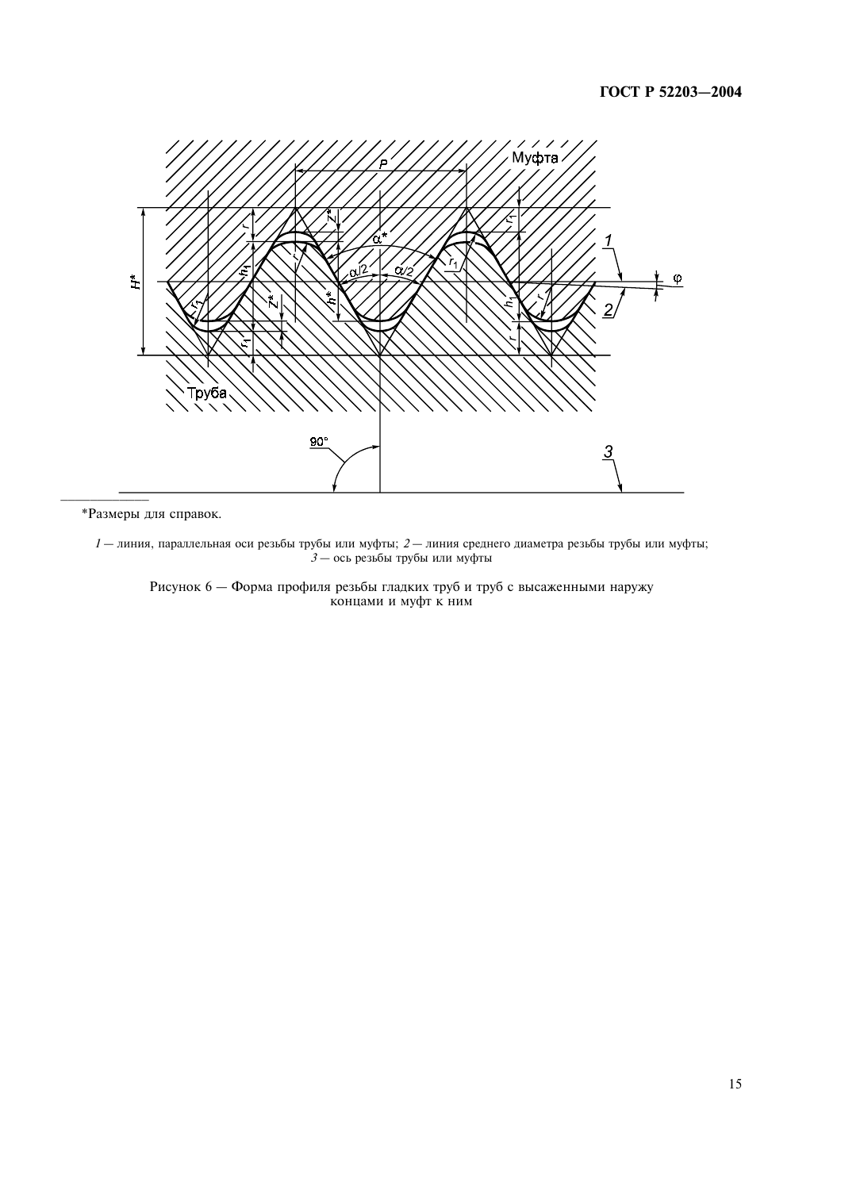*Размеры для справок.

*1* — линия, параллельная оси резьбы трубы или муфты; *2* — линия среднего диаметра резьбы трубы или муфты; *3* — ось резьбы трубы или муфты

Рисунок 6 — Форма профиля резьбы гладких труб и труб с высаженными наружу концами и муфт к ним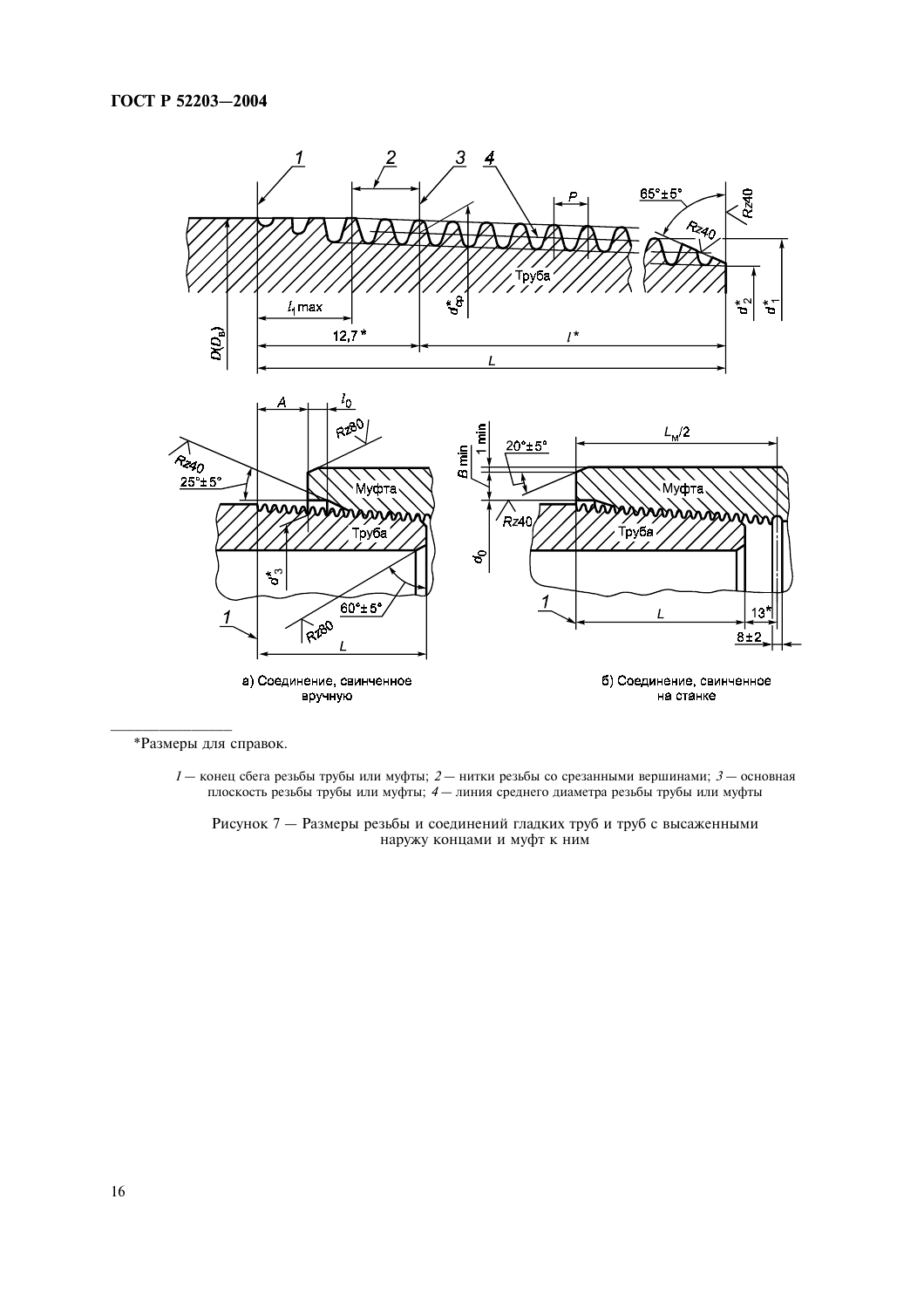*Размеры для справок.

1 — конец сбега резьбы трубы или муфты; 2 — нитки резьбы со срезанными вершинами; 3 — основная плоскость резьбы трубы или муфты; 4 — линия среднего диаметра резьбы трубы или муфты

Рисунок 7 — Размеры резьбы и соединений гладких труб и труб с высаженными наружу концами и муфт к ним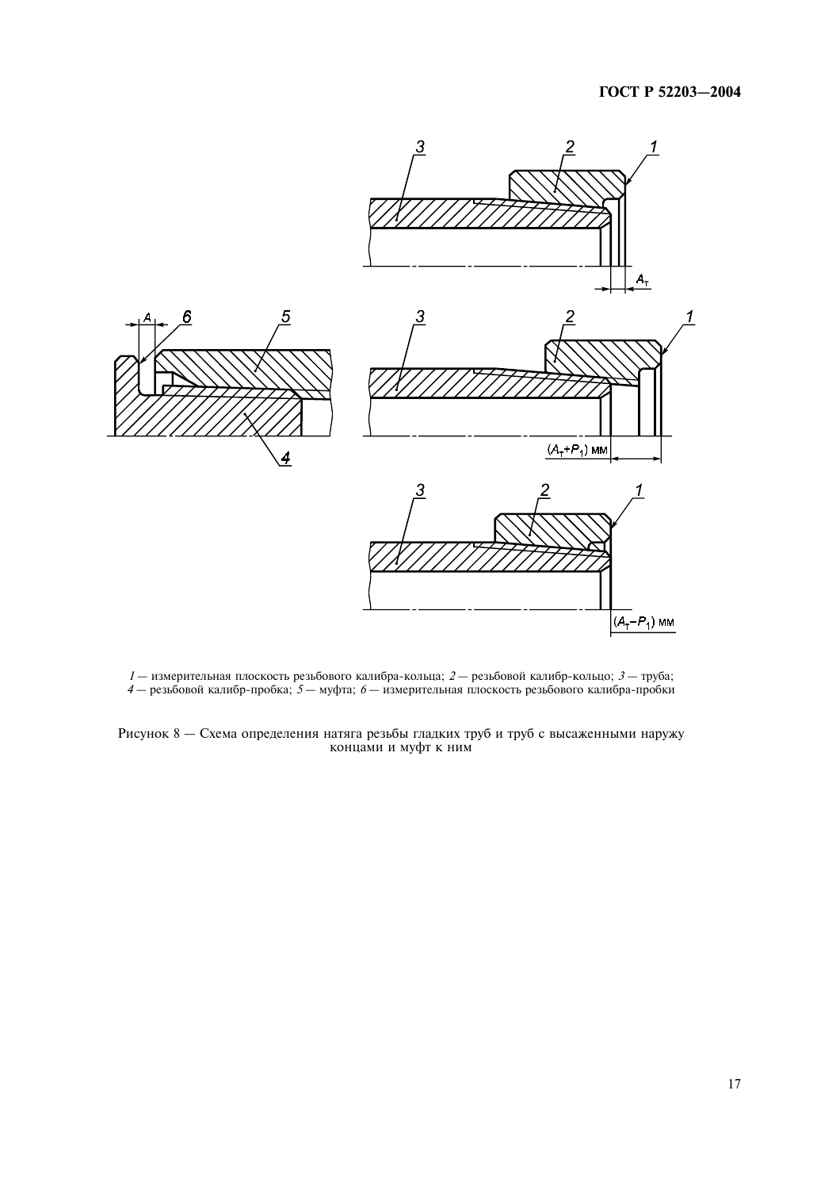*1* — измерительная плоскость резьбового калибра-кольца; *2* — резьбовой калибр-кольцо; *3* — труба; *4* — резьбовой калибр-пробка; *5* — муфта; *6* — измерительная плоскость резьбового калибра-пробки

Рисунок 8 — Схема определения натяга резьбы гладких труб и труб с высаженными наружу концами и муфт к ним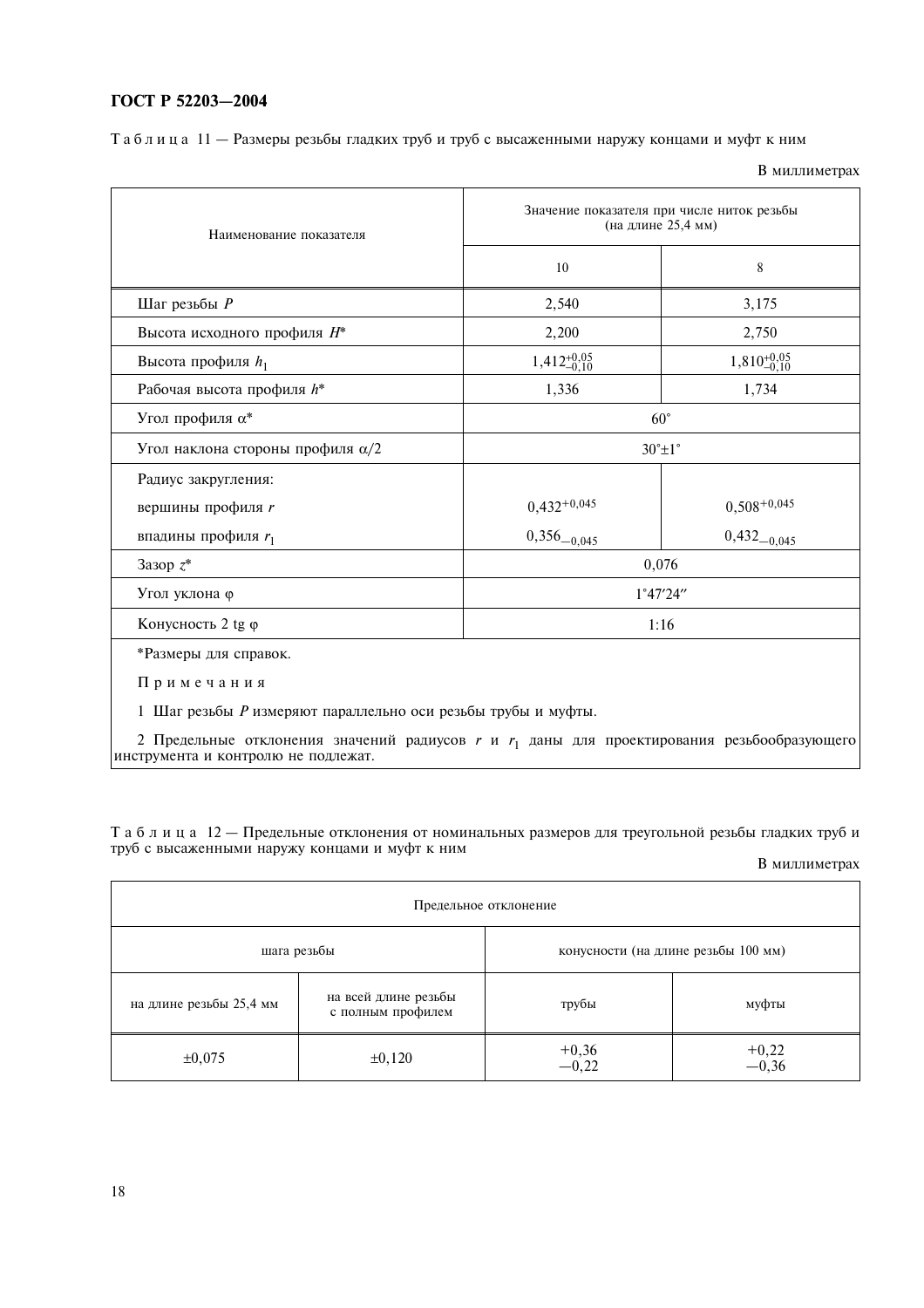Т а б л и ц а 11 — Размеры резьбы гладких труб и труб с высаженными наружу концами и муфт к ним

В миллиметрах

| Наименование показателя | Значение показателя при числе ниток резьбы (на длине 25,4 мм) | |
|---|---|---|
| | 10 | 8 |
| Шаг резьбы $P$ | 2,540 | 3,175 |
| Высота исходного профиля $H$* | 2,200 | 2,750 |
| Высота профиля $h_1$ | $1{,}412^{+0{,}05}_{-0{,}10}$ | $1{,}810^{+0{,}05}_{-0{,}10}$ |
| Рабочая высота профиля $h$* | 1,336 | 1,734 |
| Угол профиля $\alpha$* | 60° | |
| Угол наклона стороны профиля $\alpha/2$ | 30°±1° | |
| Радиус закругления: | | |
| вершины профиля $r$ | $0{,}432^{+0{,}045}$ | $0{,}508^{+0{,}045}$ |
| впадины профиля $r_1$ | $0{,}356_{-0{,}045}$ | $0{,}432_{-0{,}045}$ |
| Зазор $z$* | 0,076 | |
| Угол уклона $\varphi$ | 1°47′24″ | |
| Конусность 2 tg $\varphi$ | 1:16 | |

*Размеры для справок.

П р и м е ч а н и я

1 Шаг резьбы $P$ измеряют параллельно оси резьбы трубы и муфты.

2 Предельные отклонения значений радиусов $r$ и $r_1$ даны для проектирования резьбообразующего инструмента и контролю не подлежат.

Т а б л и ц а 12 — Предельные отклонения от номинальных размеров для треугольной резьбы гладких труб и труб с высаженными наружу концами и муфт к ним

В миллиметрах

| Предельное отклонение | | | |
|---|---|---|---|
| шага резьбы | | конусности (на длине резьбы 100 мм) | |
| на длине резьбы 25,4 мм | на всей длине резьбы с полным профилем | трубы | муфты |
| ±0,075 | ±0,120 | +0,36 / −0,22 | +0,22 / −0,36 |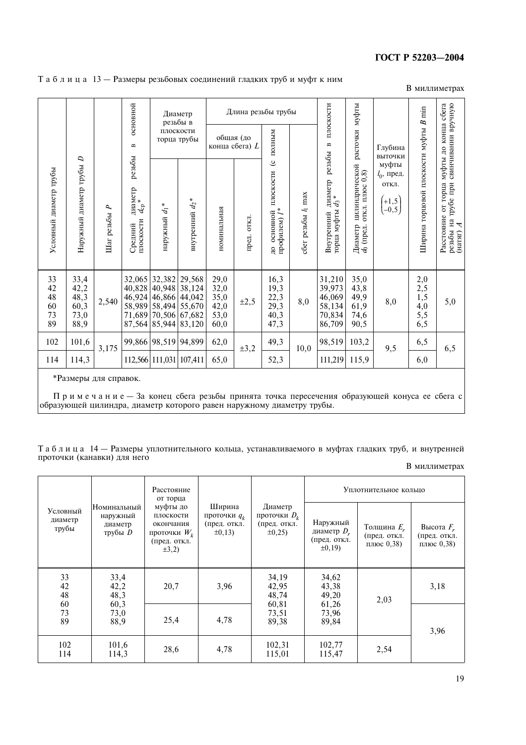Таблица 13 — Размеры резьбовых соединений гладких труб и муфт к ним

В миллиметрах

| Условный диаметр трубы | Наружный диаметр трубы $D$ | Шаг резьбы $P$ | Средний диаметр резьбы в основной плоскости $d_{ср}$* | Диаметр резьбы в плоскости торца трубы | | Длина резьбы трубы | | | | Внутренний диаметр резьбы в плоскости торца муфты $d_3$* | Диаметр цилиндрической расточки муфты $d_0$ (пред. откл. плюс 0,8) | Глубина выточки муфты $l_0$, пред. откл. $\begin{pmatrix}+1,5\\-0,5\end{pmatrix}$ | Ширина торцовой плоскости муфты $B$ min | Расстояние от торца муфты до конца сбега резьбы на трубе при свинчивании вручную (натяг) $A$ |
|---|---|---|---|---|---|---|---|---|---|---|---|---|---|---|
| | | | | наружный $d_1$* | внутренний $d_2$* | общая (до конца сбега) $L$ | | до основной плоскости (с полным профилем) $l$* | сбег резьбы $l_1$ max | | | | | |
| | | | | | | номинальная | пред. откл. | | | | | | | |
| 33 | 33,4 | 2,540 | 32,065 | 32,382 | 29,568 | 29,0 | ±2,5 | 16,3 | 8,0 | 31,210 | 35,0 | 8,0 | 2,0 | 5,0 |
| 42 | 42,2 | | 40,828 | 40,948 | 38,124 | 32,0 | | 19,3 | | 39,973 | 43,8 | | 2,5 | |
| 48 | 48,3 | | 46,924 | 46,866 | 44,042 | 35,0 | | 22,3 | | 46,069 | 49,9 | | 1,5 | |
| 60 | 60,3 | | 58,989 | 58,494 | 55,670 | 42,0 | | 29,3 | | 58,134 | 61,9 | | 4,0 | |
| 73 | 73,0 | | 71,689 | 70,506 | 67,682 | 53,0 | | 40,3 | | 70,834 | 74,6 | | 5,5 | |
| 89 | 88,9 | | 87,564 | 85,944 | 83,120 | 60,0 | | 47,3 | | 86,709 | 90,5 | | 6,5 | |
| 102 | 101,6 | 3,175 | 99,866 | 98,519 | 94,899 | 62,0 | ±3,2 | 49,3 | 10,0 | 98,519 | 103,2 | 9,5 | 6,5 | 6,5 |
| 114 | 114,3 | | 112,566 | 111,031 | 107,411 | 65,0 | | 52,3 | | 111,219 | 115,9 | | 6,0 | |

*Размеры для справок.

Примечание — За конец сбега резьбы принята точка пересечения образующей конуса ее сбега с образующей цилиндра, диаметр которого равен наружному диаметру трубы.

Таблица 14 — Размеры уплотнительного кольца, устанавливаемого в муфтах гладких труб, и внутренней проточки (канавки) для него

В миллиметрах

| Условный диаметр трубы | Номинальный наружный диаметр трубы $D$ | Расстояние от торца муфты до плоскости окончания проточки $W_k$ (пред. откл. ±3,2) | Ширина проточки $q_k$ (пред. откл. ±0,13) | Диаметр проточки $D_k$ (пред. откл. ±0,25) | Уплотнительное кольцо | | |
|---|---|---|---|---|---|---|---|
| | | | | | Наружный диаметр $D_r$ (пред. откл. ±0,19) | Толщина $E_r$ (пред. откл. плюс 0,38) | Высота $F_r$ (пред. откл. плюс 0,38) |
| 33 | 33,4 | 20,7 | 3,96 | 34,19 | 34,62 | 2,03 | 3,18 |
| 42 | 42,2 | | | 42,95 | 43,38 | | |
| 48 | 48,3 | | | 48,74 | 49,20 | | |
| 60 | 60,3 | 25,4 | 4,78 | 60,81 | 61,26 | | |
| 73 | 73,0 | | | 73,51 | 73,96 | | 3,96 |
| 89 | 88,9 | | | 89,38 | 89,84 | | |
| 102 | 101,6 | 28,6 | 4,78 | 102,31 | 102,77 | 2,54 | |
| 114 | 114,3 | | | 115,01 | 115,47 | | |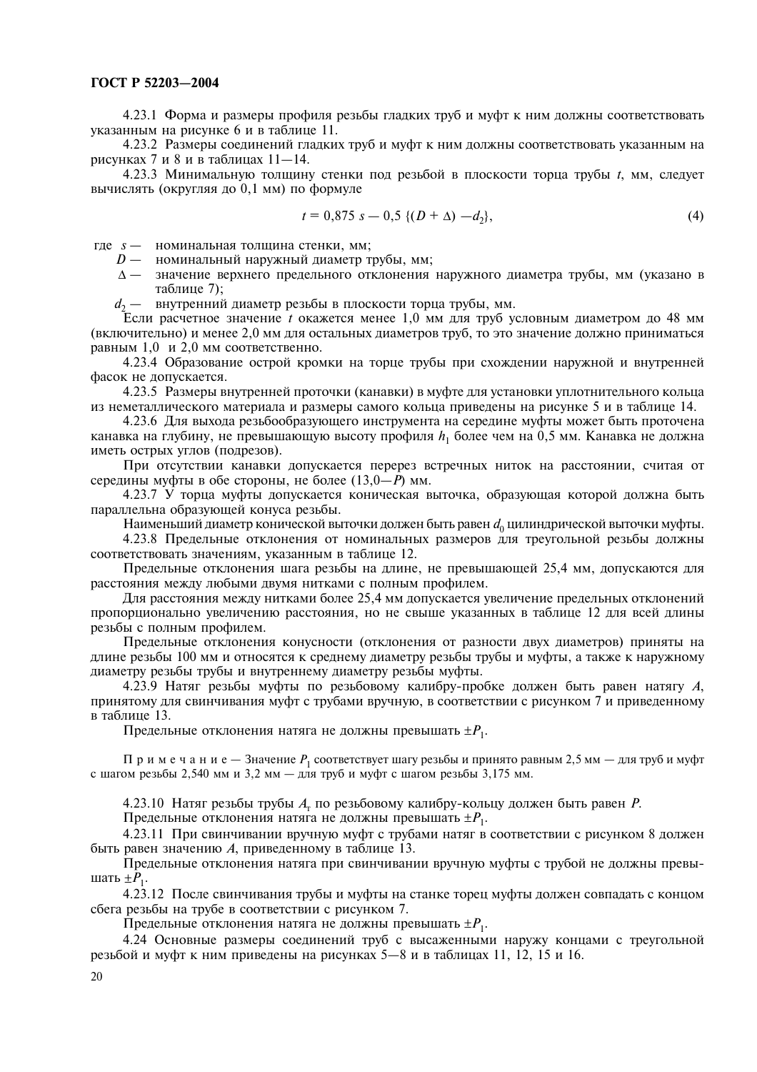4.23.1 Форма и размеры профиля резьбы гладких труб и муфт к ним должны соответствовать указанным на рисунке 6 и в таблице 11.

4.23.2 Размеры соединений гладких труб и муфт к ним должны соответствовать указанным на рисунках 7 и 8 и в таблицах 11—14.

4.23.3 Минимальную толщину стенки под резьбой в плоскости торца трубы $t$, мм, следует вычислять (округляя до 0,1 мм) по формуле

$$t = 0{,}875\ s - 0{,}5\ \{(D + \Delta) - d_2\}, \tag{4}$$

где $s$ — номинальная толщина стенки, мм;

$D$ — номинальный наружный диаметр трубы, мм;

$\Delta$ — значение верхнего предельного отклонения наружного диаметра трубы, мм (указано в таблице 7);

$d_2$ — внутренний диаметр резьбы в плоскости торца трубы, мм.

Если расчетное значение $t$ окажется менее 1,0 мм для труб условным диаметром до 48 мм (включительно) и менее 2,0 мм для остальных диаметров труб, то это значение должно приниматься равным 1,0 и 2,0 мм соответственно.

4.23.4 Образование острой кромки на торце трубы при схождении наружной и внутренней фасок не допускается.

4.23.5 Размеры внутренней проточки (канавки) в муфте для установки уплотнительного кольца из неметаллического материала и размеры самого кольца приведены на рисунке 5 и в таблице 14.

4.23.6 Для выхода резьбообразующего инструмента на середине муфты может быть проточена канавка на глубину, не превышающую высоту профиля $h_1$ более чем на 0,5 мм. Канавка не должна иметь острых углов (подрезов).

При отсутствии канавки допускается перерез встречных ниток на расстоянии, считая от середины муфты в обе стороны, не более (13,0—$P$) мм.

4.23.7 У торца муфты допускается коническая выточка, образующая которой должна быть параллельна образующей конуса резьбы.

Наименьший диаметр конической выточки должен быть равен $d_0$ цилиндрической выточки муфты.

4.23.8 Предельные отклонения от номинальных размеров для треугольной резьбы должны соответствовать значениям, указанным в таблице 12.

Предельные отклонения шага резьбы на длине, не превышающей 25,4 мм, допускаются для расстояния между любыми двумя нитками с полным профилем.

Для расстояния между нитками более 25,4 мм допускается увеличение предельных отклонений пропорционально увеличению расстояния, но не свыше указанных в таблице 12 для всей длины резьбы с полным профилем.

Предельные отклонения конусности (отклонения от разности двух диаметров) приняты на длине резьбы 100 мм и относятся к среднему диаметру резьбы трубы и муфты, а также к наружному диаметру резьбы трубы и внутреннему диаметру резьбы муфты.

4.23.9 Натяг резьбы муфты по резьбовому калибру-пробке должен быть равен натягу $A$, принятому для свинчивания муфт с трубами вручную, в соответствии с рисунком 7 и приведенному в таблице 13.

Предельные отклонения натяга не должны превышать $\pm P_1$.

Примечание — Значение $P_1$ соответствует шагу резьбы и принято равным 2,5 мм — для труб и муфт с шагом резьбы 2,540 мм и 3,2 мм — для труб и муфт с шагом резьбы 3,175 мм.

4.23.10 Натяг резьбы трубы $A_т$ по резьбовому калибру-кольцу должен быть равен $P$.

Предельные отклонения натяга не должны превышать $\pm P_1$.

4.23.11 При свинчивании вручную муфт с трубами натяг в соответствии с рисунком 8 должен быть равен значению $A$, приведенному в таблице 13.

Предельные отклонения натяга при свинчивании вручную муфты с трубой не должны превышать $\pm P_1$.

4.23.12 После свинчивания трубы и муфты на станке торец муфты должен совпадать с концом сбега резьбы на трубе в соответствии с рисунком 7.

Предельные отклонения натяга не должны превышать $\pm P_1$.

4.24 Основные размеры соединений труб с высаженными наружу концами с треугольной резьбой и муфт к ним приведены на рисунках 5—8 и в таблицах 11, 12, 15 и 16.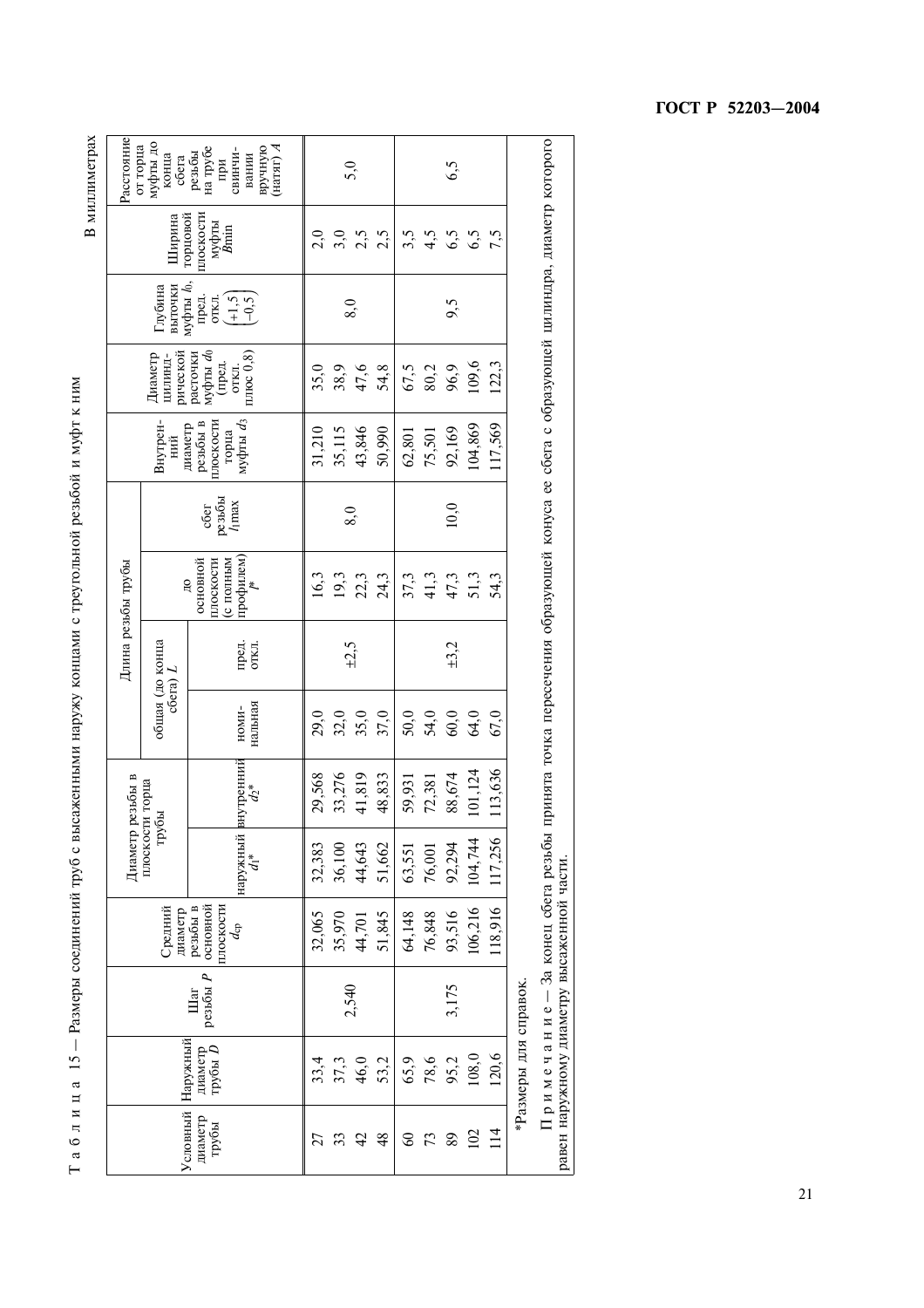Т а б л и ц а 15 — Размеры соединений труб с высаженными наружу концами с треугольной резьбой и муфт к ним

В миллиметрах

| Условный диаметр трубы | Наружный диаметр трубы $D$ | Шаг резьбы $P$ | Средний диаметр резьбы в основной плоскости $d_{ср}$ | Диаметр резьбы в плоскости торца трубы | | Длина резьбы трубы | | | | Внутренний диаметр резьбы в плоскости торца муфты $d_3$ | Диаметр цилиндрической расточки муфты $d_0$ (пред. откл. плюс 0,8) | Глубина выточки муфты $b$, пред. откл. $\left(\begin{smallmatrix}+1,5\\-0,5\end{smallmatrix}\right)$ | Ширина торцовой плоскости муфты $B$min | Расстояние от торца муфты до конца сбега резьбы на трубе при свинчивании вручную (натяг) $A$ |
|---|---|---|---|---|---|---|---|---|---|---|---|---|---|---|
| | | | | | | общая (до конца сбега) $L$ | | до основной плоскости (с полным профилем) $l$* | сбег резьбы $l_1$max | | | | | |
| | | | | наружный $d_1$* | внутренний $d_2$* | номинальная | пред. откл. | | | | | | | |
| 27 | 33,4 | 2,540 | 32,065 | 32,383 | 29,568 | 29,0 | ±2,5 | 16,3 | 8,0 | 31,210 | 35,0 | 8,0 | 2,0 | 5,0 |
| 33 | 37,3 | | 35,970 | 36,100 | 33,276 | 32,0 | | 19,3 | | 35,115 | 38,9 | | 3,0 | |
| 42 | 46,0 | | 44,701 | 44,643 | 41,819 | 35,0 | | 22,3 | | 43,846 | 47,6 | | 2,5 | |
| 48 | 53,2 | | 51,845 | 51,662 | 48,833 | 37,0 | | 24,3 | | 50,990 | 54,8 | | 2,5 | |
| 60 | 65,9 | 3,175 | 64,148 | 63,551 | 59,931 | 50,0 | ±3,2 | 37,3 | 10,0 | 62,801 | 67,5 | 9,5 | 3,5 | 6,5 |
| 73 | 78,6 | | 76,848 | 76,001 | 72,381 | 54,0 | | 41,3 | | 75,501 | 80,2 | | 4,5 | |
| 89 | 95,2 | | 93,516 | 92,294 | 88,674 | 60,0 | | 47,3 | | 92,169 | 96,9 | | 6,5 | |
| 102 | 108,0 | | 106,216 | 104,744 | 101,124 | 64,0 | | 51,3 | | 104,869 | 109,6 | | 6,5 | |
| 114 | 120,6 | | 118,916 | 117,256 | 113,636 | 67,0 | | 54,3 | | 117,569 | 122,3 | | 7,5 | |

*Размеры для справок.

П р и м е ч а н и е — За конец сбега резьбы принята точка пересечения образующей конуса ее сбега с образующей цилиндра, диаметр которого равен наружному диаметру высаженной части.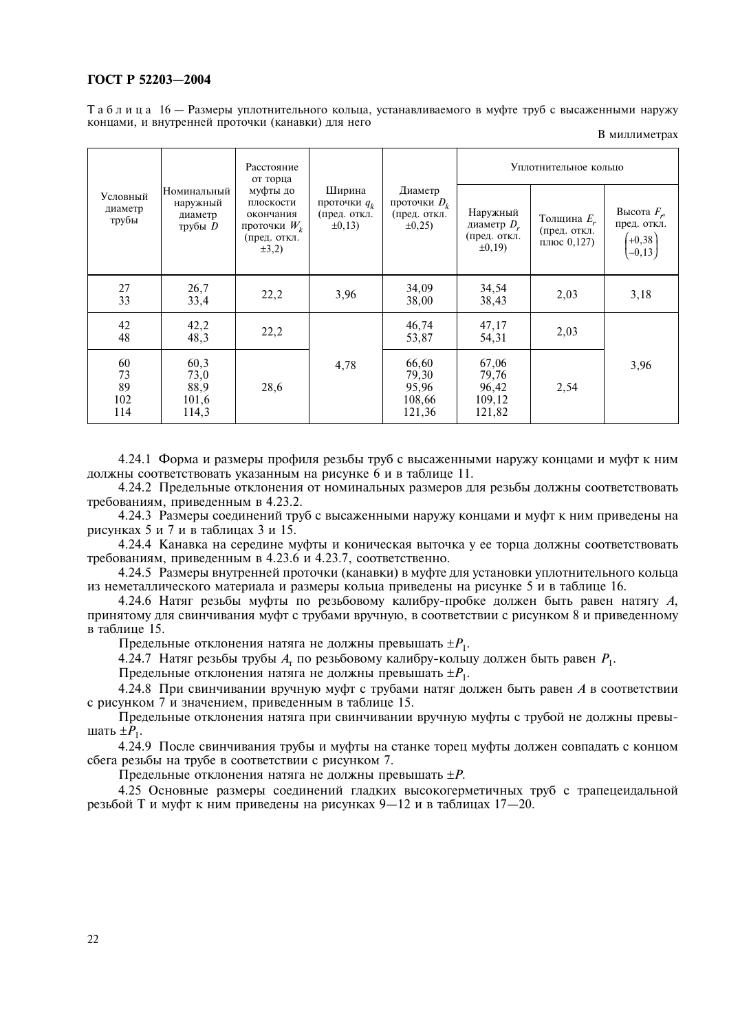Таблица 16 — Размеры уплотнительного кольца, устанавливаемого в муфте труб с высаженными наружу концами, и внутренней проточки (канавки) для него

В миллиметрах

| Условный диаметр трубы | Номинальный наружный диаметр трубы $D$ | Расстояние от торца муфты до плоскости окончания проточки $W_k$ (пред. откл. ±3,2) | Ширина проточки $q_k$ (пред. откл. ±0,13) | Диаметр проточки $D_k$ (пред. откл. ±0,25) | Уплотнительное кольцо | | |
|---|---|---|---|---|---|---|---|
| | | | | | Наружный диаметр $D_r$ (пред. откл. ±0,19) | Толщина $E_r$ (пред. откл. плюс 0,127) | Высота $F_r$, пред. откл. $\begin{pmatrix}+0,38\\-0,13\end{pmatrix}$ |
| 27<br>33 | 26,7<br>33,4 | 22,2 | 3,96 | 34,09<br>38,00 | 34,54<br>38,43 | 2,03 | 3,18 |
| 42<br>48 | 42,2<br>48,3 | 22,2 | 4,78 | 46,74<br>53,87 | 47,17<br>54,31 | 2,03 | 3,96 |
| 60<br>73<br>89<br>102<br>114 | 60,3<br>73,0<br>88,9<br>101,6<br>114,3 | 28,6 | 4,78 | 66,60<br>79,30<br>95,96<br>108,66<br>121,36 | 67,06<br>79,76<br>96,42<br>109,12<br>121,82 | 2,54 | 3,96 |

4.24.1 Форма и размеры профиля резьбы труб с высаженными наружу концами и муфт к ним должны соответствовать указанным на рисунке 6 и в таблице 11.

4.24.2 Предельные отклонения от номинальных размеров для резьбы должны соответствовать требованиям, приведенным в 4.23.2.

4.24.3 Размеры соединений труб с высаженными наружу концами и муфт к ним приведены на рисунках 5 и 7 и в таблицах 3 и 15.

4.24.4 Канавка на середине муфты и коническая выточка у ее торца должны соответствовать требованиям, приведенным в 4.23.6 и 4.23.7, соответственно.

4.24.5 Размеры внутренней проточки (канавки) в муфте для установки уплотнительного кольца из неметаллического материала и размеры кольца приведены на рисунке 5 и в таблице 16.

4.24.6 Натяг резьбы муфты по резьбовому калибру-пробке должен быть равен натягу $A$, принятому для свинчивания муфт с трубами вручную, в соответствии с рисунком 8 и приведенному в таблице 15.

Предельные отклонения натяга не должны превышать $\pm P_1$.

4.24.7 Натяг резьбы трубы $A_т$ по резьбовому калибру-кольцу должен быть равен $P_1$.

Предельные отклонения натяга не должны превышать $\pm P_1$.

4.24.8 При свинчивании вручную муфт с трубами натяг должен быть равен $A$ в соответствии с рисунком 7 и значением, приведенным в таблице 15.

Предельные отклонения натяга при свинчивании вручную муфты с трубой не должны превышать $\pm P_1$.

4.24.9 После свинчивания трубы и муфты на станке торец муфты должен совпадать с концом сбега резьбы на трубе в соответствии с рисунком 7.

Предельные отклонения натяга не должны превышать $\pm P$.

4.25 Основные размеры соединений гладких высокогерметичных труб с трапецеидальной резьбой Т и муфт к ним приведены на рисунках 9—12 и в таблицах 17—20.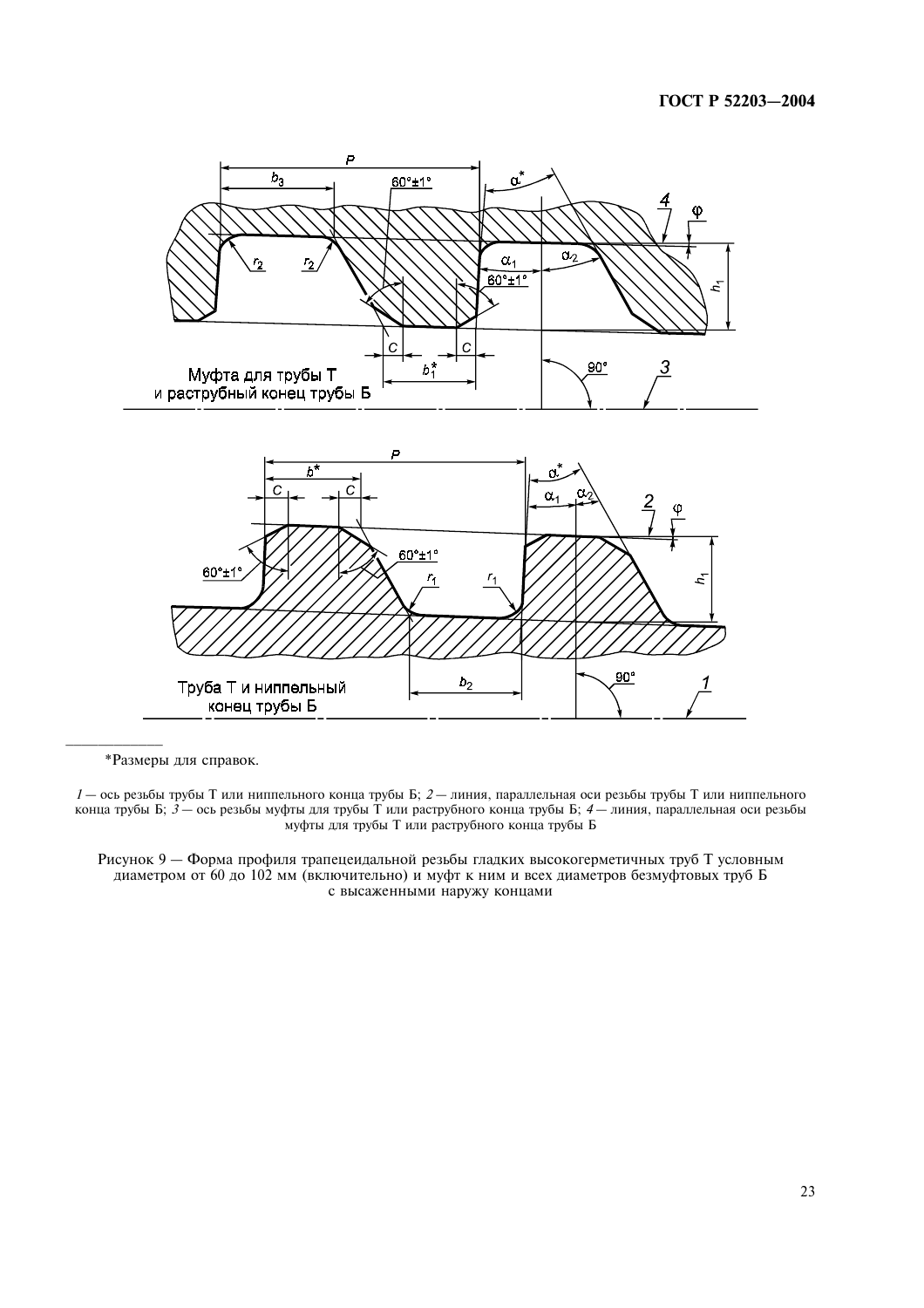*Размеры для справок.

*1* — ось резьбы трубы Т или ниппельного конца трубы Б; *2* — линия, параллельная оси резьбы трубы Т или ниппельного конца трубы Б; *3* — ось резьбы муфты для трубы Т или раструбного конца трубы Б; *4* — линия, параллельная оси резьбы муфты для трубы Т или раструбного конца трубы Б

Рисунок 9 — Форма профиля трапецеидальной резьбы гладких высокогерметичных труб Т условным диаметром от 60 до 102 мм (включительно) и муфт к ним и всех диаметров безмуфтовых труб Б с высаженными наружу концами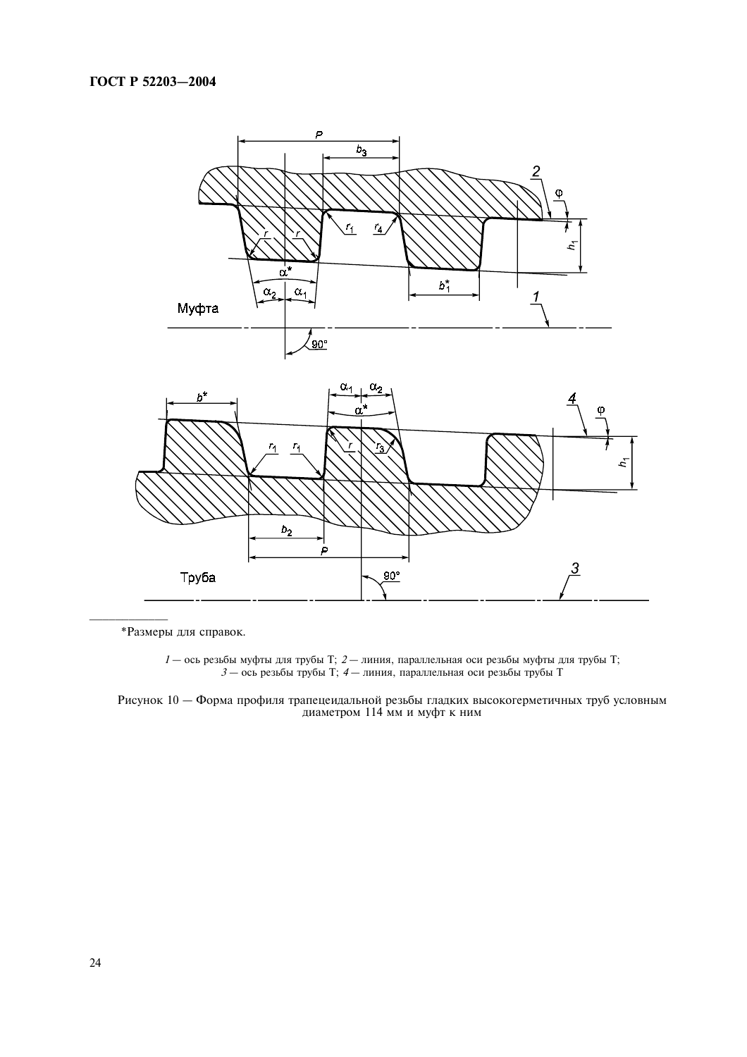*Размеры для справок.

*1* — ось резьбы муфты для трубы Т; *2* — линия, параллельная оси резьбы муфты для трубы Т; *3* — ось резьбы трубы Т; *4* — линия, параллельная оси резьбы трубы Т

Рисунок 10 — Форма профиля трапецеидальной резьбы гладких высокогерметичных труб условным диаметром 114 мм и муфт к ним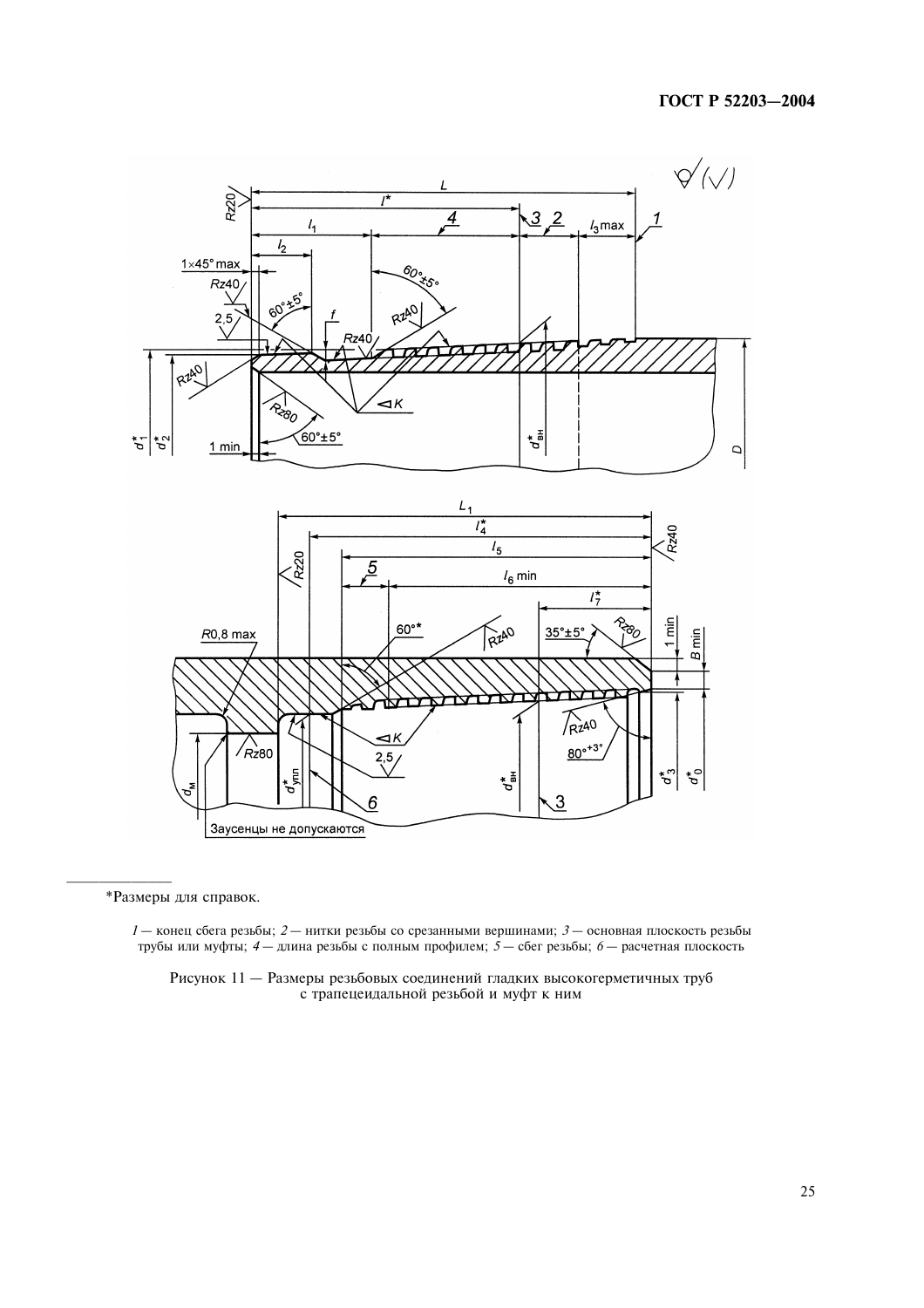*Размеры для справок.

1 — конец сбега резьбы; 2 — нитки резьбы со срезанными вершинами; 3 — основная плоскость резьбы трубы или муфты; 4 — длина резьбы с полным профилем; 5 — сбег резьбы; 6 — расчетная плоскость

Рисунок 11 — Размеры резьбовых соединений гладких высокогерметичных труб с трапецеидальной резьбой и муфт к ним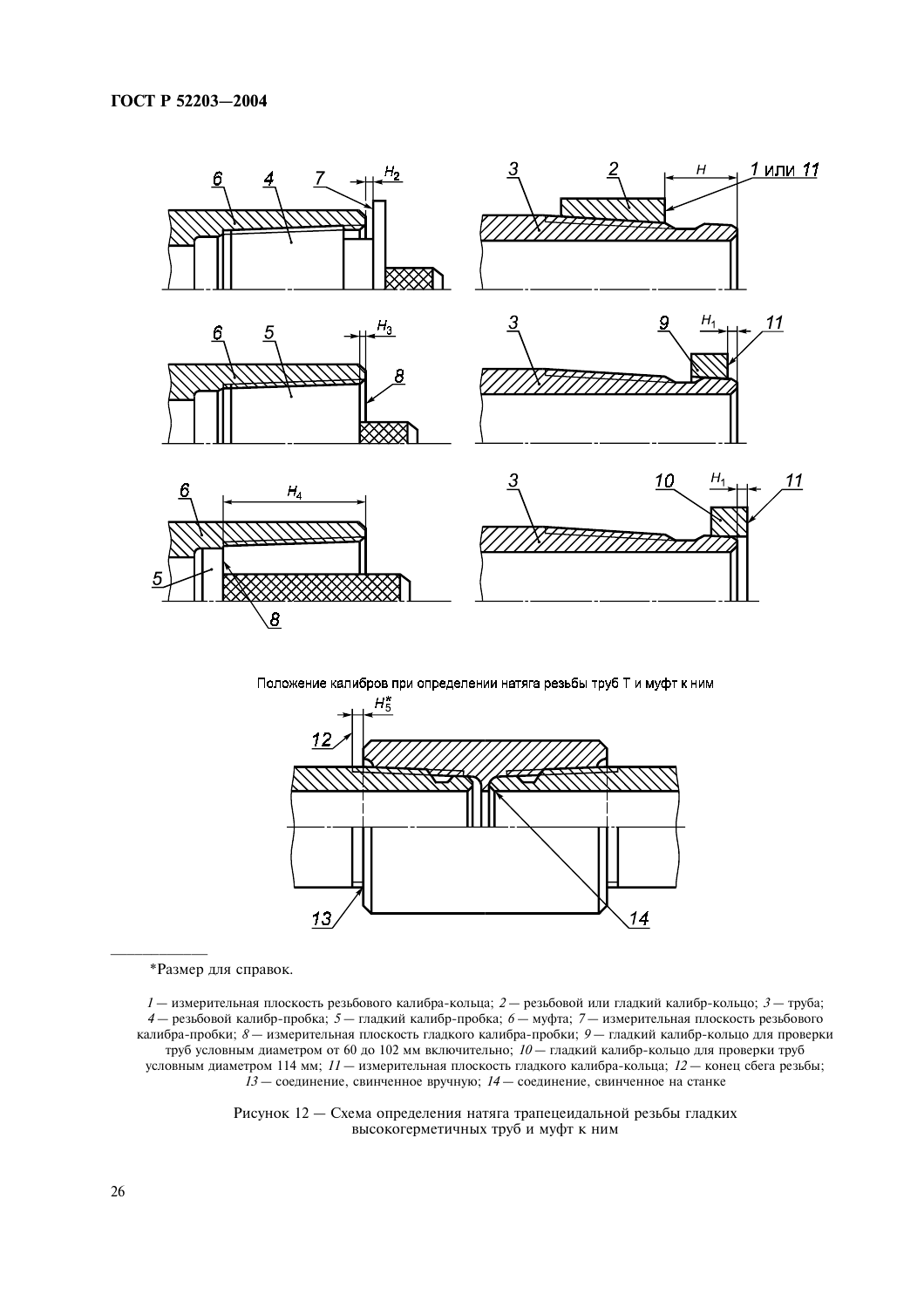Положение калибров при определении натяга резьбы труб Т и муфт к ним

*Размер для справок.

*1* — измерительная плоскость резьбового калибра-кольца; *2* — резьбовой или гладкий калибр-кольцо; *3* — труба; *4* — резьбовой калибр-пробка; *5* — гладкий калибр-пробка; *6* — муфта; *7* — измерительная плоскость резьбового калибра-пробки; *8* — измерительная плоскость гладкого калибра-пробки; *9* — гладкий калибр-кольцо для проверки труб условным диаметром от 60 до 102 мм включительно; *10* — гладкий калибр-кольцо для проверки труб условным диаметром 114 мм; *11* — измерительная плоскость гладкого калибра-кольца; *12* — конец сбега резьбы; *13* — соединение, свинченное вручную; *14* — соединение, свинченное на станке

Рисунок 12 — Схема определения натяга трапецеидальной резьбы гладких высокогерметичных труб и муфт к ним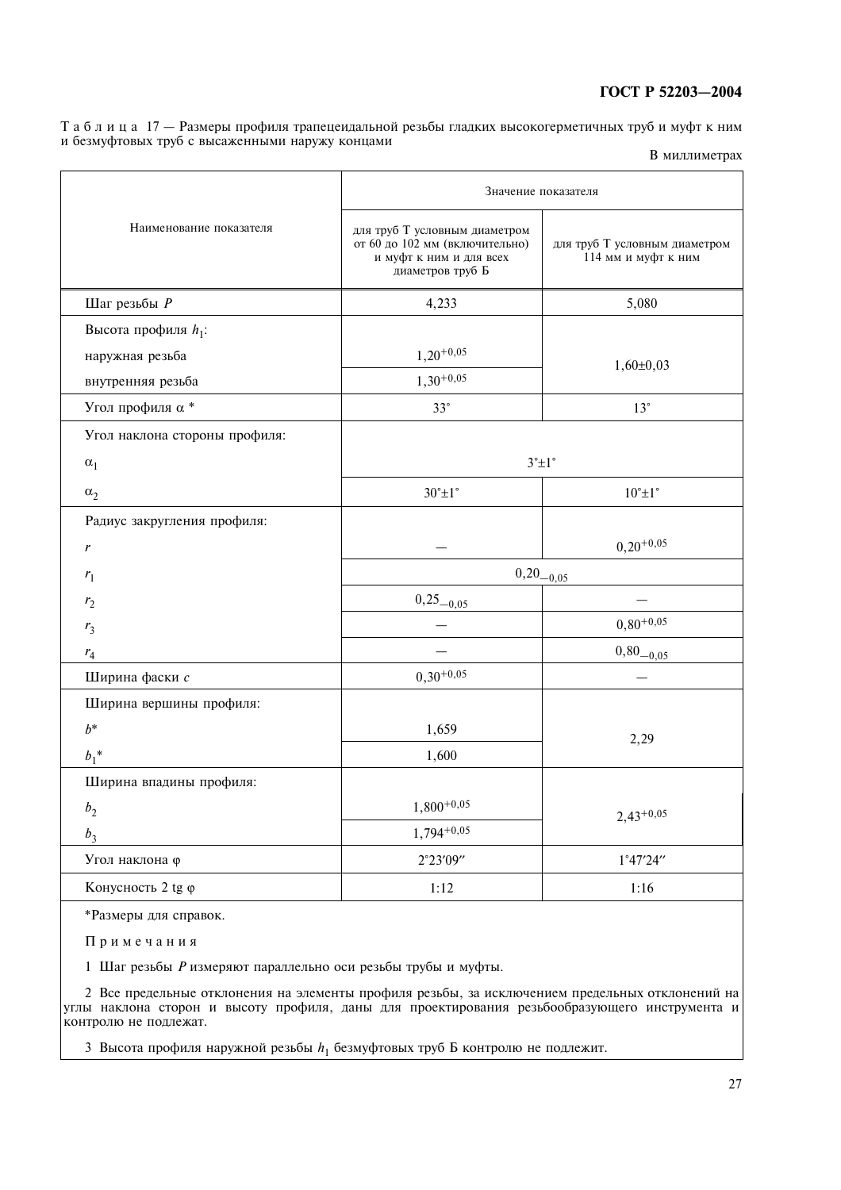Т а б л и ц а 17 — Размеры профиля трапецеидальной резьбы гладких высокогерметичных труб и муфт к ним и безмуфтовых труб с высаженными наружу концами

В миллиметрах

| Наименование показателя | Значение показателя | |
|---|---|---|
| | для труб Т условным диаметром от 60 до 102 мм (включительно) и муфт к ним и для всех диаметров труб Б | для труб Т условным диаметром 114 мм и муфт к ним |
| Шаг резьбы $P$ | 4,233 | 5,080 |
| Высота профиля $h_1$: | | |
| наружная резьба | $1{,}20^{+0{,}05}$ | $1{,}60 \pm 0{,}03$ |
| внутренняя резьба | $1{,}30^{+0{,}05}$ | |
| Угол профиля α * | 33° | 13° |
| Угол наклона стороны профиля: | | |
| $\alpha_1$ | 3°±1° | |
| $\alpha_2$ | 30°±1° | 10°±1° |
| Радиус закругления профиля: | | |
| $r$ | — | $0{,}20^{+0{,}05}$ |
| $r_1$ | $0{,}20_{-0{,}05}$ | |
| $r_2$ | $0{,}25_{-0{,}05}$ | — |
| $r_3$ | — | $0{,}80^{+0{,}05}$ |
| $r_4$ | — | $0{,}80_{-0{,}05}$ |
| Ширина фаски $c$ | $0{,}30^{+0{,}05}$ | — |
| Ширина вершины профиля: | | |
| $b$* | 1,659 | 2,29 |
| $b_1$* | 1,600 | |
| Ширина впадины профиля: | | |
| $b_2$ | $1{,}800^{+0{,}05}$ | $2{,}43^{+0{,}05}$ |
| $b_3$ | $1{,}794^{+0{,}05}$ | |
| Угол наклона φ | 2°23′09″ | 1°47′24″ |
| Конусность 2 tg φ | 1:12 | 1:16 |

*Размеры для справок.

П р и м е ч а н и я

1 Шаг резьбы $P$ измеряют параллельно оси резьбы трубы и муфты.

2 Все предельные отклонения на элементы профиля резьбы, за исключением предельных отклонений на углы наклона сторон и высоту профиля, даны для проектирования резьбообразующего инструмента и контролю не подлежат.

3 Высота профиля наружной резьбы $h_1$ безмуфтовых труб Б контролю не подлежит.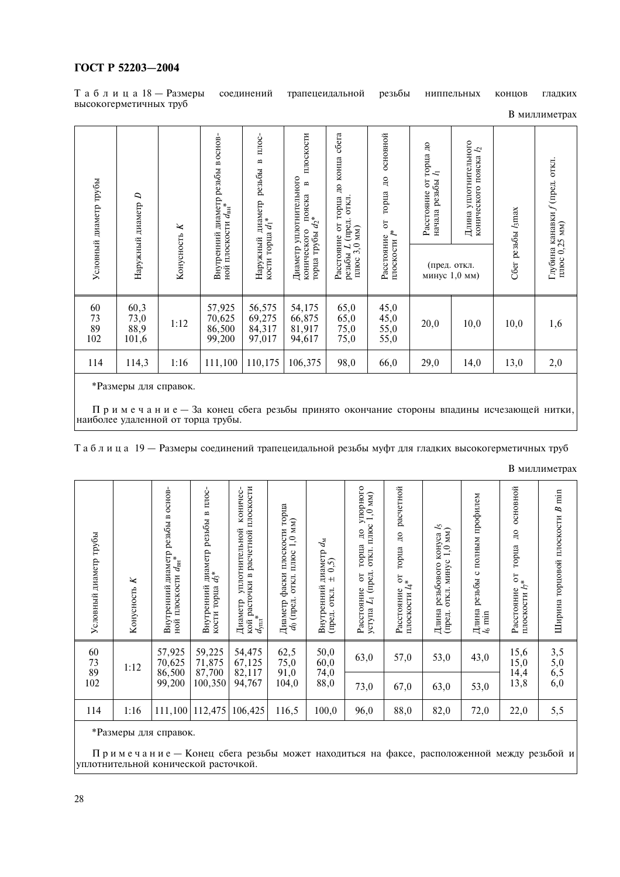Т а б л и ц а 18 — Размеры соединений трапецеидальной резьбы ниппельных концов гладких высокогерметичных труб

В миллиметрах

| Условный диаметр трубы | Наружный диаметр $D$ | Конусность $K$ | Внутренний диаметр резьбы в основной плоскости $d_{вн}$* | Наружный диаметр резьбы в плоскости торца $d_1$* | Диаметр уплотнительного конического пояска в плоскости торца трубы $d_2$* | Расстояние от торца до конца сбега резьбы $L$ (пред. откл. плюс 3,0 мм) | Расстояние от торца до основной плоскости $l$* | Расстояние от торца до начала резьбы $l_1$ (пред. откл. минус 1,0 мм) | Длина уплотнительного конического пояска $l_2$ (пред. откл. минус 1,0 мм) | Сбег резьбы $l_3$max | Глубина канавки $f$ (пред. откл. плюс 0,25 мм) |
|---|---|---|---|---|---|---|---|---|---|---|---|
| 60 | 60,3 | 1:12 | 57,925 | 56,575 | 54,175 | 65,0 | 45,0 | 20,0 | 10,0 | 10,0 | 1,6 |
| 73 | 73,0 | | 70,625 | 69,275 | 66,875 | 65,0 | 45,0 | | | | |
| 89 | 88,9 | | 86,500 | 84,317 | 81,917 | 75,0 | 55,0 | | | | |
| 102 | 101,6 | | 99,200 | 97,017 | 94,617 | 75,0 | 55,0 | | | | |
| 114 | 114,3 | 1:16 | 111,100 | 110,175 | 106,375 | 98,0 | 66,0 | 29,0 | 14,0 | 13,0 | 2,0 |

*Размеры для справок.

П р и м е ч а н и е — За конец сбега резьбы принято окончание стороны впадины исчезающей нитки, наиболее удаленной от торца трубы.

Т а б л и ц а 19 — Размеры соединений трапецеидальной резьбы муфт для гладких высокогерметичных труб

В миллиметрах

| Условный диаметр трубы | Конусность $K$ | Внутренний диаметр резьбы в основной плоскости $d_{вн}$* | Внутренний диаметр резьбы в плоскости торца $d_5$* | Диаметр уплотнительной конической расточки в расчетной плоскости $d_{упл}$* | Диаметр фаски плоскости торца $d_0$ (пред. откл. плюс 1,0 мм) | Внутренний диаметр $d_м$ (пред. откл. ± 0,5) | Расстояние от торца до упорного уступа $L_1$ (пред. откл. плюс 1,0 мм) | Расстояние от торца до расчетной плоскости $l_4$* | Длина резьбового конуса $l_5$ (пред. откл. минус 1,0 мм) | Длина резьбы с полным профилем $l_6$ min | Расстояние от торца до основной плоскости $l_7$* | Ширина торцовой плоскости $B$ min |
|---|---|---|---|---|---|---|---|---|---|---|---|---|
| 60 | 1:12 | 57,925 | 59,225 | 54,475 | 62,5 | 50,0 | 63,0 | 57,0 | 53,0 | 43,0 | 15,6 | 3,5 |
| 73 | | 70,625 | 71,875 | 67,125 | 75,0 | 60,0 | | | | | 15,0 | 5,0 |
| 89 | | 86,500 | 87,700 | 82,117 | 91,0 | 74,0 | 73,0 | 67,0 | 63,0 | 53,0 | 14,4 | 6,5 |
| 102 | | 99,200 | 100,350 | 94,767 | 104,0 | 88,0 | | | | | 13,8 | 6,0 |
| 114 | 1:16 | 111,100 | 112,475 | 106,425 | 116,5 | 100,0 | 96,0 | 88,0 | 82,0 | 72,0 | 22,0 | 5,5 |

*Размеры для справок.

П р и м е ч а н и е — Конец сбега резьбы может находиться на фаске, расположенной между резьбой и уплотнительной конической расточкой.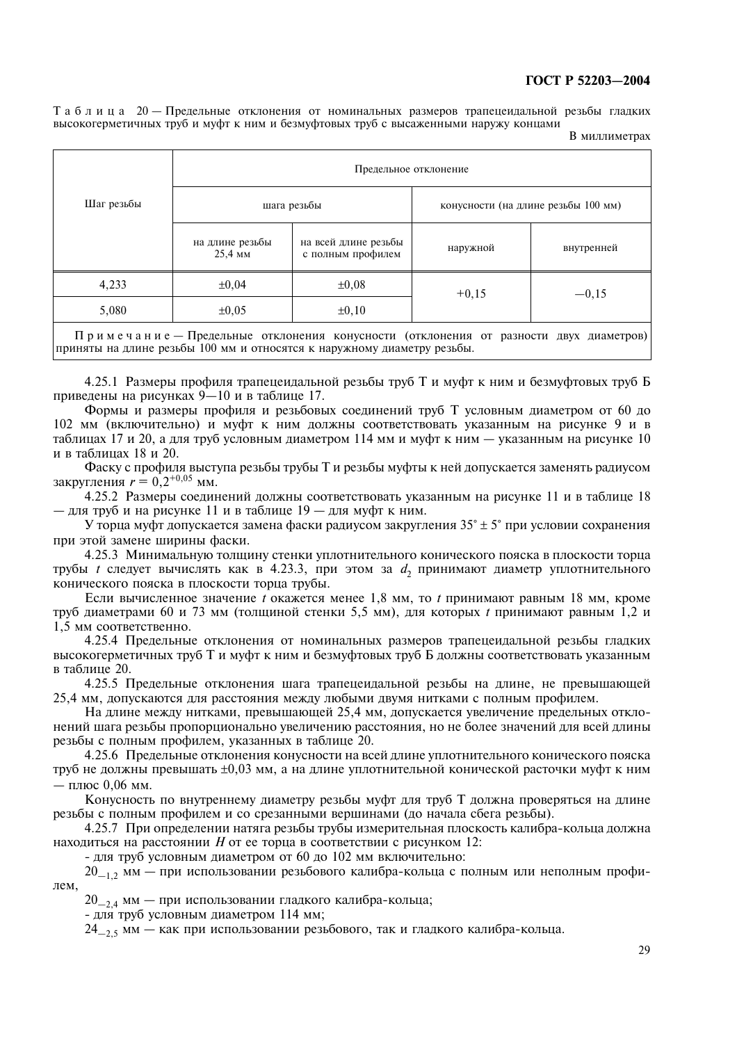Таблица 20 — Предельные отклонения от номинальных размеров трапецеидальной резьбы гладких высокогерметичных труб и муфт к ним и безмуфтовых труб с высаженными наружу концами

В миллиметрах

| Шаг резьбы | Предельное отклонение | | | |
|---|---|---|---|---|
| | шага резьбы | | конусности (на длине резьбы 100 мм) | |
| | на длине резьбы 25,4 мм | на всей длине резьбы с полным профилем | наружной | внутренней |
| 4,233 | ±0,04 | ±0,08 | +0,15 | −0,15 |
| 5,080 | ±0,05 | ±0,10 | | |

Примечание — Предельные отклонения конусности (отклонения от разности двух диаметров) приняты на длине резьбы 100 мм и относятся к наружному диаметру резьбы.

4.25.1 Размеры профиля трапецеидальной резьбы труб Т и муфт к ним и безмуфтовых труб Б приведены на рисунках 9—10 и в таблице 17.

Формы и размеры профиля и резьбовых соединений труб Т условным диаметром от 60 до 102 мм (включительно) и муфт к ним должны соответствовать указанным на рисунке 9 и в таблицах 17 и 20, а для труб условным диаметром 114 мм и муфт к ним — указанным на рисунке 10 и в таблицах 18 и 20.

Фаску с профиля выступа резьбы трубы Т и резьбы муфты к ней допускается заменять радиусом закругления $r = 0{,}2^{+0{,}05}$ мм.

4.25.2 Размеры соединений должны соответствовать указанным на рисунке 11 и в таблице 18 — для труб и на рисунке 11 и в таблице 19 — для муфт к ним.

У торца муфт допускается замена фаски радиусом закругления 35° ± 5° при условии сохранения при этой замене ширины фаски.

4.25.3 Минимальную толщину стенки уплотнительного конического пояска в плоскости торца трубы $t$ следует вычислять как в 4.23.3, при этом за $d_2$ принимают диаметр уплотнительного конического пояска в плоскости торца трубы.

Если вычисленное значение $t$ окажется менее 1,8 мм, то $t$ принимают равным 18 мм, кроме труб диаметрами 60 и 73 мм (толщиной стенки 5,5 мм), для которых $t$ принимают равным 1,2 и 1,5 мм соответственно.

4.25.4 Предельные отклонения от номинальных размеров трапецеидальной резьбы гладких высокогерметичных труб Т и муфт к ним и безмуфтовых труб Б должны соответствовать указанным в таблице 20.

4.25.5 Предельные отклонения шага трапецеидальной резьбы на длине, не превышающей 25,4 мм, допускаются для расстояния между любыми двумя нитками с полным профилем.

На длине между нитками, превышающей 25,4 мм, допускается увеличение предельных отклонений шага резьбы пропорционально увеличению расстояния, но не более значений для всей длины резьбы с полным профилем, указанных в таблице 20.

4.25.6 Предельные отклонения конусности на всей длине уплотнительного конического пояска труб не должны превышать ±0,03 мм, а на длине уплотнительной конической расточки муфт к ним — плюс 0,06 мм.

Конусность по внутреннему диаметру резьбы муфт для труб Т должна проверяться на длине резьбы с полным профилем и со срезанными вершинами (до начала сбега резьбы).

4.25.7 При определении натяга резьбы трубы измерительная плоскость калибра-кольца должна находиться на расстоянии $H$ от ее торца в соответствии с рисунком 12:

- для труб условным диаметром от 60 до 102 мм включительно:

$20_{-1,2}$ мм — при использовании резьбового калибра-кольца с полным или неполным профилем,

$20_{-2,4}$ мм — при использовании гладкого калибра-кольца;

- для труб условным диаметром 114 мм;

$24_{-2,5}$ мм — как при использовании резьбового, так и гладкого калибра-кольца.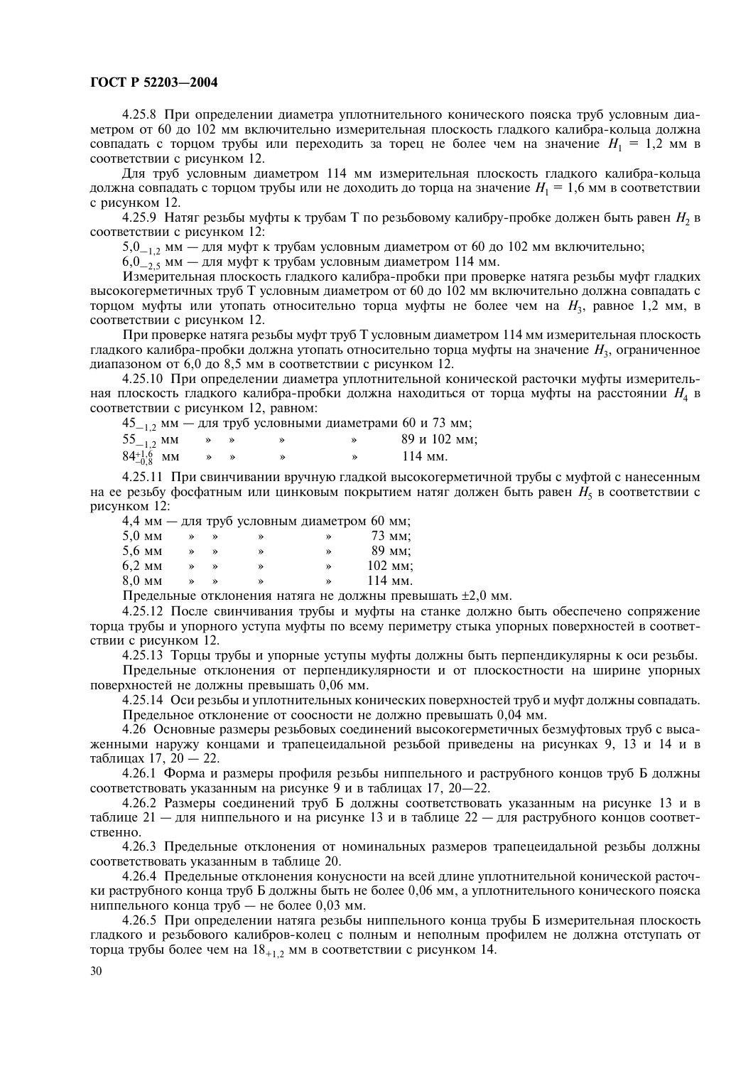4.25.8 При определении диаметра уплотнительного конического пояска труб условным диаметром от 60 до 102 мм включительно измерительная плоскость гладкого калибра-кольца должна совпадать с торцом трубы или переходить за торец не более чем на значение $H_1$ = 1,2 мм в соответствии с рисунком 12.

Для труб условным диаметром 114 мм измерительная плоскость гладкого калибра-кольца должна совпадать с торцом трубы или не доходить до торца на значение $H_1$ = 1,6 мм в соответствии с рисунком 12.

4.25.9 Натяг резьбы муфты к трубам Т по резьбовому калибру-пробке должен быть равен $H_2$ в соответствии с рисунком 12:

$5{,}0_{-1{,}2}$ мм — для муфт к трубам условным диаметром от 60 до 102 мм включительно;

$6{,}0_{-2{,}5}$ мм — для муфт к трубам условным диаметром 114 мм.

Измерительная плоскость гладкого калибра-пробки при проверке натяга резьбы муфт гладких высокогерметичных труб Т условным диаметром от 60 до 102 мм включительно должна совпадать с торцом муфты или утопать относительно торца муфты не более чем на $H_3$, равное 1,2 мм, в соответствии с рисунком 12.

При проверке натяга резьбы муфт труб Т условным диаметром 114 мм измерительная плоскость гладкого калибра-пробки должна утопать относительно торца муфты на значение $H_3$, ограниченное диапазоном от 6,0 до 8,5 мм в соответствии с рисунком 12.

4.25.10 При определении диаметра уплотнительной конической расточки муфты измерительная плоскость гладкого калибра-пробки должна находиться от торца муфты на расстоянии $H_4$ в соответствии с рисунком 12, равном:

$45_{-1{,}2}$ мм — для труб условными диаметрами 60 и 73 мм;

$55_{-1{,}2}$ мм » » » » 89 и 102 мм;

$84^{+1{,}6}_{-0{,}8}$ мм » » » » 114 мм.

4.25.11 При свинчивании вручную гладкой высокогерметичной трубы с муфтой с нанесенным на ее резьбу фосфатным или цинковым покрытием натяг должен быть равен $H_5$ в соответствии с рисунком 12:

4,4 мм — для труб условным диаметром 60 мм;

5,0 мм » » » » 73 мм;

5,6 мм » » » » 89 мм;

6,2 мм » » » » 102 мм;

8,0 мм » » » » 114 мм.

Предельные отклонения натяга не должны превышать ±2,0 мм.

4.25.12 После свинчивания трубы и муфты на станке должно быть обеспечено сопряжение торца трубы и упорного уступа муфты по всему периметру стыка упорных поверхностей в соответствии с рисунком 12.

4.25.13 Торцы трубы и упорные уступы муфты должны быть перпендикулярны к оси резьбы.

Предельные отклонения от перпендикулярности и от плоскостности на ширине упорных поверхностей не должны превышать 0,06 мм.

4.25.14 Оси резьбы и уплотнительных конических поверхностей труб и муфт должны совпадать.

Предельное отклонение от соосности не должно превышать 0,04 мм.

4.26 Основные размеры резьбовых соединений высокогерметичных безмуфтовых труб с высаженными наружу концами и трапецеидальной резьбой приведены на рисунках 9, 13 и 14 и в таблицах 17, 20 — 22.

4.26.1 Форма и размеры профиля резьбы ниппельного и раструбного концов труб Б должны соответствовать указанным на рисунке 9 и в таблицах 17, 20—22.

4.26.2 Размеры соединений труб Б должны соответствовать указанным на рисунке 13 и в таблице 21 — для ниппельного и на рисунке 13 и в таблице 22 — для раструбного концов соответственно.

4.26.3 Предельные отклонения от номинальных размеров трапецеидальной резьбы должны соответствовать указанным в таблице 20.

4.26.4 Предельные отклонения конусности на всей длине уплотнительной конической расточки раструбного конца труб Б должны быть не более 0,06 мм, а уплотнительного конического пояска ниппельного конца труб — не более 0,03 мм.

4.26.5 При определении натяга резьбы ниппельного конца трубы Б измерительная плоскость гладкого и резьбового калибров-колец с полным и неполным профилем не должна отступать от торца трубы более чем на $18_{+1{,}2}$ мм в соответствии с рисунком 14.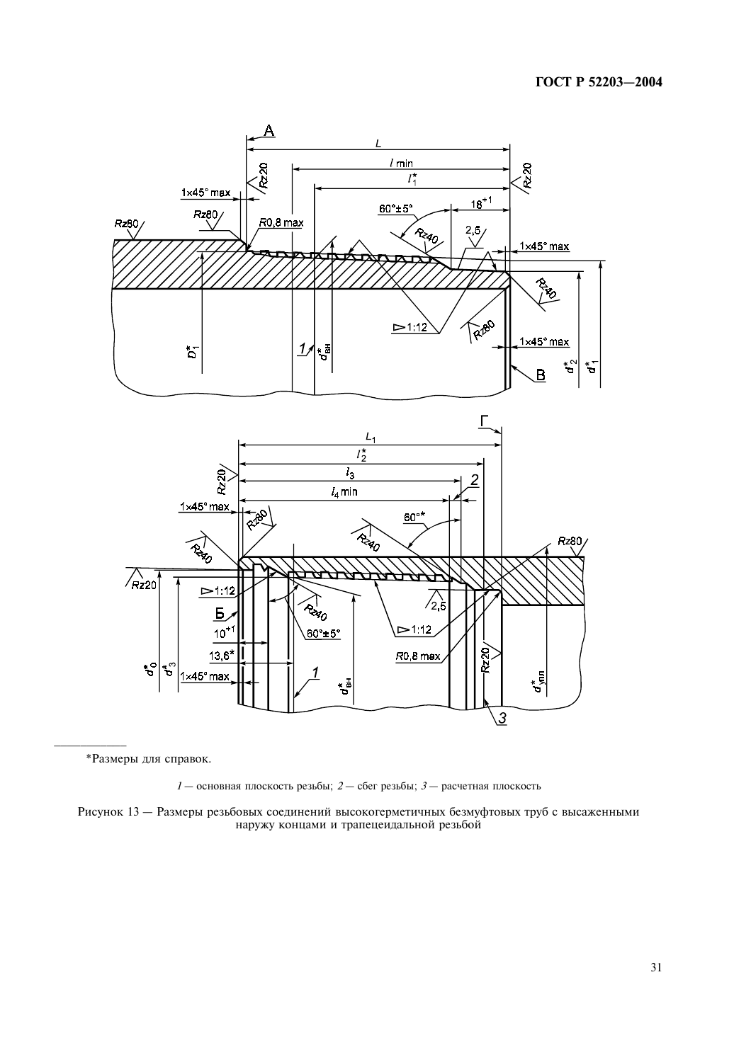*Размеры для справок.

*1* — основная плоскость резьбы; *2* — сбег резьбы; *3* — расчетная плоскость

Рисунок 13 — Размеры резьбовых соединений высокогерметичных безмуфтовых труб с высаженными наружу концами и трапецеидальной резьбой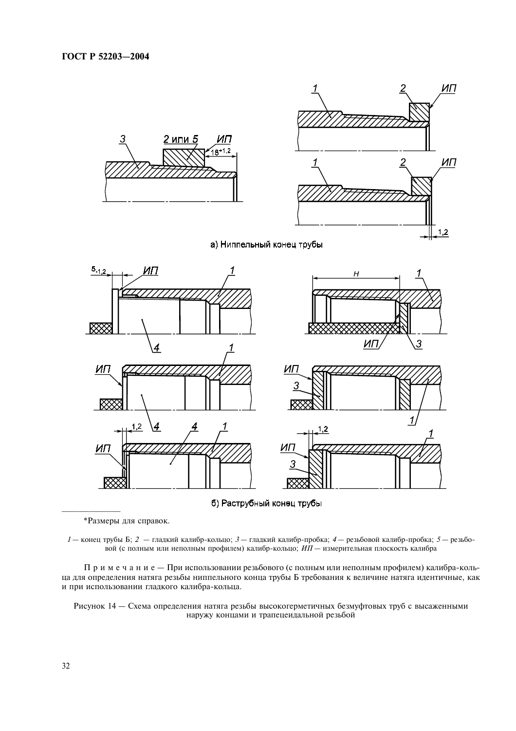а) Ниппельный конец трубы

б) Раструбный конец трубы

---

*Размеры для справок.

*1* — конец трубы Б; *2* — гладкий калибр-кольцо; *3* — гладкий калибр-пробка; *4* — резьбовой калибр-пробка; *5* — резьбовой (с полным или неполным профилем) калибр-кольцо; *ИП* — измерительная плоскость калибра

Примечание — При использовании резьбового (с полным или неполным профилем) калибра-кольца для определения натяга резьбы ниппельного конца трубы Б требования к величине натяга идентичные, как и при использовании гладкого калибра-кольца.

Рисунок 14 — Схема определения натяга резьбы высокогерметичных безмуфтовых труб с высаженными наружу концами и трапецеидальной резьбой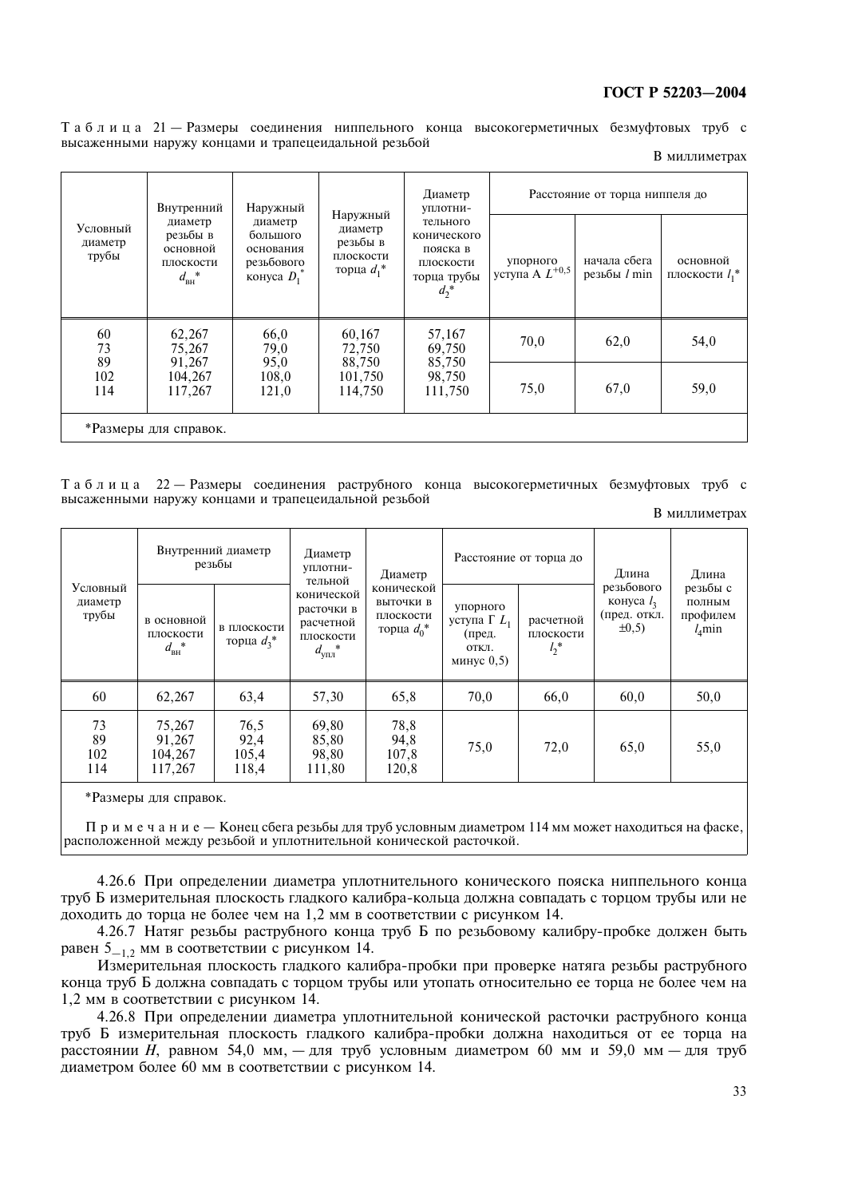Таблица 21 — Размеры соединения ниппельного конца высокогерметичных безмуфтовых труб с высаженными наружу концами и трапецеидальной резьбой

В миллиметрах

| Условный диаметр трубы | Внутренний диаметр резьбы в основной плоскости $d_{вн}$* | Наружный диаметр большого основания резьбового конуса $D_1$* | Наружный диаметр резьбы в плоскости торца $d_1$* | Диаметр уплотнительного конического пояска в плоскости торца трубы $d_2$* | Расстояние от торца ниппеля до | | |
|---|---|---|---|---|---|---|---|
| | | | | | упорного уступа А $L^{+0,5}$ | начала сбега резьбы $l$ min | основной плоскости $l_1$* |
| 60 | 62,267 | 66,0 | 60,167 | 57,167 | 70,0 | 62,0 | 54,0 |
| 73 | 75,267 | 79,0 | 72,750 | 69,750 | | | |
| 89 | 91,267 | 95,0 | 88,750 | 85,750 | 75,0 | 67,0 | 59,0 |
| 102 | 104,267 | 108,0 | 101,750 | 98,750 | | | |
| 114 | 117,267 | 121,0 | 114,750 | 111,750 | | | |

*Размеры для справок.

Таблица 22 — Размеры соединения раструбного конца высокогерметичных безмуфтовых труб с высаженными наружу концами и трапецеидальной резьбой

В миллиметрах

| Условный диаметр трубы | Внутренний диаметр резьбы | | Диаметр уплотнительной конической расточки в расчетной плоскости $d_{упл}$* | Диаметр конической выточки в плоскости торца $d_0$* | Расстояние от торца до | | Длина резьбового конуса $l_3$ (пред. откл. ±0,5) | Длина резьбы с полным профилем $l_4$min |
|---|---|---|---|---|---|---|---|---|
| | в основной плоскости $d_{вн}$* | в плоскости торца $d_3$* | | | упорного уступа Г $L_1$ (пред. откл. минус 0,5) | расчетной плоскости $l_2$* | | |
| 60 | 62,267 | 63,4 | 57,30 | 65,8 | 70,0 | 66,0 | 60,0 | 50,0 |
| 73 | 75,267 | 76,5 | 69,80 | 78,8 | 75,0 | 72,0 | 65,0 | 55,0 |
| 89 | 91,267 | 92,4 | 85,80 | 94,8 | | | | |
| 102 | 104,267 | 105,4 | 98,80 | 107,8 | | | | |
| 114 | 117,267 | 118,4 | 111,80 | 120,8 | | | | |

*Размеры для справок.

Примечание — Конец сбега резьбы для труб условным диаметром 114 мм может находиться на фаске, расположенной между резьбой и уплотнительной конической расточкой.

4.26.6 При определении диаметра уплотнительного конического пояска ниппельного конца труб Б измерительная плоскость гладкого калибра-кольца должна совпадать с торцом трубы или не доходить до торца не более чем на 1,2 мм в соответствии с рисунком 14.

4.26.7 Натяг резьбы раструбного конца труб Б по резьбовому калибру-пробке должен быть равен $5_{-1,2}$ мм в соответствии с рисунком 14.

Измерительная плоскость гладкого калибра-пробки при проверке натяга резьбы раструбного конца труб Б должна совпадать с торцом трубы или утопать относительно ее торца не более чем на 1,2 мм в соответствии с рисунком 14.

4.26.8 При определении диаметра уплотнительной конической расточки раструбного конца труб Б измерительная плоскость гладкого калибра-пробки должна находиться от ее торца на расстоянии $H$, равном 54,0 мм, — для труб условным диаметром 60 мм и 59,0 мм — для труб диаметром более 60 мм в соответствии с рисунком 14.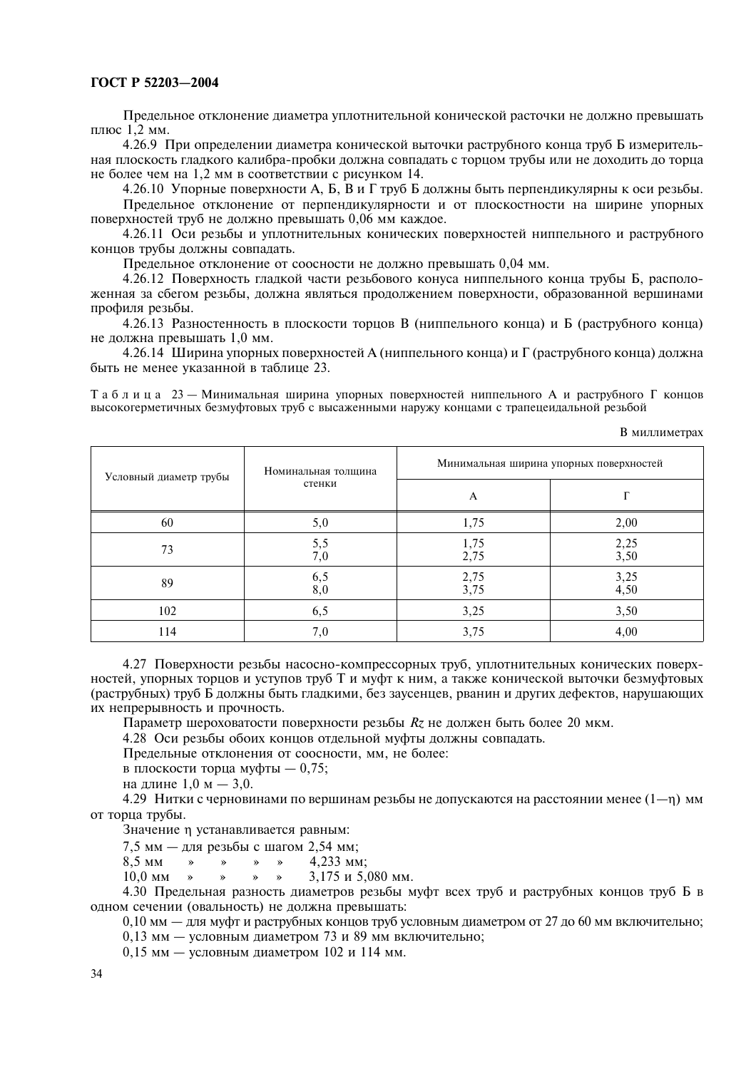Предельное отклонение диаметра уплотнительной конической расточки не должно превышать плюс 1,2 мм.

4.26.9 При определении диаметра конической выточки раструбного конца труб Б измерительная плоскость гладкого калибра-пробки должна совпадать с торцом трубы или не доходить до торца не более чем на 1,2 мм в соответствии с рисунком 14.

4.26.10 Упорные поверхности А, Б, В и Г труб Б должны быть перпендикулярны к оси резьбы.

Предельное отклонение от перпендикулярности и от плоскостности на ширине упорных поверхностей труб не должно превышать 0,06 мм каждое.

4.26.11 Оси резьбы и уплотнительных конических поверхностей ниппельного и раструбного концов трубы должны совпадать.

Предельное отклонение от соосности не должно превышать 0,04 мм.

4.26.12 Поверхность гладкой части резьбового конуса ниппельного конца трубы Б, расположенная за сбегом резьбы, должна являться продолжением поверхности, образованной вершинами профиля резьбы.

4.26.13 Разностенность в плоскости торцов В (ниппельного конца) и Б (раструбного конца) не должна превышать 1,0 мм.

4.26.14 Ширина упорных поверхностей А (ниппельного конца) и Г (раструбного конца) должна быть не менее указанной в таблице 23.

Таблица 23 — Минимальная ширина упорных поверхностей ниппельного А и раструбного Г концов высокогерметичных безмуфтовых труб с высаженными наружу концами с трапецеидальной резьбой

В миллиметрах

| Условный диаметр трубы | Номинальная толщина стенки | Минимальная ширина упорных поверхностей | |
|---|---|---|---|
| | | А | Г |
| 60 | 5,0 | 1,75 | 2,00 |
| 73 | 5,5<br>7,0 | 1,75<br>2,75 | 2,25<br>3,50 |
| 89 | 6,5<br>8,0 | 2,75<br>3,75 | 3,25<br>4,50 |
| 102 | 6,5 | 3,25 | 3,50 |
| 114 | 7,0 | 3,75 | 4,00 |

4.27 Поверхности резьбы насосно-компрессорных труб, уплотнительных конических поверхностей, упорных торцов и уступов труб Т и муфт к ним, а также конической выточки безмуфтовых (раструбных) труб Б должны быть гладкими, без заусенцев, рванин и других дефектов, нарушающих их непрерывность и прочность.

Параметр шероховатости поверхности резьбы $Rz$ не должен быть более 20 мкм.

4.28 Оси резьбы обоих концов отдельной муфты должны совпадать.

Предельные отклонения от соосности, мм, не более:

в плоскости торца муфты — 0,75;

на длине 1,0 м — 3,0.

4.29 Нитки с черновинами по вершинам резьбы не допускаются на расстоянии менее (1—η) мм от торца трубы.

Значение η устанавливается равным:

7,5 мм — для резьбы с шагом 2,54 мм;

8,5 мм » » » » 4,233 мм;

10,0 мм » » » » 3,175 и 5,080 мм.

4.30 Предельная разность диаметров резьбы муфт всех труб и раструбных концов труб Б в одном сечении (овальность) не должна превышать:

0,10 мм — для муфт и раструбных концов труб условным диаметром от 27 до 60 мм включительно;

0,13 мм — условным диаметром 73 и 89 мм включительно;

0,15 мм — условным диаметром 102 и 114 мм.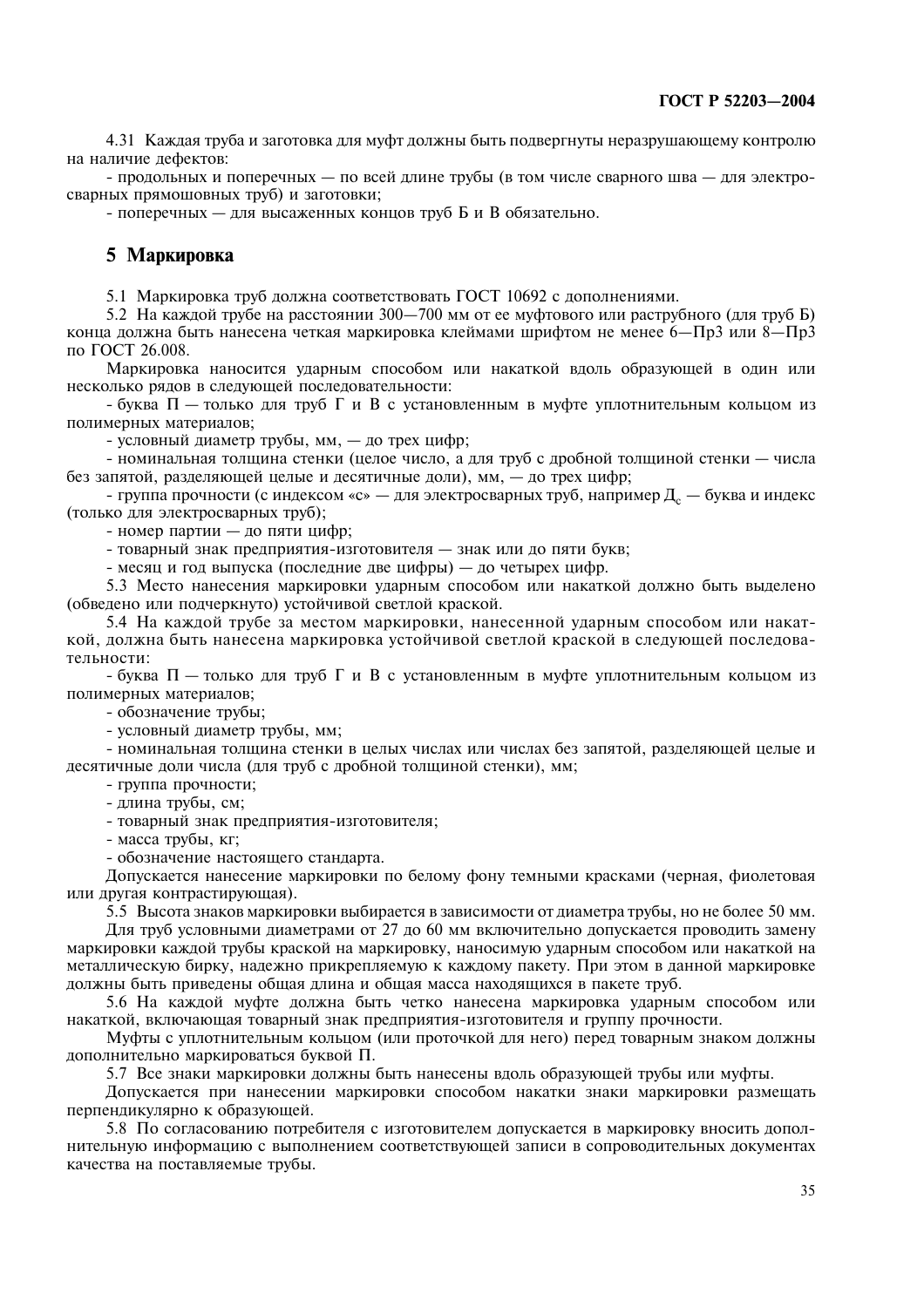4.31 Каждая труба и заготовка для муфт должны быть подвергнуты неразрушающему контролю на наличие дефектов:

- продольных и поперечных — по всей длине трубы (в том числе сварного шва — для электросварных прямошовных труб) и заготовки;
- поперечных — для высаженных концов труб Б и В обязательно.

## 5 Маркировка

5.1 Маркировка труб должна соответствовать ГОСТ 10692 с дополнениями.

5.2 На каждой трубе на расстоянии 300—700 мм от ее муфтового или раструбного (для труб Б) конца должна быть нанесена четкая маркировка клеймами шрифтом не менее 6—Пр3 или 8—Пр3 по ГОСТ 26.008.

Маркировка наносится ударным способом или накаткой вдоль образующей в один или несколько рядов в следующей последовательности:

- буква П — только для труб Г и В с установленным в муфте уплотнительным кольцом из полимерных материалов;
- условный диаметр трубы, мм, — до трех цифр;
- номинальная толщина стенки (целое число, а для труб с дробной толщиной стенки — числа без запятой, разделяющей целые и десятичные доли), мм, — до трех цифр;
- группа прочности (с индексом «с» — для электросварных труб, например $Д_с$ — буква и индекс (только для электросварных труб);
- номер партии — до пяти цифр;
- товарный знак предприятия-изготовителя — знак или до пяти букв;
- месяц и год выпуска (последние две цифры) — до четырех цифр.

5.3 Место нанесения маркировки ударным способом или накаткой должно быть выделено (обведено или подчеркнуто) устойчивой светлой краской.

5.4 На каждой трубе за местом маркировки, нанесенной ударным способом или накаткой, должна быть нанесена маркировка устойчивой светлой краской в следующей последовательности:

- буква П — только для труб Г и В с установленным в муфте уплотнительным кольцом из полимерных материалов;
- обозначение трубы;
- условный диаметр трубы, мм;
- номинальная толщина стенки в целых числах или числах без запятой, разделяющей целые и десятичные доли числа (для труб с дробной толщиной стенки), мм;
- группа прочности;
- длина трубы, см;
- товарный знак предприятия-изготовителя;
- масса трубы, кг;
- обозначение настоящего стандарта.

Допускается нанесение маркировки по белому фону темными красками (черная, фиолетовая или другая контрастирующая).

5.5 Высота знаков маркировки выбирается в зависимости от диаметра трубы, но не более 50 мм.

Для труб условными диаметрами от 27 до 60 мм включительно допускается проводить замену маркировки каждой трубы краской на маркировку, наносимую ударным способом или накаткой на металлическую бирку, надежно прикрепляемую к каждому пакету. При этом в данной маркировке должны быть приведены общая длина и общая масса находящихся в пакете труб.

5.6 На каждой муфте должна быть четко нанесена маркировка ударным способом или накаткой, включающая товарный знак предприятия-изготовителя и группу прочности.

Муфты с уплотнительным кольцом (или проточкой для него) перед товарным знаком должны дополнительно маркироваться буквой П.

5.7 Все знаки маркировки должны быть нанесены вдоль образующей трубы или муфты.

Допускается при нанесении маркировки способом накатки знаки маркировки размещать перпендикулярно к образующей.

5.8 По согласованию потребителя с изготовителем допускается в маркировку вносить дополнительную информацию с выполнением соответствующей записи в сопроводительных документах качества на поставляемые трубы.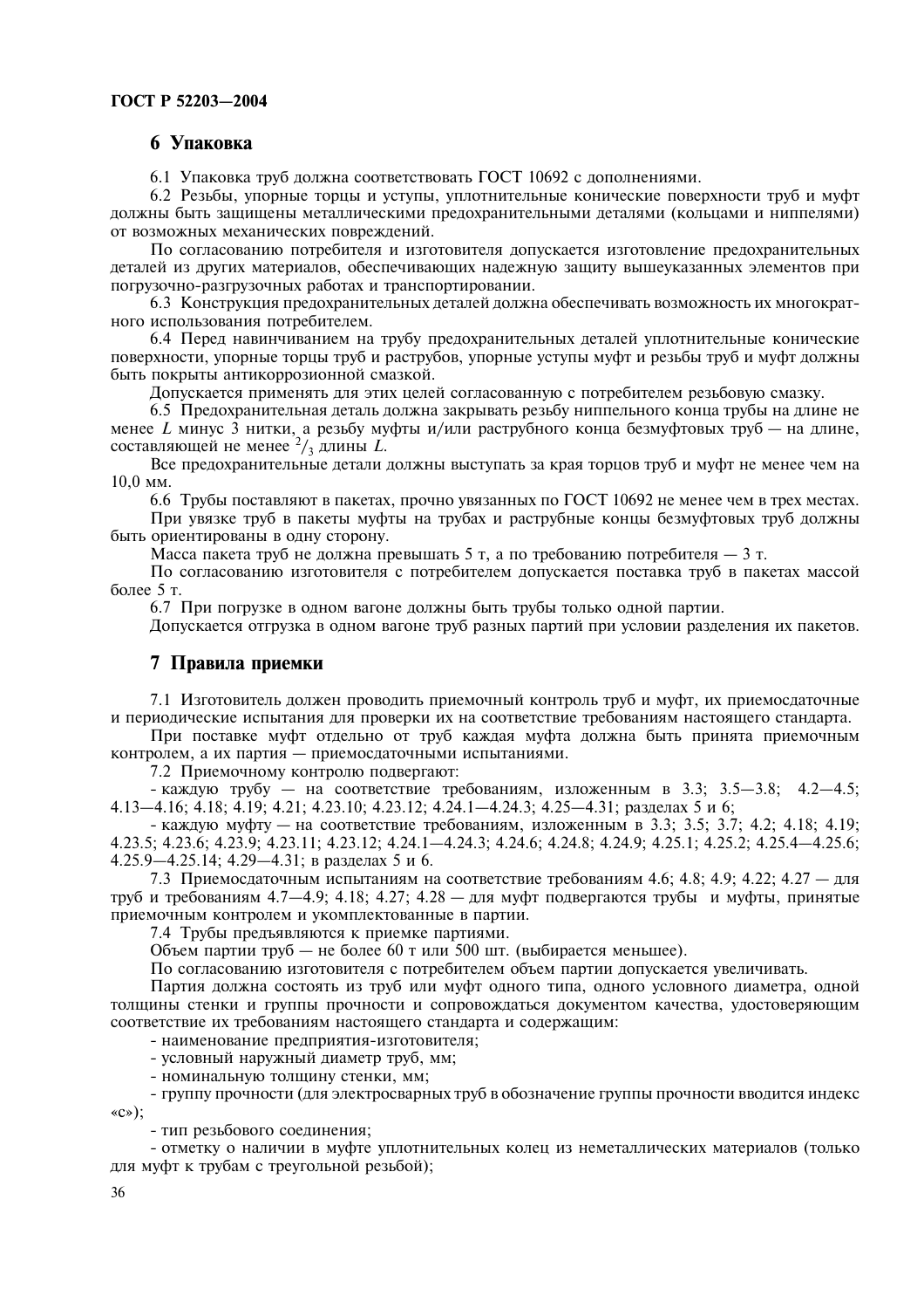## 6 Упаковка

6.1 Упаковка труб должна соответствовать ГОСТ 10692 с дополнениями.

6.2 Резьбы, упорные торцы и уступы, уплотнительные конические поверхности труб и муфт должны быть защищены металлическими предохранительными деталями (кольцами и ниппелями) от возможных механических повреждений.

По согласованию потребителя и изготовителя допускается изготовление предохранительных деталей из других материалов, обеспечивающих надежную защиту вышеуказанных элементов при погрузочно-разгрузочных работах и транспортировании.

6.3 Конструкция предохранительных деталей должна обеспечивать возможность их многократного использования потребителем.

6.4 Перед навинчиванием на трубу предохранительных деталей уплотнительные конические поверхности, упорные торцы труб и раструбов, упорные уступы муфт и резьбы труб и муфт должны быть покрыты антикоррозионной смазкой.

Допускается применять для этих целей согласованную с потребителем резьбовую смазку.

6.5 Предохранительная деталь должна закрывать резьбу ниппельного конца трубы на длине не менее $L$ минус 3 нитки, а резьбу муфты и/или раструбного конца безмуфтовых труб — на длине, составляющей не менее $^2/_3$ длины $L$.

Все предохранительные детали должны выступать за края торцов труб и муфт не менее чем на 10,0 мм.

6.6 Трубы поставляют в пакетах, прочно увязанных по ГОСТ 10692 не менее чем в трех местах.

При увязке труб в пакеты муфты на трубах и раструбные концы безмуфтовых труб должны быть ориентированы в одну сторону.

Масса пакета труб не должна превышать 5 т, а по требованию потребителя — 3 т.

По согласованию изготовителя с потребителем допускается поставка труб в пакетах массой более 5 т.

6.7 При погрузке в одном вагоне должны быть трубы только одной партии.

Допускается отгрузка в одном вагоне труб разных партий при условии разделения их пакетов.

## 7 Правила приемки

7.1 Изготовитель должен проводить приемочный контроль труб и муфт, их приемосдаточные и периодические испытания для проверки их на соответствие требованиям настоящего стандарта.

При поставке муфт отдельно от труб каждая муфта должна быть принята приемочным контролем, а их партия — приемосдаточными испытаниями.

7.2 Приемочному контролю подвергают:

- каждую трубу — на соответствие требованиям, изложенным в 3.3; 3.5—3.8; 4.2—4.5; 4.13—4.16; 4.18; 4.19; 4.21; 4.23.10; 4.23.12; 4.24.1—4.24.3; 4.25—4.31; разделах 5 и 6;
- каждую муфту — на соответствие требованиям, изложенным в 3.3; 3.5; 3.7; 4.2; 4.18; 4.19; 4.23.5; 4.23.6; 4.23.9; 4.23.11; 4.23.12; 4.24.1—4.24.3; 4.24.6; 4.24.8; 4.24.9; 4.25.1; 4.25.2; 4.25.4—4.25.6; 4.25.9—4.25.14; 4.29—4.31; в разделах 5 и 6.

7.3 Приемосдаточным испытаниям на соответствие требованиям 4.6; 4.8; 4.9; 4.22; 4.27 — для труб и требованиям 4.7—4.9; 4.18; 4.27; 4.28 — для муфт подвергаются трубы и муфты, принятые приемочным контролем и укомплектованные в партии.

7.4 Трубы предъявляются к приемке партиями.

Объем партии труб — не более 60 т или 500 шт. (выбирается меньшее).

По согласованию изготовителя с потребителем объем партии допускается увеличивать.

Партия должна состоять из труб или муфт одного типа, одного условного диаметра, одной толщины стенки и группы прочности и сопровождаться документом качества, удостоверяющим соответствие их требованиям настоящего стандарта и содержащим:

- наименование предприятия-изготовителя;
- условный наружный диаметр труб, мм;
- номинальную толщину стенки, мм;
- группу прочности (для электросварных труб в обозначение группы прочности вводится индекс «с»);
- тип резьбового соединения;
- отметку о наличии в муфте уплотнительных колец из неметаллических материалов (только для муфт к трубам с треугольной резьбой);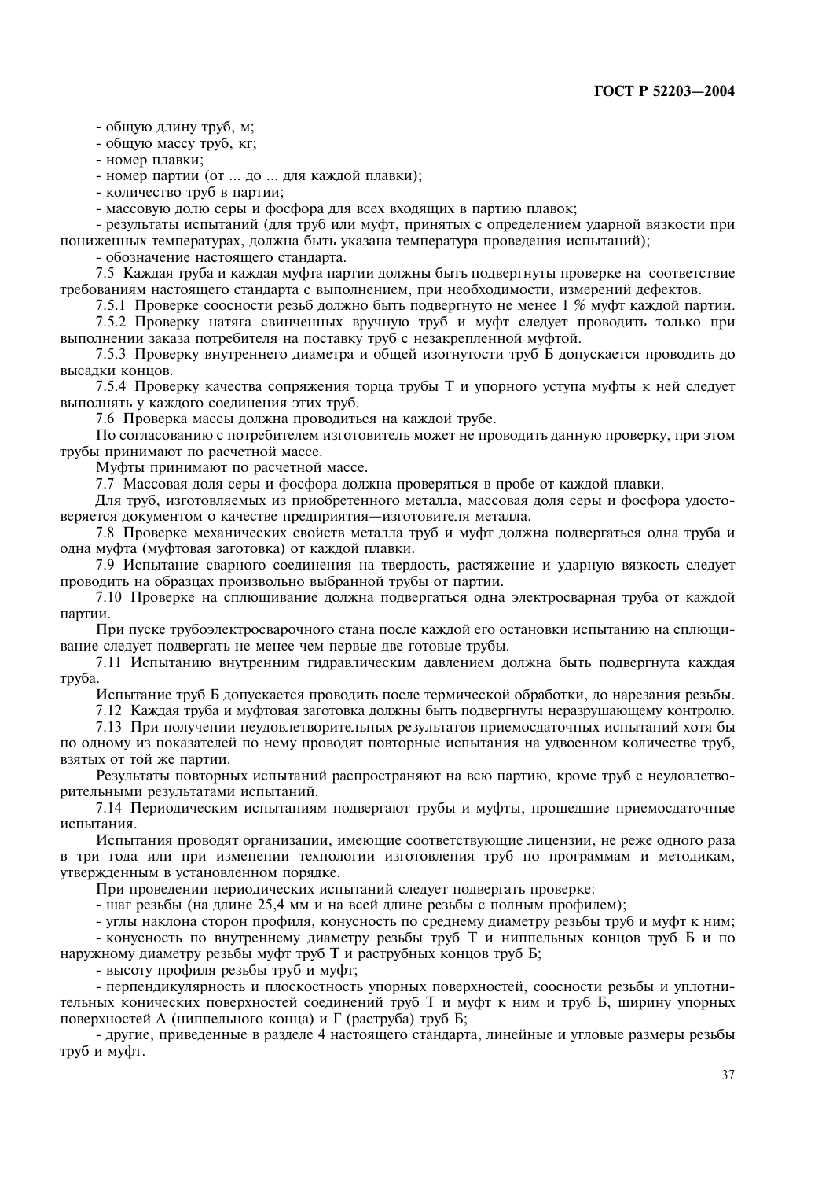- общую длину труб, м;
- общую массу труб, кг;
- номер плавки;
- номер партии (от ... до ... для каждой плавки);
- количество труб в партии;
- массовую долю серы и фосфора для всех входящих в партию плавок;
- результаты испытаний (для труб или муфт, принятых с определением ударной вязкости при пониженных температурах, должна быть указана температура проведения испытаний);
- обозначение настоящего стандарта.

7.5 Каждая труба и каждая муфта партии должны быть подвергнуты проверке на соответствие требованиям настоящего стандарта с выполнением, при необходимости, измерений дефектов.

7.5.1 Проверке соосности резьб должно быть подвергнуто не менее 1 % муфт каждой партии.

7.5.2 Проверку натяга свинченных вручную труб и муфт следует проводить только при выполнении заказа потребителя на поставку труб с незакрепленной муфтой.

7.5.3 Проверку внутреннего диаметра и общей изогнутости труб Б допускается проводить до высадки концов.

7.5.4 Проверку качества сопряжения торца трубы Т и упорного уступа муфты к ней следует выполнять у каждого соединения этих труб.

7.6 Проверка массы должна проводиться на каждой трубе.

По согласованию с потребителем изготовитель может не проводить данную проверку, при этом трубы принимают по расчетной массе.

Муфты принимают по расчетной массе.

7.7 Массовая доля серы и фосфора должна проверяться в пробе от каждой плавки.

Для труб, изготовляемых из приобретенного металла, массовая доля серы и фосфора удостоверяется документом о качестве предприятия—изготовителя металла.

7.8 Проверке механических свойств металла труб и муфт должна подвергаться одна труба и одна муфта (муфтовая заготовка) от каждой плавки.

7.9 Испытание сварного соединения на твердость, растяжение и ударную вязкость следует проводить на образцах произвольно выбранной трубы от партии.

7.10 Проверке на сплющивание должна подвергаться одна электросварная труба от каждой партии.

При пуске трубоэлектросварочного стана после каждой его остановки испытанию на сплющивание следует подвергать не менее чем первые две готовые трубы.

7.11 Испытанию внутренним гидравлическим давлением должна быть подвергнута каждая труба.

Испытание труб Б допускается проводить после термической обработки, до нарезания резьбы.

7.12 Каждая труба и муфтовая заготовка должны быть подвергнуты неразрушающему контролю.

7.13 При получении неудовлетворительных результатов приемосдаточных испытаний хотя бы по одному из показателей по нему проводят повторные испытания на удвоенном количестве труб, взятых от той же партии.

Результаты повторных испытаний распространяют на всю партию, кроме труб с неудовлетворительными результатами испытаний.

7.14 Периодическим испытаниям подвергают трубы и муфты, прошедшие приемосдаточные испытания.

Испытания проводят организации, имеющие соответствующие лицензии, не реже одного раза в три года или при изменении технологии изготовления труб по программам и методикам, утвержденным в установленном порядке.

При проведении периодических испытаний следует подвергать проверке:

- шаг резьбы (на длине 25,4 мм и на всей длине резьбы с полным профилем);
- углы наклона сторон профиля, конусность по среднему диаметру резьбы труб и муфт к ним;
- конусность по внутреннему диаметру резьбы труб Т и ниппельных концов труб Б и по наружному диаметру резьбы муфт труб Т и раструбных концов труб Б;
- высоту профиля резьбы труб и муфт;
- перпендикулярность и плоскостность упорных поверхностей, соосности резьбы и уплотнительных конических поверхностей соединений труб Т и муфт к ним и труб Б, ширину упорных поверхностей А (ниппельного конца) и Г (раструба) труб Б;
- другие, приведенные в разделе 4 настоящего стандарта, линейные и угловые размеры резьбы труб и муфт.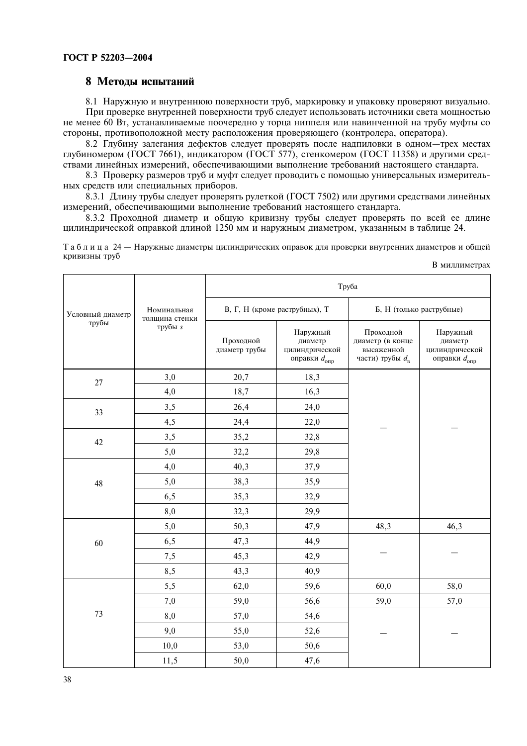## 8 Методы испытаний

8.1 Наружную и внутреннюю поверхности труб, маркировку и упаковку проверяют визуально.

При проверке внутренней поверхности труб следует использовать источники света мощностью не менее 60 Вт, устанавливаемые поочередно у торца ниппеля или навинченной на трубу муфты со стороны, противоположной месту расположения проверяющего (контролера, оператора).

8.2 Глубину залегания дефектов следует проверять после надпиловки в одном—трех местах глубиномером (ГОСТ 7661), индикатором (ГОСТ 577), стенкомером (ГОСТ 11358) и другими средствами линейных измерений, обеспечивающими выполнение требований настоящего стандарта.

8.3 Проверку размеров труб и муфт следует проводить с помощью универсальных измерительных средств или специальных приборов.

8.3.1 Длину трубы следует проверять рулеткой (ГОСТ 7502) или другими средствами линейных измерений, обеспечивающими выполнение требований настоящего стандарта.

8.3.2 Проходной диаметр и общую кривизну трубы следует проверять по всей ее длине цилиндрической оправкой длиной 1250 мм и наружным диаметром, указанным в таблице 24.

Таблица 24 — Наружные диаметры цилиндрических оправок для проверки внутренних диаметров и общей кривизны труб

В миллиметрах

| Условный диаметр трубы | Номинальная толщина стенки трубы $s$ | Труба | | | |
|---|---|---|---|---|---|
| | | В, Г, Н (кроме раструбных), Т | | Б, Н (только раструбные) | |
| | | Проходной диаметр трубы | Наружный диаметр цилиндрической оправки $d_{опр}$ | Проходной диаметр (в конце высаженной части) трубы $d_в$ | Наружный диаметр цилиндрической оправки $d_{опр}$ |
| 27 | 3,0 | 20,7 | 18,3 | — | — |
| | 4,0 | 18,7 | 16,3 | | |
| 33 | 3,5 | 26,4 | 24,0 | | |
| | 4,5 | 24,4 | 22,0 | | |
| 42 | 3,5 | 35,2 | 32,8 | | |
| | 5,0 | 32,2 | 29,8 | | |
| 48 | 4,0 | 40,3 | 37,9 | | |
| | 5,0 | 38,3 | 35,9 | | |
| | 6,5 | 35,3 | 32,9 | | |
| | 8,0 | 32,3 | 29,9 | | |
| 60 | 5,0 | 50,3 | 47,9 | 48,3 | 46,3 |
| | 6,5 | 47,3 | 44,9 | — | — |
| | 7,5 | 45,3 | 42,9 | | |
| | 8,5 | 43,3 | 40,9 | | |
| 73 | 5,5 | 62,0 | 59,6 | 60,0 | 58,0 |
| | 7,0 | 59,0 | 56,6 | 59,0 | 57,0 |
| | 8,0 | 57,0 | 54,6 | — | — |
| | 9,0 | 55,0 | 52,6 | | |
| | 10,0 | 53,0 | 50,6 | | |
| | 11,5 | 50,0 | 47,6 | | |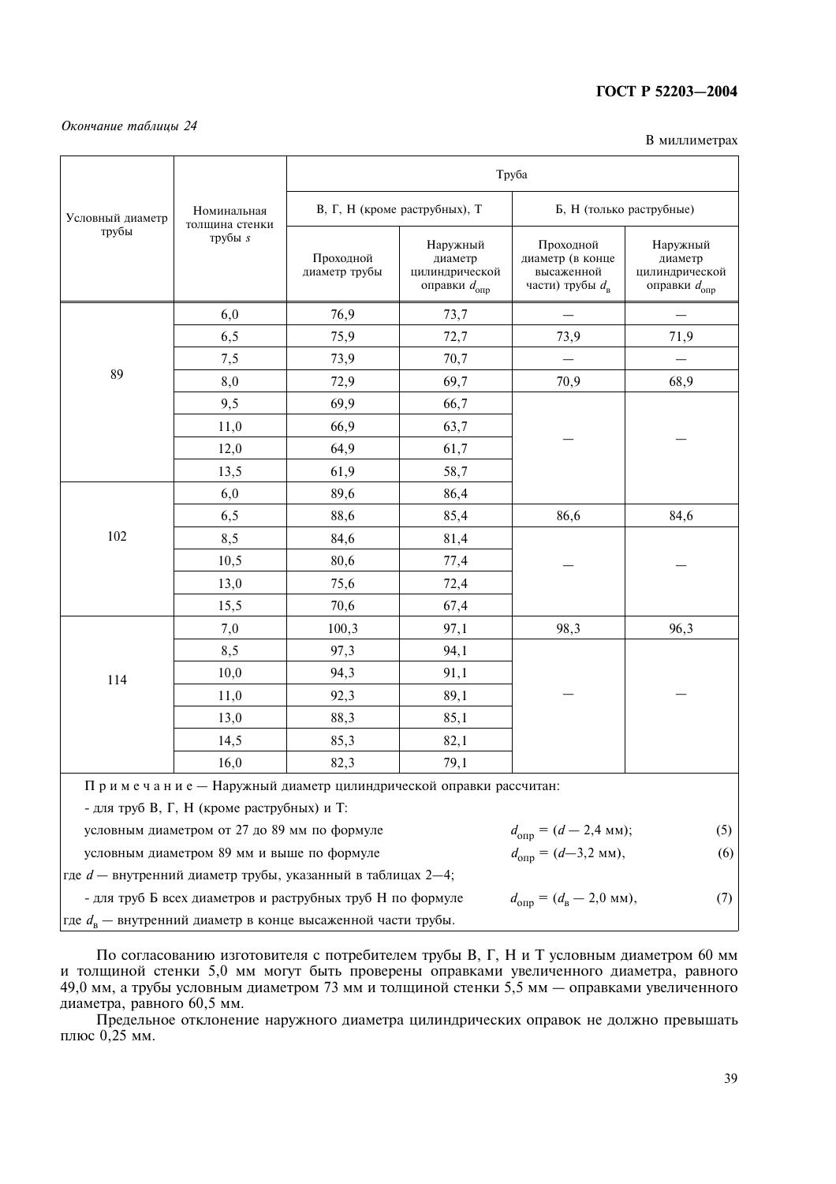*Окончание таблицы 24*

В миллиметрах

| Условный диаметр трубы | Номинальная толщина стенки трубы $s$ | Труба | | | |
|---|---|---|---|---|---|
| | | В, Г, Н (кроме раструбных), Т | | Б, Н (только раструбные) | |
| | | Проходной диаметр трубы | Наружный диаметр цилиндрической оправки $d_{опр}$ | Проходной диаметр (в конце высаженной части) трубы $d_в$ | Наружный диаметр цилиндрической оправки $d_{опр}$ |
| 89 | 6,0 | 76,9 | 73,7 | — | — |
| | 6,5 | 75,9 | 72,7 | 73,9 | 71,9 |
| | 7,5 | 73,9 | 70,7 | — | — |
| | 8,0 | 72,9 | 69,7 | 70,9 | 68,9 |
| | 9,5 | 69,9 | 66,7 | — | — |
| | 11,0 | 66,9 | 63,7 | | |
| | 12,0 | 64,9 | 61,7 | | |
| | 13,5 | 61,9 | 58,7 | | |
| 102 | 6,0 | 89,6 | 86,4 | | |
| | 6,5 | 88,6 | 85,4 | 86,6 | 84,6 |
| | 8,5 | 84,6 | 81,4 | — | — |
| | 10,5 | 80,6 | 77,4 | | |
| | 13,0 | 75,6 | 72,4 | | |
| | 15,5 | 70,6 | 67,4 | | |
| 114 | 7,0 | 100,3 | 97,1 | 98,3 | 96,3 |
| | 8,5 | 97,3 | 94,1 | — | — |
| | 10,0 | 94,3 | 91,1 | | |
| | 11,0 | 92,3 | 89,1 | | |
| | 13,0 | 88,3 | 85,1 | | |
| | 14,5 | 85,3 | 82,1 | | |
| | 16,0 | 82,3 | 79,1 | | |

П р и м е ч а н и е — Наружный диаметр цилиндрической оправки рассчитан:

- для труб В, Г, Н (кроме раструбных) и Т:

условным диаметром от 27 до 89 мм по формуле $d_{опр} = (d - 2{,}4\ мм)$; (5)

условным диаметром 89 мм и выше по формуле $d_{опр} = (d - 3{,}2\ мм)$, (6)

где $d$ — внутренний диаметр трубы, указанный в таблицах 2—4;

- для труб Б всех диаметров и раструбных труб Н по формуле $d_{опр} = (d_в - 2{,}0\ мм)$, (7)

где $d_в$ — внутренний диаметр в конце высаженной части трубы.

По согласованию изготовителя с потребителем трубы В, Г, Н и Т условным диаметром 60 мм и толщиной стенки 5,0 мм могут быть проверены оправками увеличенного диаметра, равного 49,0 мм, а трубы условным диаметром 73 мм и толщиной стенки 5,5 мм — оправками увеличенного диаметра, равного 60,5 мм.

Предельное отклонение наружного диаметра цилиндрических оправок не должно превышать плюс 0,25 мм.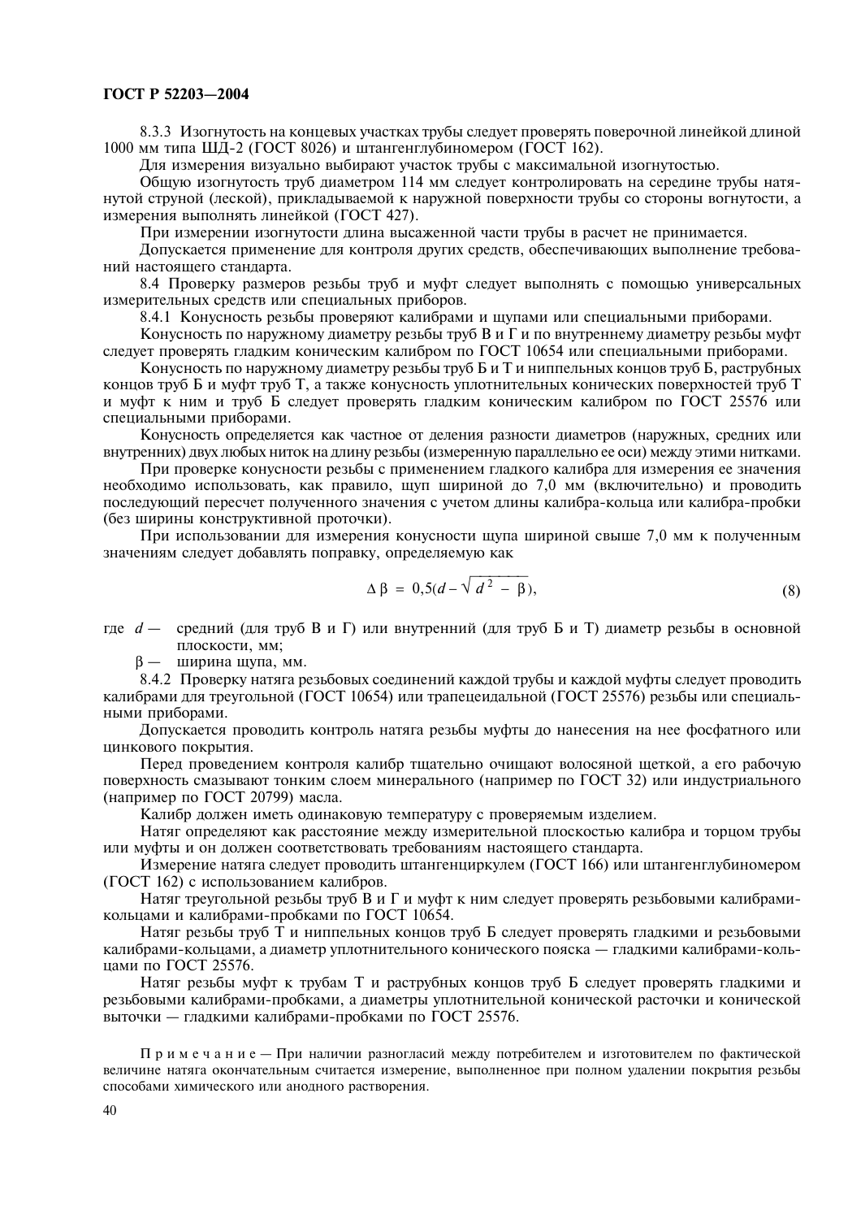8.3.3 Изогнутость на концевых участках трубы следует проверять поверочной линейкой длиной 1000 мм типа ШД-2 (ГОСТ 8026) и штангенглубиномером (ГОСТ 162).

Для измерения визуально выбирают участок трубы с максимальной изогнутостью.

Общую изогнутость труб диаметром 114 мм следует контролировать на середине трубы натянутой струной (леской), прикладываемой к наружной поверхности трубы со стороны вогнутости, а измерения выполнять линейкой (ГОСТ 427).

При измерении изогнутости длина высаженной части трубы в расчет не принимается.

Допускается применение для контроля других средств, обеспечивающих выполнение требований настоящего стандарта.

8.4 Проверку размеров резьбы труб и муфт следует выполнять с помощью универсальных измерительных средств или специальных приборов.

8.4.1 Конусность резьбы проверяют калибрами и щупами или специальными приборами.

Конусность по наружному диаметру резьбы труб В и Г и по внутреннему диаметру резьбы муфт следует проверять гладким коническим калибром по ГОСТ 10654 или специальными приборами.

Конусность по наружному диаметру резьбы труб Б и Т и ниппельных концов труб Б, раструбных концов труб Б и муфт труб Т, а также конусность уплотнительных конических поверхностей труб Т и муфт к ним и труб Б следует проверять гладким коническим калибром по ГОСТ 25576 или специальными приборами.

Конусность определяется как частное от деления разности диаметров (наружных, средних или внутренних) двух любых ниток на длину резьбы (измеренную параллельно ее оси) между этими нитками.

При проверке конусности резьбы с применением гладкого калибра для измерения ее значения необходимо использовать, как правило, щуп шириной до 7,0 мм (включительно) и проводить последующий пересчет полученного значения с учетом длины калибра-кольца или калибра-пробки (без ширины конструктивной проточки).

При использовании для измерения конусности щупа шириной свыше 7,0 мм к полученным значениям следует добавлять поправку, определяемую как

$$\Delta\beta = 0{,}5(d - \sqrt{d^2 - \beta}), \tag{8}$$

где $d$ — средний (для труб В и Г) или внутренний (для труб Б и Т) диаметр резьбы в основной плоскости, мм;

$\beta$ — ширина щупа, мм.

8.4.2 Проверку натяга резьбовых соединений каждой трубы и каждой муфты следует проводить калибрами для треугольной (ГОСТ 10654) или трапецеидальной (ГОСТ 25576) резьбы или специальными приборами.

Допускается проводить контроль натяга резьбы муфты до нанесения на нее фосфатного или цинкового покрытия.

Перед проведением контроля калибр тщательно очищают волосяной щеткой, а его рабочую поверхность смазывают тонким слоем минерального (например по ГОСТ 32) или индустриального (например по ГОСТ 20799) масла.

Калибр должен иметь одинаковую температуру с проверяемым изделием.

Натяг определяют как расстояние между измерительной плоскостью калибра и торцом трубы или муфты и он должен соответствовать требованиям настоящего стандарта.

Измерение натяга следует проводить штангенциркулем (ГОСТ 166) или штангенглубиномером (ГОСТ 162) с использованием калибров.

Натяг треугольной резьбы труб В и Г и муфт к ним следует проверять резьбовыми калибрами-кольцами и калибрами-пробками по ГОСТ 10654.

Натяг резьбы труб Т и ниппельных концов труб Б следует проверять гладкими и резьбовыми калибрами-кольцами, а диаметр уплотнительного конического пояска — гладкими калибрами-кольцами по ГОСТ 25576.

Натяг резьбы муфт к трубам Т и раструбных концов труб Б следует проверять гладкими и резьбовыми калибрами-пробками, а диаметры уплотнительной конической расточки и конической выточки — гладкими калибрами-пробками по ГОСТ 25576.

Примечание — При наличии разногласий между потребителем и изготовителем по фактической величине натяга окончательным считается измерение, выполненное при полном удалении покрытия резьбы способами химического или анодного растворения.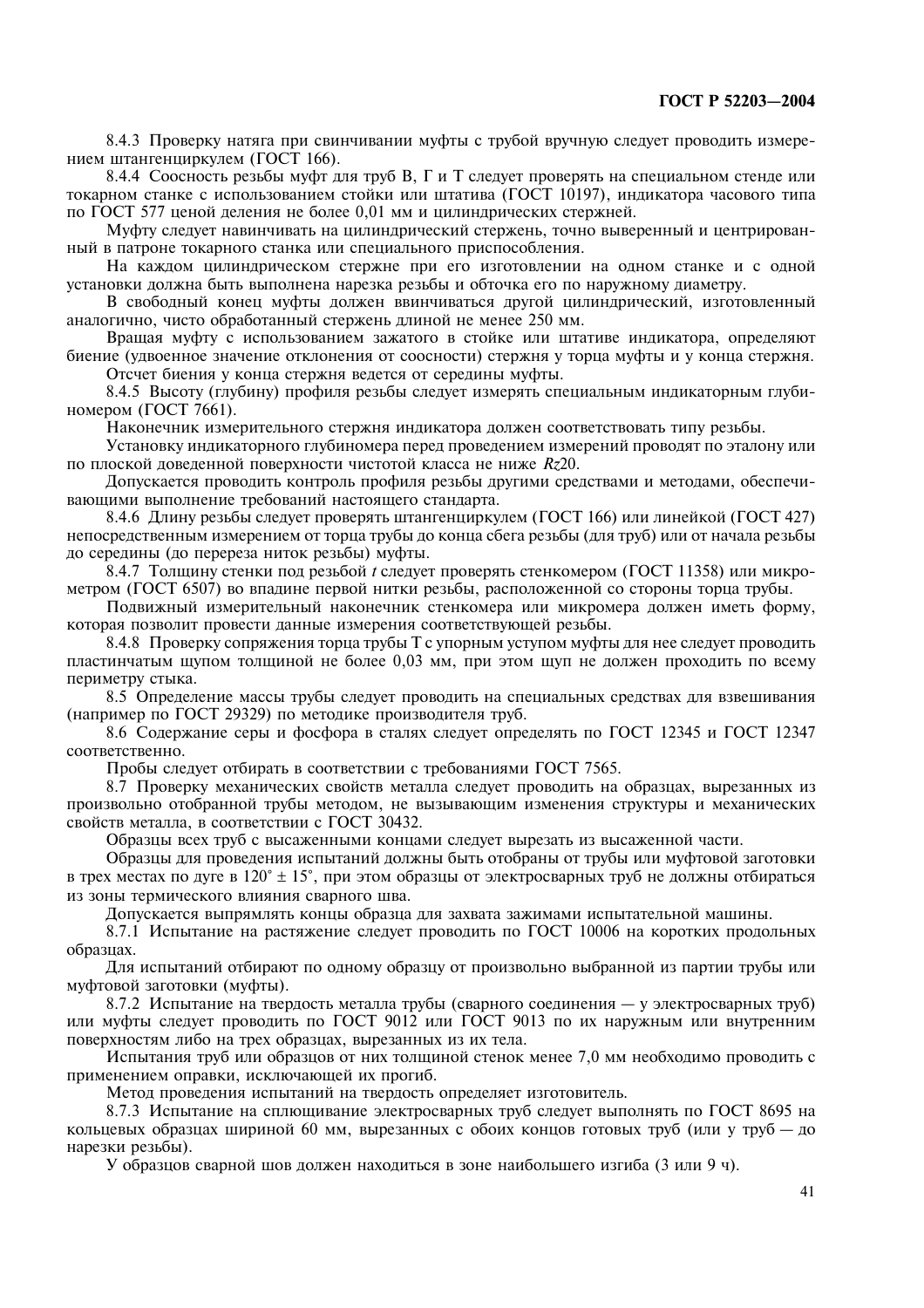8.4.3 Проверку натяга при свинчивании муфты с трубой вручную следует проводить измерением штангенциркулем (ГОСТ 166).

8.4.4 Соосность резьбы муфт для труб В, Г и Т следует проверять на специальном стенде или токарном станке с использованием стойки или штатива (ГОСТ 10197), индикатора часового типа по ГОСТ 577 ценой деления не более 0,01 мм и цилиндрических стержней.

Муфту следует навинчивать на цилиндрический стержень, точно выверенный и центрированный в патроне токарного станка или специального приспособления.

На каждом цилиндрическом стержне при его изготовлении на одном станке и с одной установки должна быть выполнена нарезка резьбы и обточка его по наружному диаметру.

В свободный конец муфты должен ввинчиваться другой цилиндрический, изготовленный аналогично, чисто обработанный стержень длиной не менее 250 мм.

Вращая муфту с использованием зажатого в стойке или штативе индикатора, определяют биение (удвоенное значение отклонения от соосности) стержня у торца муфты и у конца стержня.

Отсчет биения у конца стержня ведется от середины муфты.

8.4.5 Высоту (глубину) профиля резьбы следует измерять специальным индикаторным глубиномером (ГОСТ 7661).

Наконечник измерительного стержня индикатора должен соответствовать типу резьбы.

Установку индикаторного глубиномера перед проведением измерений проводят по эталону или по плоской доведенной поверхности чистотой класса не ниже *Rz*20.

Допускается проводить контроль профиля резьбы другими средствами и методами, обеспечивающими выполнение требований настоящего стандарта.

8.4.6 Длину резьбы следует проверять штангенциркулем (ГОСТ 166) или линейкой (ГОСТ 427) непосредственным измерением от торца трубы до конца сбега резьбы (для труб) или от начала резьбы до середины (до перереза ниток резьбы) муфты.

8.4.7 Толщину стенки под резьбой $t$ следует проверять стенкомером (ГОСТ 11358) или микрометром (ГОСТ 6507) во впадине первой нитки резьбы, расположенной со стороны торца трубы.

Подвижный измерительный наконечник стенкомера или микромера должен иметь форму, которая позволит провести данные измерения соответствующей резьбы.

8.4.8 Проверку сопряжения торца трубы Т с упорным уступом муфты для нее следует проводить пластинчатым щупом толщиной не более 0,03 мм, при этом щуп не должен проходить по всему периметру стыка.

8.5 Определение массы трубы следует проводить на специальных средствах для взвешивания (например по ГОСТ 29329) по методике производителя труб.

8.6 Содержание серы и фосфора в сталях следует определять по ГОСТ 12345 и ГОСТ 12347 соответственно.

Пробы следует отбирать в соответствии с требованиями ГОСТ 7565.

8.7 Проверку механических свойств металла следует проводить на образцах, вырезанных из произвольно отобранной трубы методом, не вызывающим изменения структуры и механических свойств металла, в соответствии с ГОСТ 30432.

Образцы всех труб с высаженными концами следует вырезать из высаженной части.

Образцы для проведения испытаний должны быть отобраны от трубы или муфтовой заготовки в трех местах по дуге в 120° ± 15°, при этом образцы от электросварных труб не должны отбираться из зоны термического влияния сварного шва.

Допускается выпрямлять концы образца для захвата зажимами испытательной машины.

8.7.1 Испытание на растяжение следует проводить по ГОСТ 10006 на коротких продольных образцах.

Для испытаний отбирают по одному образцу от произвольно выбранной из партии трубы или муфтовой заготовки (муфты).

8.7.2 Испытание на твердость металла трубы (сварного соединения — у электросварных труб) или муфты следует проводить по ГОСТ 9012 или ГОСТ 9013 по их наружным или внутренним поверхностям либо на трех образцах, вырезанных из их тела.

Испытания труб или образцов от них толщиной стенок менее 7,0 мм необходимо проводить с применением оправки, исключающей их прогиб.

Метод проведения испытаний на твердость определяет изготовитель.

8.7.3 Испытание на сплющивание электросварных труб следует выполнять по ГОСТ 8695 на кольцевых образцах шириной 60 мм, вырезанных с обоих концов готовых труб (или у труб — до нарезки резьбы).

У образцов сварной шов должен находиться в зоне наибольшего изгиба (3 или 9 ч).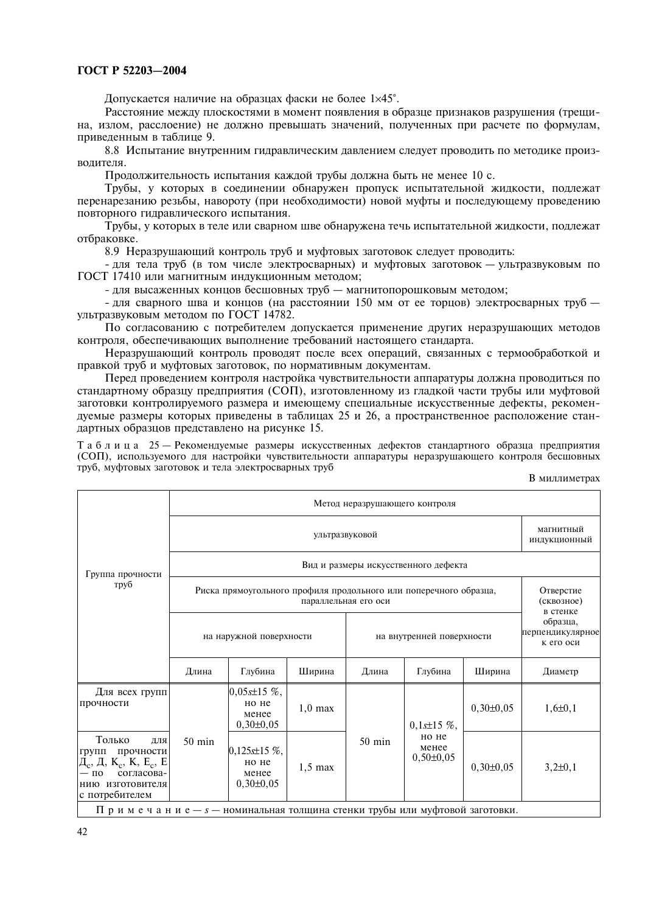Допускается наличие на образцах фаски не более 1×45°.

Расстояние между плоскостями в момент появления в образце признаков разрушения (трещина, излом, расслоение) не должно превышать значений, полученных при расчете по формулам, приведенным в таблице 9.

8.8 Испытание внутренним гидравлическим давлением следует проводить по методике производителя.

Продолжительность испытания каждой трубы должна быть не менее 10 с.

Трубы, у которых в соединении обнаружен пропуск испытательной жидкости, подлежат перенарезанию резьбы, навороту (при необходимости) новой муфты и последующему проведению повторного гидравлического испытания.

Трубы, у которых в теле или сварном шве обнаружена течь испытательной жидкости, подлежат отбраковке.

8.9 Неразрушающий контроль труб и муфтовых заготовок следует проводить:

- для тела труб (в том числе электросварных) и муфтовых заготовок — ультразвуковым по ГОСТ 17410 или магнитным индукционным методом;
- для высаженных концов бесшовных труб — магнитопорошковым методом;
- для сварного шва и концов (на расстоянии 150 мм от ее торцов) электросварных труб — ультразвуковым методом по ГОСТ 14782.

По согласованию с потребителем допускается применение других неразрушающих методов контроля, обеспечивающих выполнение требований настоящего стандарта.

Неразрушающий контроль проводят после всех операций, связанных с термообработкой и правкой труб и муфтовых заготовок, по нормативным документам.

Перед проведением контроля настройка чувствительности аппаратуры должна проводиться по стандартному образцу предприятия (СОП), изготовленному из гладкой части трубы или муфтовой заготовки контролируемого размера и имеющему специальные искусственные дефекты, рекомендуемые размеры которых приведены в таблицах 25 и 26, а пространственное расположение стандартных образцов представлено на рисунке 15.

Таблица 25 — Рекомендуемые размеры искусственных дефектов стандартного образца предприятия (СОП), используемого для настройки чувствительности аппаратуры неразрушающего контроля бесшовных труб, муфтовых заготовок и тела электросварных труб

В миллиметрах

| Группа прочности труб | Метод неразрушающего контроля | | | | | | |
|---|---|---|---|---|---|---|---|
| | ультразвуковой | | | | | | магнитный индукционный |
| | Вид и размеры искусственного дефекта | | | | | | |
| | Риска прямоугольного профиля продольного или поперечного образца, параллельная его оси | | | | | | Отверстие (сквозное) в стенке образца, перпендикулярное к его оси |
| | на наружной поверхности | | | на внутренней поверхности | | | |
| | Длина | Глубина | Ширина | Длина | Глубина | Ширина | Диаметр |
| Для всех групп прочности | 50 min | $0,05s\pm15$ %, но не менее $0,30\pm0,05$ | 1,0 max | 50 min | $0,1s\pm15$ %, но не менее $0,50\pm0,05$ | $0,30\pm0,05$ | $1,6\pm0,1$ |
| Только для групп прочности $Д_с$, Д, $К_с$, К, $Е_с$, Е — по согласованию изготовителя с потребителем | | $0,125s\pm15$ %, но не менее $0,30\pm0,05$ | 1,5 max | | | $0,30\pm0,05$ | $3,2\pm0,1$ |

Примечание — $s$ — номинальная толщина стенки трубы или муфтовой заготовки.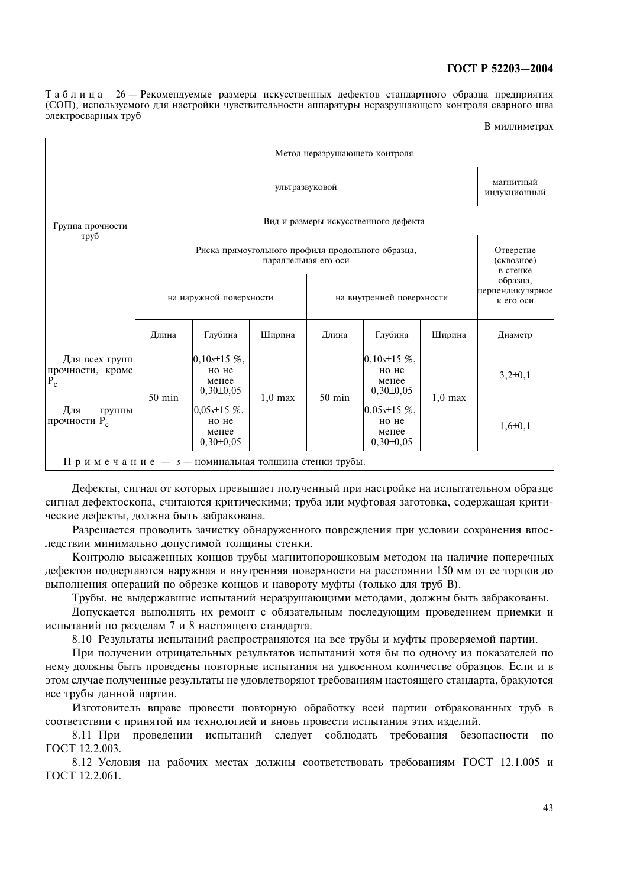Таблица 26 — Рекомендуемые размеры искусственных дефектов стандартного образца предприятия (СОП), используемого для настройки чувствительности аппаратуры неразрушающего контроля сварного шва электросварных труб

В миллиметрах

| Группа прочности труб | Метод неразрушающего контроля | | | | | | |
|---|---|---|---|---|---|---|---|
| | ультразвуковой | | | | | | магнитный индукционный |
| | Вид и размеры искусственного дефекта | | | | | | |
| | Риска прямоугольного профиля продольного образца, параллельная его оси | | | | | | Отверстие (сквозное) в стенке образца, перпендикулярное к его оси |
| | на наружной поверхности | | | на внутренней поверхности | | | |
| | Длина | Глубина | Ширина | Длина | Глубина | Ширина | Диаметр |
| Для всех групп прочности, кроме $Р_с$ | 50 min | $0{,}10s \pm 15$ %, но не менее $0{,}30 \pm 0{,}05$ | 1,0 max | 50 min | $0{,}10s \pm 15$ %, но не менее $0{,}30 \pm 0{,}05$ | 1,0 max | $3{,}2 \pm 0{,}1$ |
| Для группы прочности $Р_с$ | | $0{,}05s \pm 15$ %, но не менее $0{,}30 \pm 0{,}05$ | | | $0{,}05s \pm 15$ %, но не менее $0{,}30 \pm 0{,}05$ | | $1{,}6 \pm 0{,}1$ |

Примечание — $s$ — номинальная толщина стенки трубы.

Дефекты, сигнал от которых превышает полученный при настройке на испытательном образце сигнал дефектоскопа, считаются критическими; труба или муфтовая заготовка, содержащая критические дефекты, должна быть забракована.

Разрешается проводить зачистку обнаруженного повреждения при условии сохранения впоследствии минимально допустимой толщины стенки.

Контролю высаженных концов трубы магнитопорошковым методом на наличие поперечных дефектов подвергаются наружная и внутренняя поверхности на расстоянии 150 мм от ее торцов до выполнения операций по обрезке концов и навороту муфты (только для труб В).

Трубы, не выдержавшие испытаний неразрушающими методами, должны быть забракованы.

Допускается выполнять их ремонт с обязательным последующим проведением приемки и испытаний по разделам 7 и 8 настоящего стандарта.

8.10 Результаты испытаний распространяются на все трубы и муфты проверяемой партии.

При получении отрицательных результатов испытаний хотя бы по одному из показателей по нему должны быть проведены повторные испытания на удвоенном количестве образцов. Если и в этом случае полученные результаты не удовлетворяют требованиям настоящего стандарта, бракуются все трубы данной партии.

Изготовитель вправе провести повторную обработку всей партии отбракованных труб в соответствии с принятой им технологией и вновь провести испытания этих изделий.

8.11 При проведении испытаний следует соблюдать требования безопасности по ГОСТ 12.2.003.

8.12 Условия на рабочих местах должны соответствовать требованиям ГОСТ 12.1.005 и ГОСТ 12.2.061.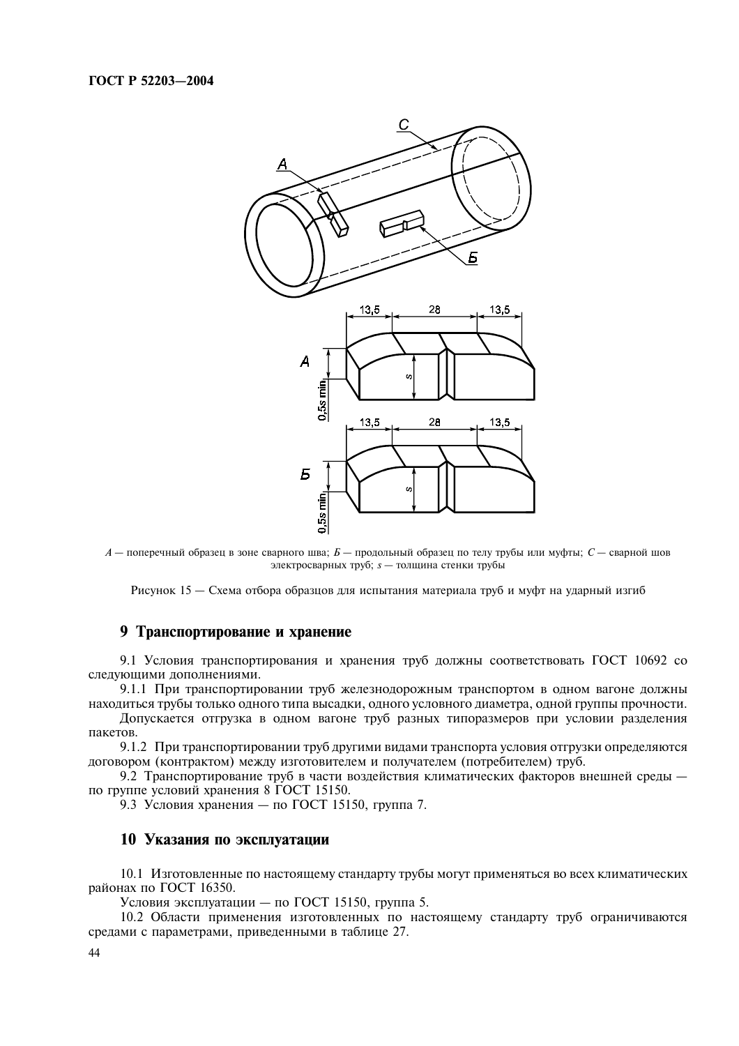*А* — поперечный образец в зоне сварного шва; *Б* — продольный образец по телу трубы или муфты; *С* — сварной шов электросварных труб; *s* — толщина стенки трубы

Рисунок 15 — Схема отбора образцов для испытания материала труб и муфт на ударный изгиб

## 9 Транспортирование и хранение

9.1 Условия транспортирования и хранения труб должны соответствовать ГОСТ 10692 со следующими дополнениями.

9.1.1 При транспортировании труб железнодорожным транспортом в одном вагоне должны находиться трубы только одного типа высадки, одного условного диаметра, одной группы прочности.

Допускается отгрузка в одном вагоне труб разных типоразмеров при условии разделения пакетов.

9.1.2 При транспортировании труб другими видами транспорта условия отгрузки определяются договором (контрактом) между изготовителем и получателем (потребителем) труб.

9.2 Транспортирование труб в части воздействия климатических факторов внешней среды — по группе условий хранения 8 ГОСТ 15150.

9.3 Условия хранения — по ГОСТ 15150, группа 7.

## 10 Указания по эксплуатации

10.1 Изготовленные по настоящему стандарту трубы могут применяться во всех климатических районах по ГОСТ 16350.

Условия эксплуатации — по ГОСТ 15150, группа 5.

10.2 Области применения изготовленных по настоящему стандарту труб ограничиваются средами с параметрами, приведенными в таблице 27.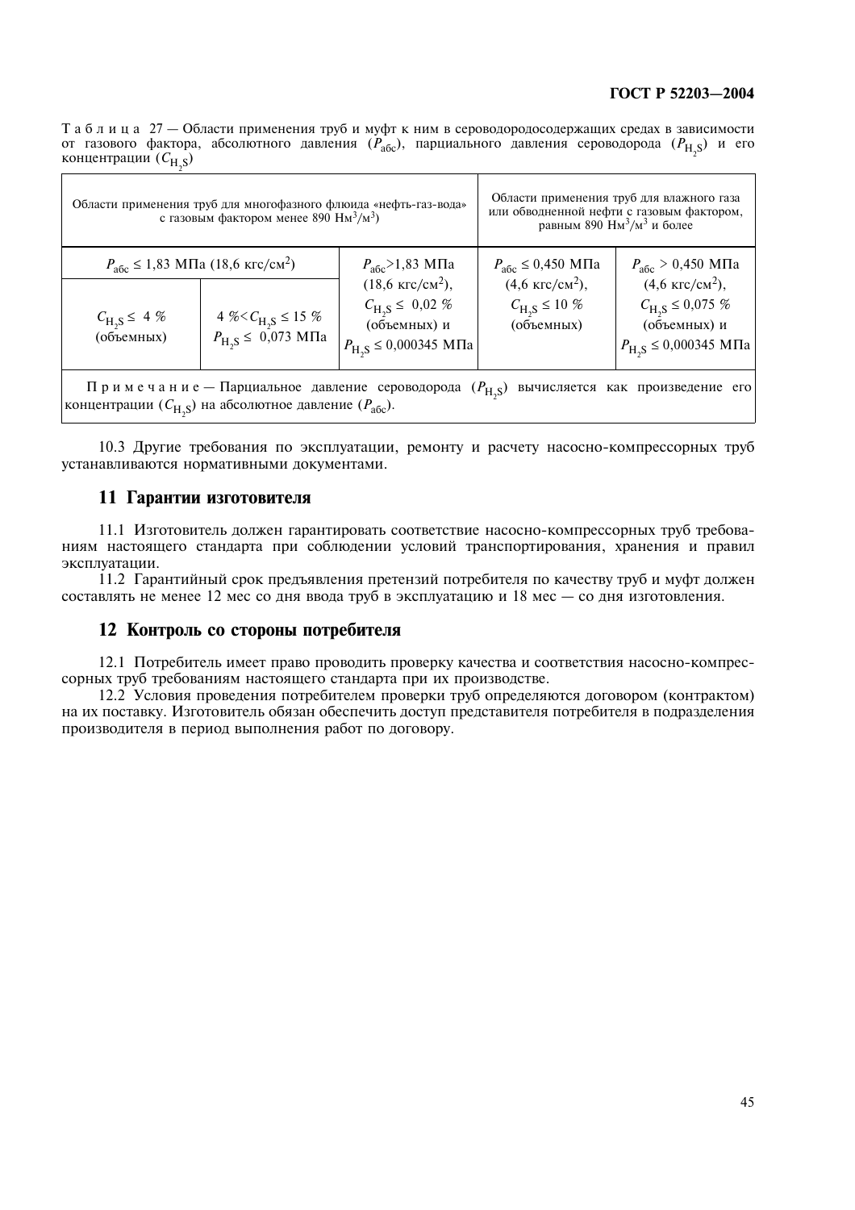Т а б л и ц а 27 — Области применения труб и муфт к ним в сероводородосодержащих средах в зависимости от газового фактора, абсолютного давления ($P_{абс}$), парциального давления сероводорода ($P_{H_2S}$) и его концентрации ($C_{H_2S}$)

| Области применения труб для многофазного флюида «нефть-газ-вода» с газовым фактором менее 890 Нм$^3$/м$^3$) | | | Области применения труб для влажного газа или обводненной нефти с газовым фактором, равным 890 Нм$^3$/м$^3$ и более | |
|---|---|---|---|---|
| $P_{абс} \leq 1{,}83$ МПа (18,6 кгс/см$^2$) | | $P_{абс} > 1{,}83$ МПа (18,6 кгс/см$^2$), $C_{H_2S} \leq 0{,}02$ % (объемных) и $P_{H_2S} \leq 0{,}000345$ МПа | $P_{абс} \leq 0{,}450$ МПа (4,6 кгс/см$^2$), $C_{H_2S} \leq 10$ % (объемных) | $P_{абс} > 0{,}450$ МПа (4,6 кгс/см$^2$), $C_{H_2S} \leq 0{,}075$ % (объемных) и $P_{H_2S} \leq 0{,}000345$ МПа |
| $C_{H_2S} \leq 4$ % (объемных) | 4 % $< C_{H_2S} \leq 15$ % $P_{H_2S} \leq 0{,}073$ МПа | | | |

П р и м е ч а н и е — Парциальное давление сероводорода ($P_{H_2S}$) вычисляется как произведение его концентрации ($C_{H_2S}$) на абсолютное давление ($P_{абс}$).

10.3 Другие требования по эксплуатации, ремонту и расчету насосно-компрессорных труб устанавливаются нормативными документами.

## 11 Гарантии изготовителя

11.1 Изготовитель должен гарантировать соответствие насосно-компрессорных труб требованиям настоящего стандарта при соблюдении условий транспортирования, хранения и правил эксплуатации.

11.2 Гарантийный срок предъявления претензий потребителя по качеству труб и муфт должен составлять не менее 12 мес со дня ввода труб в эксплуатацию и 18 мес — со дня изготовления.

## 12 Контроль со стороны потребителя

12.1 Потребитель имеет право проводить проверку качества и соответствия насосно-компрессорных труб требованиям настоящего стандарта при их производстве.

12.2 Условия проведения потребителем проверки труб определяются договором (контрактом) на их поставку. Изготовитель обязан обеспечить доступ представителя потребителя в подразделения производителя в период выполнения работ по договору.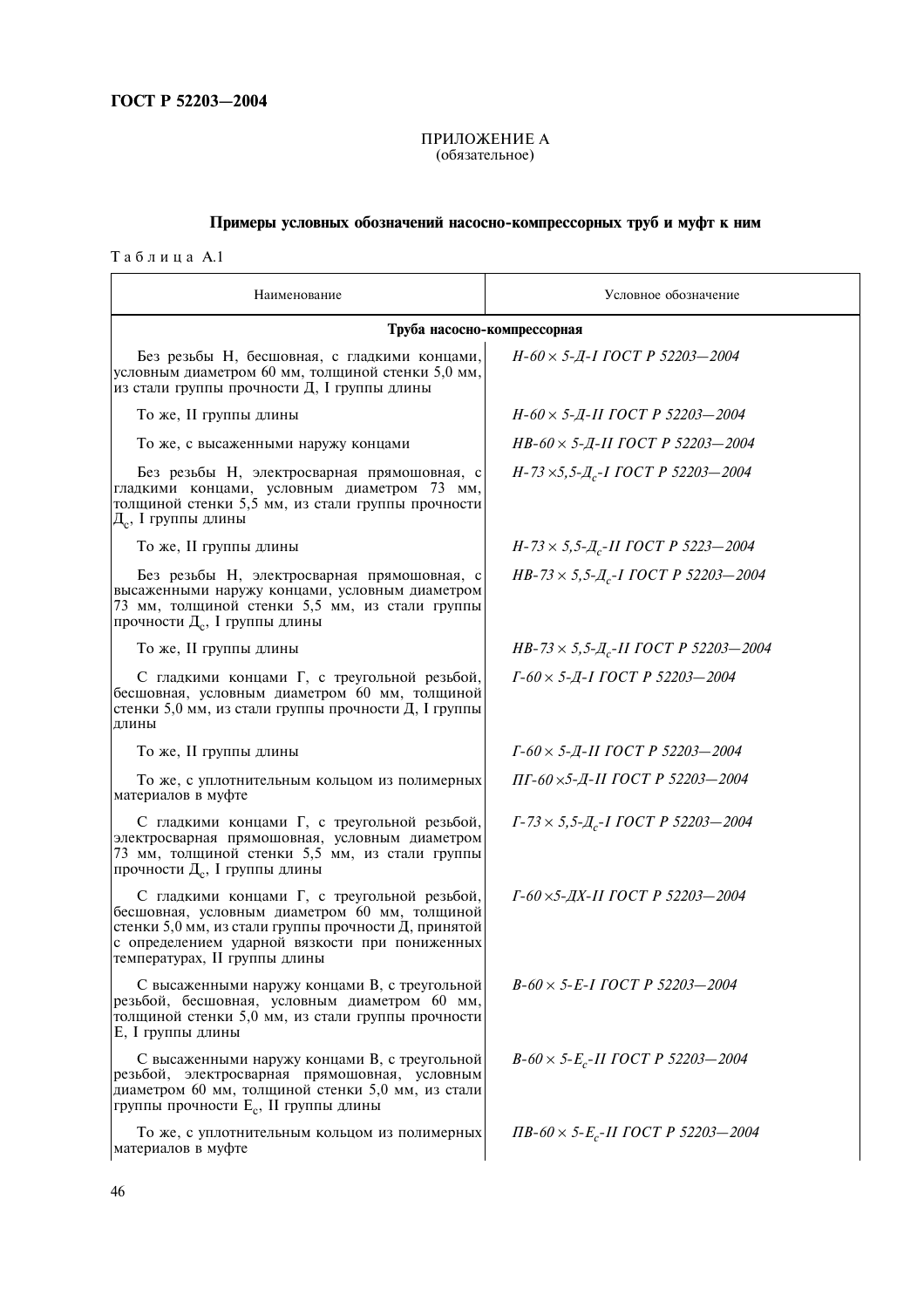## ПРИЛОЖЕНИЕ А
(обязательное)

### Примеры условных обозначений насосно-компрессорных труб и муфт к ним

Таблица А.1

| Наименование | Условное обозначение |
|---|---|
| **Труба насосно-компрессорная** | |
| Без резьбы Н, бесшовная, с гладкими концами, условным диаметром 60 мм, толщиной стенки 5,0 мм, из стали группы прочности Д, I группы длины | *Н-60 × 5-Д-I ГОСТ Р 52203—2004* |
| То же, II группы длины | *Н-60 × 5-Д-II ГОСТ Р 52203—2004* |
| То же, с высаженными наружу концами | *НВ-60 × 5-Д-II ГОСТ Р 52203—2004* |
| Без резьбы Н, электросварная прямошовная, с гладкими концами, условным диаметром 73 мм, толщиной стенки 5,5 мм, из стали группы прочности $Д_с$, I группы длины | *Н-73 ×5,5-$Д_с$-I ГОСТ Р 52203—2004* |
| То же, II группы длины | *Н-73 × 5,5-$Д_с$-II ГОСТ Р 5223—2004* |
| Без резьбы Н, электросварная прямошовная, с высаженными наружу концами, условным диаметром 73 мм, толщиной стенки 5,5 мм, из стали группы прочности $Д_с$, I группы длины | *НВ-73 × 5,5-$Д_с$-I ГОСТ Р 52203—2004* |
| То же, II группы длины | *НВ-73 × 5,5-$Д_с$-II ГОСТ Р 52203—2004* |
| С гладкими концами Г, с треугольной резьбой, бесшовная, условным диаметром 60 мм, толщиной стенки 5,0 мм, из стали группы прочности Д, I группы длины | *Г-60 × 5-Д-I ГОСТ Р 52203—2004* |
| То же, II группы длины | *Г-60 × 5-Д-II ГОСТ Р 52203—2004* |
| То же, с уплотнительным кольцом из полимерных материалов в муфте | *ПГ-60 ×5-Д-II ГОСТ Р 52203—2004* |
| С гладкими концами Г, с треугольной резьбой, электросварная прямошовная, условным диаметром 73 мм, толщиной стенки 5,5 мм, из стали группы прочности $Д_с$, I группы длины | *Г-73 × 5,5-$Д_с$-I ГОСТ Р 52203—2004* |
| С гладкими концами Г, с треугольной резьбой, бесшовная, условным диаметром 60 мм, толщиной стенки 5,0 мм, из стали группы прочности Д, принятой с определением ударной вязкости при пониженных температурах, II группы длины | *Г-60 ×5-ДХ-II ГОСТ Р 52203—2004* |
| С высаженными наружу концами В, с треугольной резьбой, бесшовная, условным диаметром 60 мм, толщиной стенки 5,0 мм, из стали группы прочности Е, I группы длины | *В-60 × 5-Е-I ГОСТ Р 52203—2004* |
| С высаженными наружу концами В, с треугольной резьбой, электросварная прямошовная, условным диаметром 60 мм, толщиной стенки 5,0 мм, из стали группы прочности $Е_с$, II группы длины | *В-60 × 5-$Е_с$-II ГОСТ Р 52203—2004* |
| То же, с уплотнительным кольцом из полимерных материалов в муфте | *ПВ-60 × 5-$Е_с$-II ГОСТ Р 52203—2004* |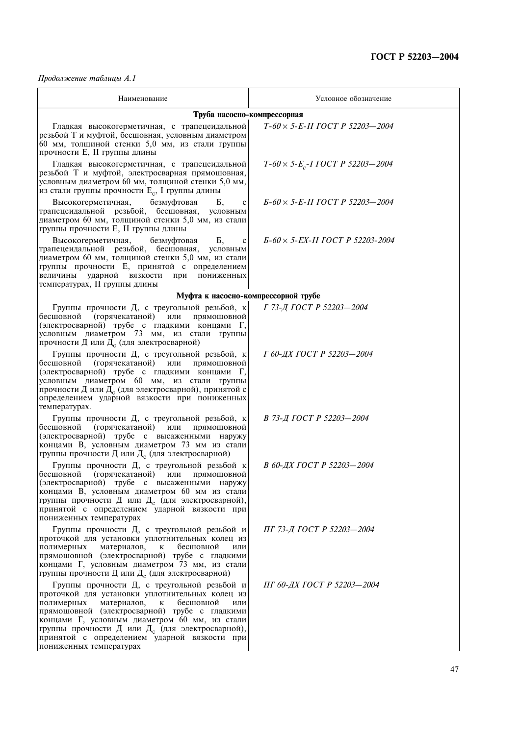*Продолжение таблицы А.1*

| Наименование | Условное обозначение |
|---|---|
| **Труба насосно-компрессорная** | |
| Гладкая высокогерметичная, с трапецеидальной резьбой Т и муфтой, бесшовная, условным диаметром 60 мм, толщиной стенки 5,0 мм, из стали группы прочности Е, II группы длины | *Т-60 × 5-Е-II ГОСТ Р 52203—2004* |
| Гладкая высокогерметичная, с трапецеидальной резьбой Т и муфтой, электросварная прямошовная, условным диаметром 60 мм, толщиной стенки 5,0 мм, из стали группы прочности $Е_с$, I группы длины | *Т-60 × 5-$Е_с$-I ГОСТ Р 52203—2004* |
| Высокогерметичная, безмуфтовая Б, с трапецеидальной резьбой, бесшовная, условным диаметром 60 мм, толщиной стенки 5,0 мм, из стали группы прочности Е, II группы длины | *Б-60 × 5-Е-II ГОСТ Р 52203—2004* |
| Высокогерметичная, безмуфтовая Б, с трапецеидальной резьбой, бесшовная, условным диаметром 60 мм, толщиной стенки 5,0 мм, из стали группы прочности Е, принятой с определением величины ударной вязкости при пониженных температурах, II группы длины | *Б-60 × 5-ЕХ-II ГОСТ Р 52203-2004* |
| **Муфта к насосно-компрессорной трубе** | |
| Группы прочности Д, с треугольной резьбой, к бесшовной (горячекатаной) или прямошовной (электросварной) трубе с гладкими концами Г, условным диаметром 73 мм, из стали группы прочности Д или $Д_с$ (для электросварной) | *Г 73-Д ГОСТ Р 52203—2004* |
| Группы прочности Д, с треугольной резьбой, к бесшовной (горячекатаной) или прямошовной (электросварной) трубе с гладкими концами Г, условным диаметром 60 мм, из стали группы прочности Д или $Д_с$ (для электросварной), принятой с определением ударной вязкости при пониженных температурах. | *Г 60-ДХ ГОСТ Р 52203—2004* |
| Группы прочности Д, с треугольной резьбой, к бесшовной (горячекатаной) или прямошовной (электросварной) трубе с высаженными наружу концами В, условным диаметром 73 мм из стали группы прочности Д или $Д_с$ (для электросварной) | *В 73-Д ГОСТ Р 52203—2004* |
| Группы прочности Д, с треугольной резьбой к бесшовной (горячекатаной) или прямошовной (электросварной) трубе с высаженными наружу концами В, условным диаметром 60 мм из стали группы прочности Д или $Д_с$ (для электросварной), принятой с определением ударной вязкости при пониженных температурах | *В 60-ДХ ГОСТ Р 52203—2004* |
| Группы прочности Д, с треугольной резьбой и проточкой для установки уплотнительных колец из полимерных материалов, к бесшовной или прямошовной (электросварной) трубе с гладкими концами Г, условным диаметром 73 мм, из стали группы прочности Д или $Д_с$ (для электросварной) | *ПГ 73-Д ГОСТ Р 52203—2004* |
| Группы прочности Д, с треугольной резьбой и проточкой для установки уплотнительных колец из полимерных материалов, к бесшовной или прямошовной (электросварной) трубе с гладкими концами Г, условным диаметром 60 мм, из стали группы прочности Д или $Д_с$ (для электросварной), принятой с определением ударной вязкости при пониженных температурах | *ПГ 60-ДХ ГОСТ Р 52203—2004* |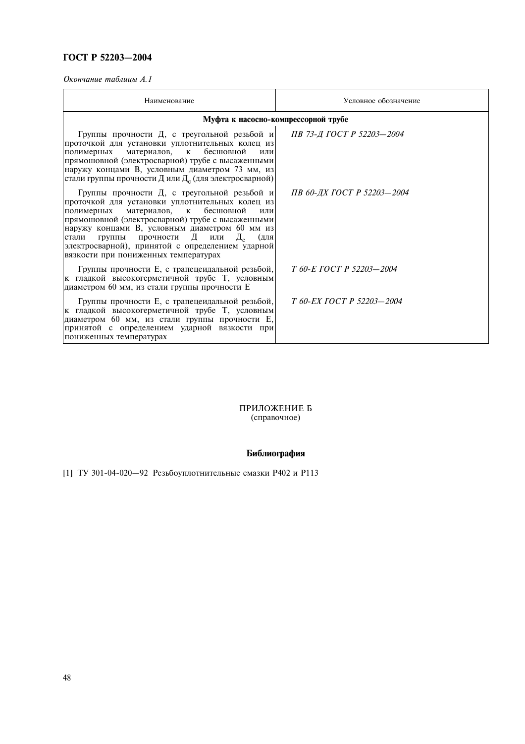*Окончание таблицы А.1*

| Наименование | Условное обозначение |
|---|---|
| **Муфта к насосно-компрессорной трубе** | |
| Группы прочности Д, с треугольной резьбой и проточкой для установки уплотнительных колец из полимерных материалов, к бесшовной или прямошовной (электросварной) трубе с высаженными наружу концами В, условным диаметром 73 мм, из стали группы прочности Д или $Д_с$ (для электросварной) | *ПВ 73-Д ГОСТ Р 52203—2004* |
| Группы прочности Д, с треугольной резьбой и проточкой для установки уплотнительных колец из полимерных материалов, к бесшовной или прямошовной (электросварной) трубе с высаженными наружу концами В, условным диаметром 60 мм из стали группы прочности Д или $Д_с$ (для электросварной), принятой с определением ударной вязкости при пониженных температурах | *ПВ 60-ДХ ГОСТ Р 52203—2004* |
| Группы прочности Е, с трапецеидальной резьбой, к гладкой высокогерметичной трубе Т, условным диаметром 60 мм, из стали группы прочности Е | *Т 60-Е ГОСТ Р 52203—2004* |
| Группы прочности Е, с трапецеидальной резьбой, к гладкой высокогерметичной трубе Т, условным диаметром 60 мм, из стали группы прочности Е, принятой с определением ударной вязкости при пониженных температурах | *Т 60-ЕХ ГОСТ Р 52203—2004* |

ПРИЛОЖЕНИЕ Б
(справочное)

## Библиография

[1] ТУ 301-04-020—92 Резьбоуплотнительные смазки Р402 и Р113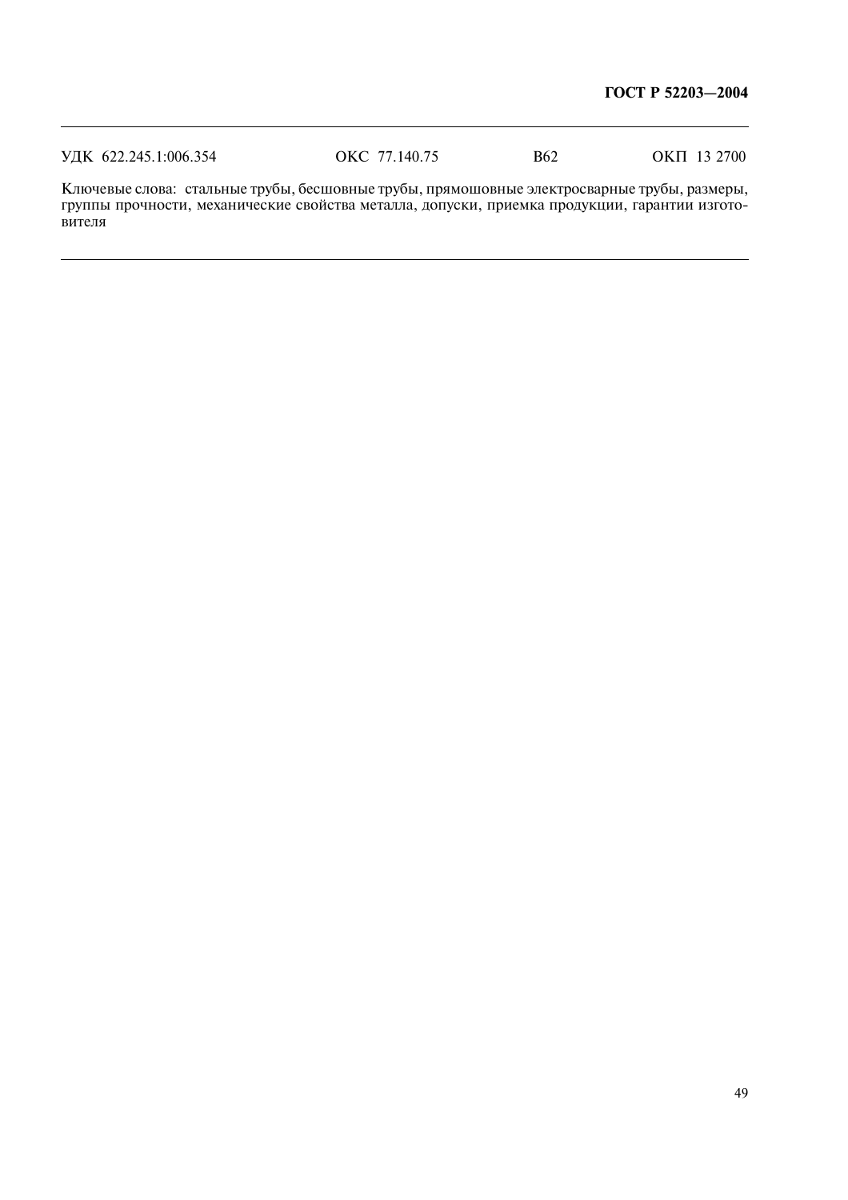УДК 622.245.1:006.354 ОКС 77.140.75 В62 ОКП 13 2700

Ключевые слова: стальные трубы, бесшовные трубы, прямошовные электросварные трубы, размеры, группы прочности, механические свойства металла, допуски, приемка продукции, гарантии изготовителя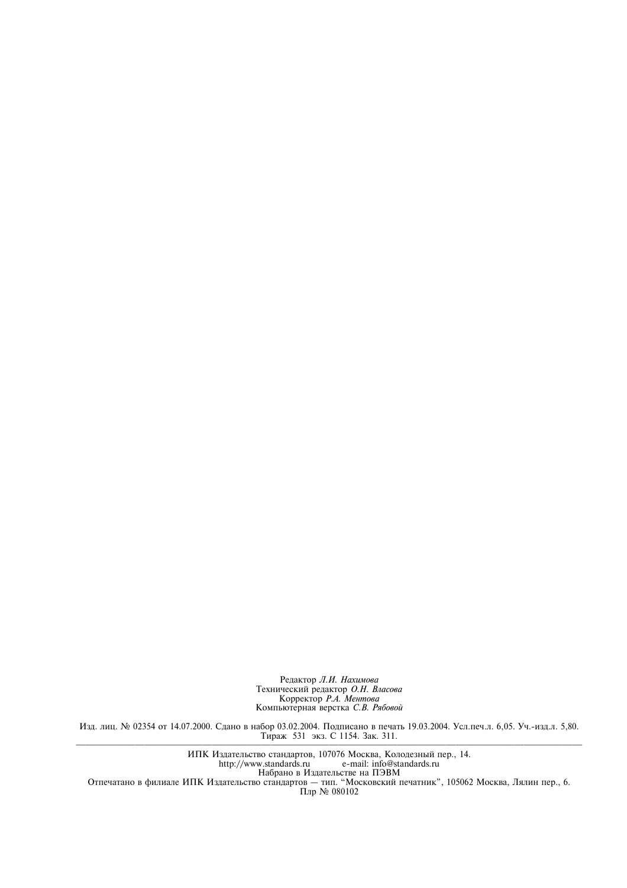Редактор *Л.И. Нахимова*
Технический редактор *О.Н. Власова*
Корректор *Р.А. Ментова*
Компьютерная верстка *С.В. Рябовой*

Изд. лиц. № 02354 от 14.07.2000. Сдано в набор 03.02.2004. Подписано в печать 19.03.2004. Усл.печ.л. 6,05. Уч.-изд.л. 5,80.
Тираж 531 экз. С 1154. Зак. 311.

---

ИПК Издательство стандартов, 107076 Москва, Колодезный пер., 14.
http://www.standards.ru e-mail: info@standards.ru
Набрано в Издательстве на ПЭВМ
Отпечатано в филиале ИПК Издательство стандартов — тип. "Московский печатник", 105062 Москва, Лялин пер., 6.
Плр № 080102